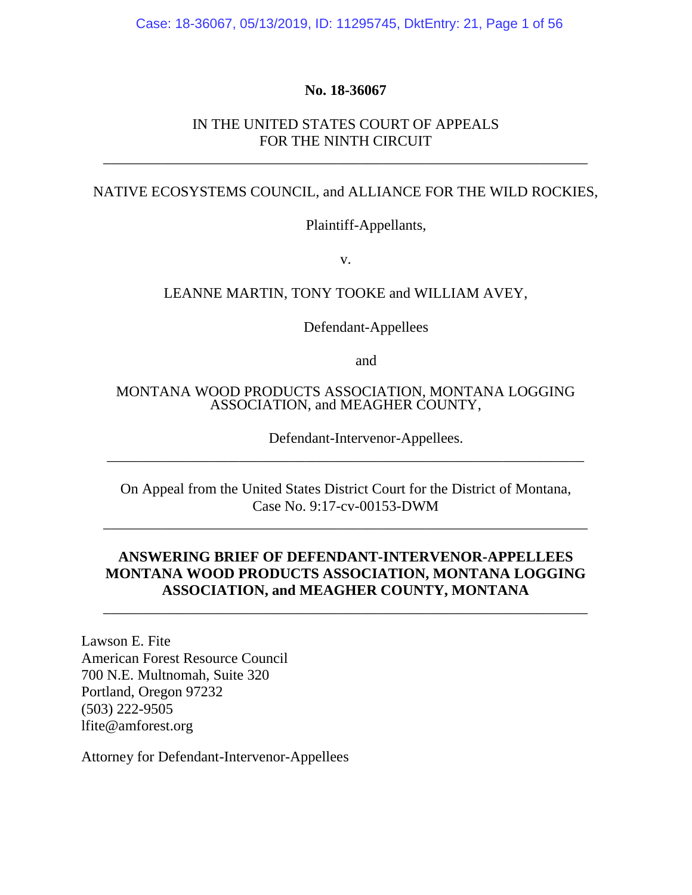**No. 18-36067**

IN THE UNITED STATES COURT OF APPEALS
FOR THE NINTH CIRCUIT

---

NATIVE ECOSYSTEMS COUNCIL, and ALLIANCE FOR THE WILD ROCKIES,

Plaintiff-Appellants,

v.

LEANNE MARTIN, TONY TOOKE and WILLIAM AVEY,

Defendant-Appellees

and

MONTANA WOOD PRODUCTS ASSOCIATION, MONTANA LOGGING ASSOCIATION, and MEAGHER COUNTY,

Defendant-Intervenor-Appellees.

---

On Appeal from the United States District Court for the District of Montana,
Case No. 9:17-cv-00153-DWM

---

**ANSWERING BRIEF OF DEFENDANT-INTERVENOR-APPELLEES MONTANA WOOD PRODUCTS ASSOCIATION, MONTANA LOGGING ASSOCIATION, and MEAGHER COUNTY, MONTANA**

---

Lawson E. Fite
American Forest Resource Council
700 N.E. Multnomah, Suite 320
Portland, Oregon 97232
(503) 222-9505
lfite@amforest.org

Attorney for Defendant-Intervenor-Appellees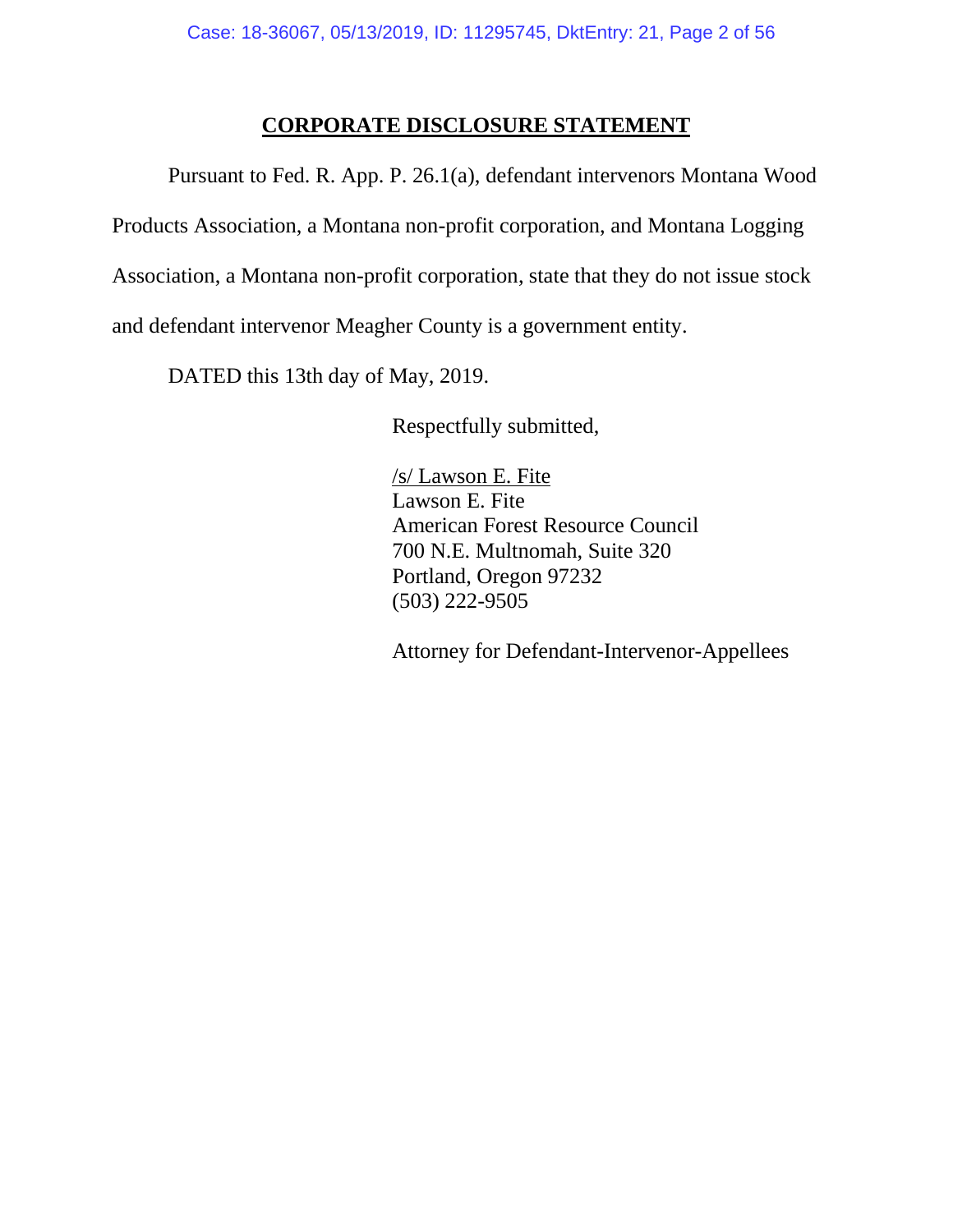## **CORPORATE DISCLOSURE STATEMENT**

Pursuant to Fed. R. App. P. 26.1(a), defendant intervenors Montana Wood Products Association, a Montana non-profit corporation, and Montana Logging Association, a Montana non-profit corporation, state that they do not issue stock and defendant intervenor Meagher County is a government entity.

DATED this 13th day of May, 2019.

Respectfully submitted,

/s/ Lawson E. Fite
Lawson E. Fite
American Forest Resource Council
700 N.E. Multnomah, Suite 320
Portland, Oregon 97232
(503) 222-9505

Attorney for Defendant-Intervenor-Appellees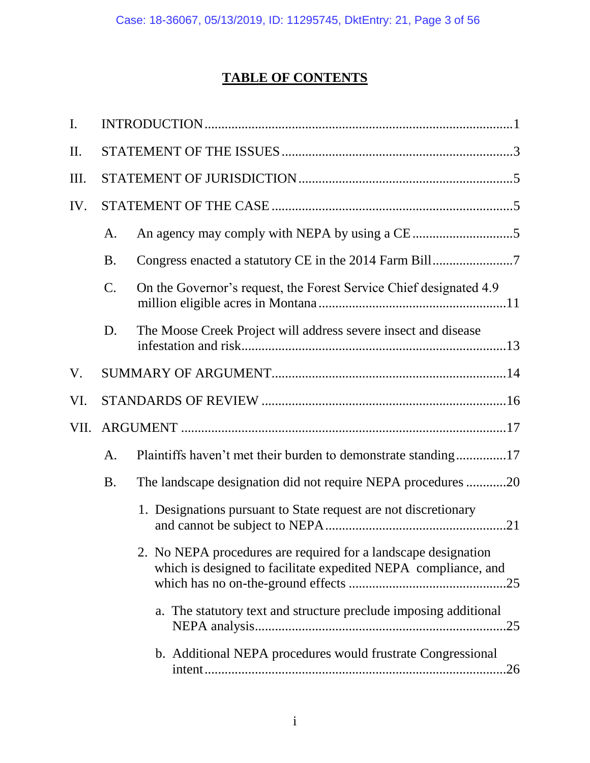# TABLE OF CONTENTS

I. INTRODUCTION .......... 1

II. STATEMENT OF THE ISSUES .......... 3

III. STATEMENT OF JURISDICTION .......... 5

IV. STATEMENT OF THE CASE .......... 5

- A. An agency may comply with NEPA by using a CE .......... 5
- B. Congress enacted a statutory CE in the 2014 Farm Bill .......... 7
- C. On the Governor's request, the Forest Service Chief designated 4.9 million eligible acres in Montana .......... 11
- D. The Moose Creek Project will address severe insect and disease infestation and risk .......... 13

V. SUMMARY OF ARGUMENT .......... 14

VI. STANDARDS OF REVIEW .......... 16

VII. ARGUMENT .......... 17

- A. Plaintiffs haven't met their burden to demonstrate standing .......... 17
- B. The landscape designation did not require NEPA procedures .......... 20
  1. Designations pursuant to State request are not discretionary and cannot be subject to NEPA .......... 21
  2. No NEPA procedures are required for a landscape designation which is designed to facilitate expedited NEPA compliance, and which has no on-the-ground effects .......... 25
     - a. The statutory text and structure preclude imposing additional NEPA analysis .......... 25
     - b. Additional NEPA procedures would frustrate Congressional intent .......... 26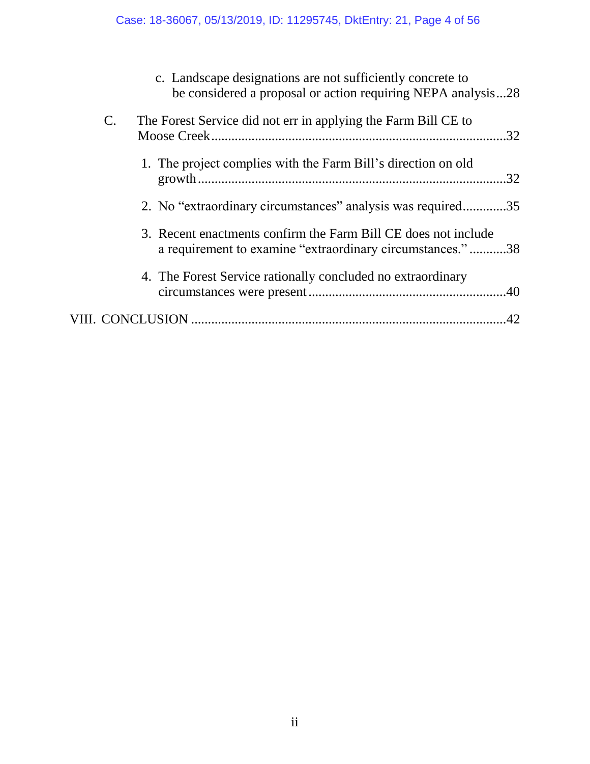c. Landscape designations are not sufficiently concrete to be considered a proposal or action requiring NEPA analysis...28

C. The Forest Service did not err in applying the Farm Bill CE to Moose Creek.......................................................................................32

1. The project complies with the Farm Bill's direction on old growth.........................................................................................32

2. No "extraordinary circumstances" analysis was required............35

3. Recent enactments confirm the Farm Bill CE does not include a requirement to examine "extraordinary circumstances." ...........38

4. The Forest Service rationally concluded no extraordinary circumstances were present..........................................................40

VIII. CONCLUSION ............................................................................................42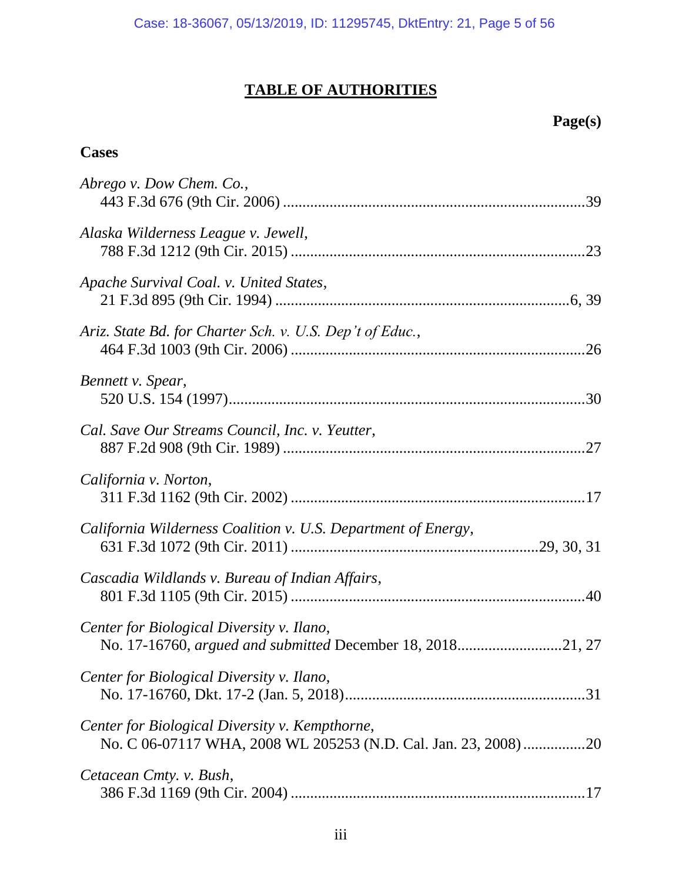# TABLE OF AUTHORITIES

**Page(s)**

## Cases

*Abrego v. Dow Chem. Co.*,
443 F.3d 676 (9th Cir. 2006) ....................................................................39

*Alaska Wilderness League v. Jewell*,
788 F.3d 1212 (9th Cir. 2015) ..................................................................23

*Apache Survival Coal. v. United States*,
21 F.3d 895 (9th Cir. 1994) ..................................................................6, 39

*Ariz. State Bd. for Charter Sch. v. U.S. Dep't of Educ.*,
464 F.3d 1003 (9th Cir. 2006) ..................................................................26

*Bennett v. Spear*,
520 U.S. 154 (1997)..................................................................................30

*Cal. Save Our Streams Council, Inc. v. Yeutter*,
887 F.2d 908 (9th Cir. 1989) ....................................................................27

*California v. Norton*,
311 F.3d 1162 (9th Cir. 2002) ..................................................................17

*California Wilderness Coalition v. U.S. Department of Energy*,
631 F.3d 1072 (9th Cir. 2011) ..................................................29, 30, 31

*Cascadia Wildlands v. Bureau of Indian Affairs*,
801 F.3d 1105 (9th Cir. 2015) ..................................................................40

*Center for Biological Diversity v. Ilano*,
No. 17-16760, *argued and submitted* December 18, 2018...........................21, 27

*Center for Biological Diversity v. Ilano*,
No. 17-16760, Dkt. 17-2 (Jan. 5, 2018)......................................................31

*Center for Biological Diversity v. Kempthorne*,
No. C 06-07117 WHA, 2008 WL 205253 (N.D. Cal. Jan. 23, 2008)................20

*Cetacean Cmty. v. Bush*,
386 F.3d 1169 (9th Cir. 2004) ..................................................................17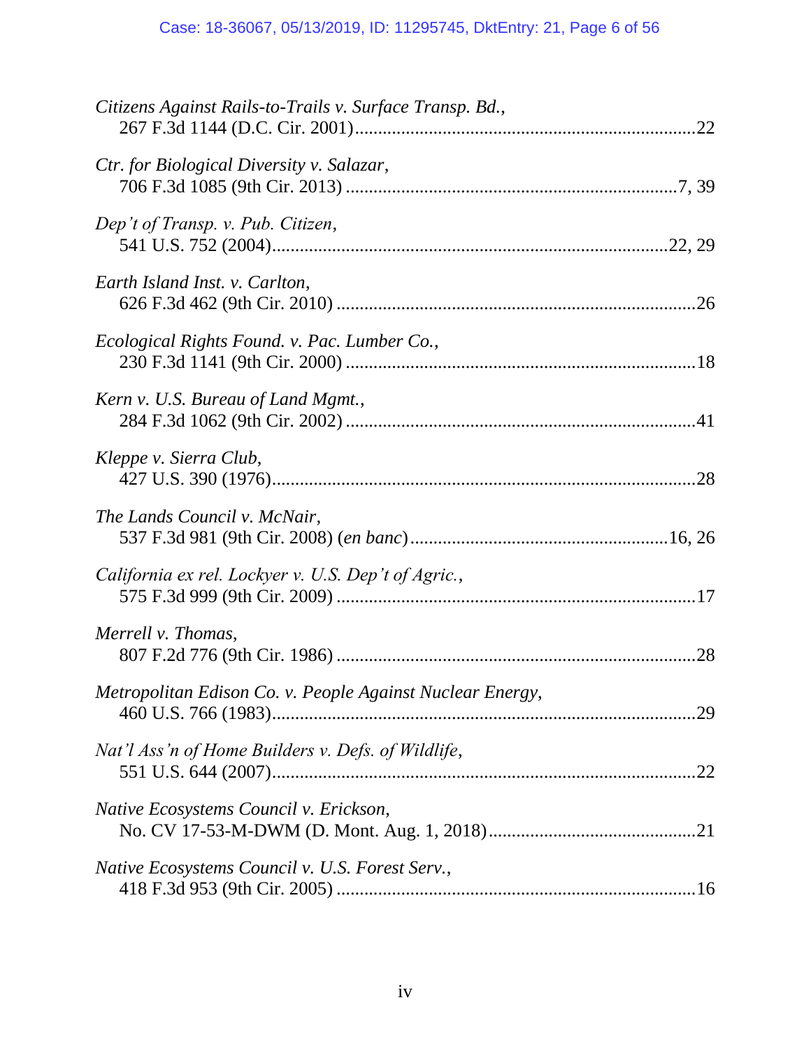*Citizens Against Rails-to-Trails v. Surface Transp. Bd.*,
267 F.3d 1144 (D.C. Cir. 2001)........................................................................22

*Ctr. for Biological Diversity v. Salazar*,
706 F.3d 1085 (9th Cir. 2013) ......................................................................7, 39

*Dep't of Transp. v. Pub. Citizen*,
541 U.S. 752 (2004)...................................................................................22, 29

*Earth Island Inst. v. Carlton*,
626 F.3d 462 (9th Cir. 2010) ...........................................................................26

*Ecological Rights Found. v. Pac. Lumber Co.*,
230 F.3d 1141 (9th Cir. 2000) .........................................................................18

*Kern v. U.S. Bureau of Land Mgmt.*,
284 F.3d 1062 (9th Cir. 2002) .........................................................................41

*Kleppe v. Sierra Club*,
427 U.S. 390 (1976)........................................................................................28

*The Lands Council v. McNair*,
537 F.3d 981 (9th Cir. 2008) (*en banc*)......................................................16, 26

*California ex rel. Lockyer v. U.S. Dep't of Agric.*,
575 F.3d 999 (9th Cir. 2009) ...........................................................................17

*Merrell v. Thomas*,
807 F.2d 776 (9th Cir. 1986) ...........................................................................28

*Metropolitan Edison Co. v. People Against Nuclear Energy*,
460 U.S. 766 (1983)........................................................................................29

*Nat'l Ass'n of Home Builders v. Defs. of Wildlife*,
551 U.S. 644 (2007)........................................................................................22

*Native Ecosystems Council v. Erickson*,
No. CV 17-53-M-DWM (D. Mont. Aug. 1, 2018)............................................21

*Native Ecosystems Council v. U.S. Forest Serv.*,
418 F.3d 953 (9th Cir. 2005) ...........................................................................16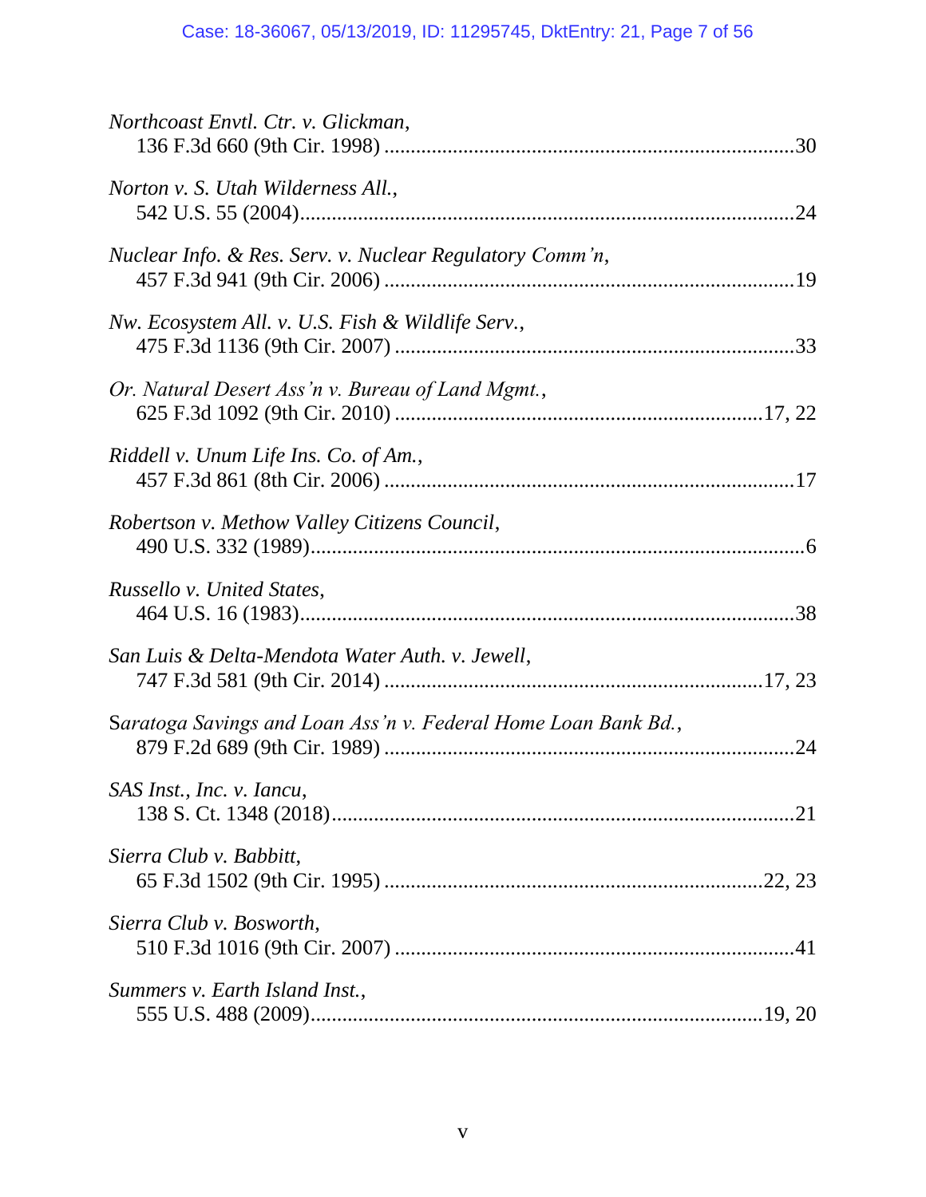*Northcoast Envtl. Ctr. v. Glickman*,
136 F.3d 660 (9th Cir. 1998) .....................................................................30

*Norton v. S. Utah Wilderness All.*,
542 U.S. 55 (2004)....................................................................................24

*Nuclear Info. & Res. Serv. v. Nuclear Regulatory Comm'n*,
457 F.3d 941 (9th Cir. 2006) .....................................................................19

*Nw. Ecosystem All. v. U.S. Fish & Wildlife Serv.*,
475 F.3d 1136 (9th Cir. 2007) ...................................................................33

*Or. Natural Desert Ass'n v. Bureau of Land Mgmt.*,
625 F.3d 1092 (9th Cir. 2010) .............................................................17, 22

*Riddell v. Unum Life Ins. Co. of Am.*,
457 F.3d 861 (8th Cir. 2006) .....................................................................17

*Robertson v. Methow Valley Citizens Council*,
490 U.S. 332 (1989)......................................................................................6

*Russello v. United States*,
464 U.S. 16 (1983)......................................................................................38

*San Luis & Delta-Mendota Water Auth. v. Jewell*,
747 F.3d 581 (9th Cir. 2014) ...............................................................17, 23

*Saratoga Savings and Loan Ass'n v. Federal Home Loan Bank Bd.*,
879 F.2d 689 (9th Cir. 1989) .....................................................................24

*SAS Inst., Inc. v. Iancu*,
138 S. Ct. 1348 (2018)................................................................................21

*Sierra Club v. Babbitt*,
65 F.3d 1502 (9th Cir. 1995) ...............................................................22, 23

*Sierra Club v. Bosworth*,
510 F.3d 1016 (9th Cir. 2007) ...................................................................41

*Summers v. Earth Island Inst.*,
555 U.S. 488 (2009).............................................................................19, 20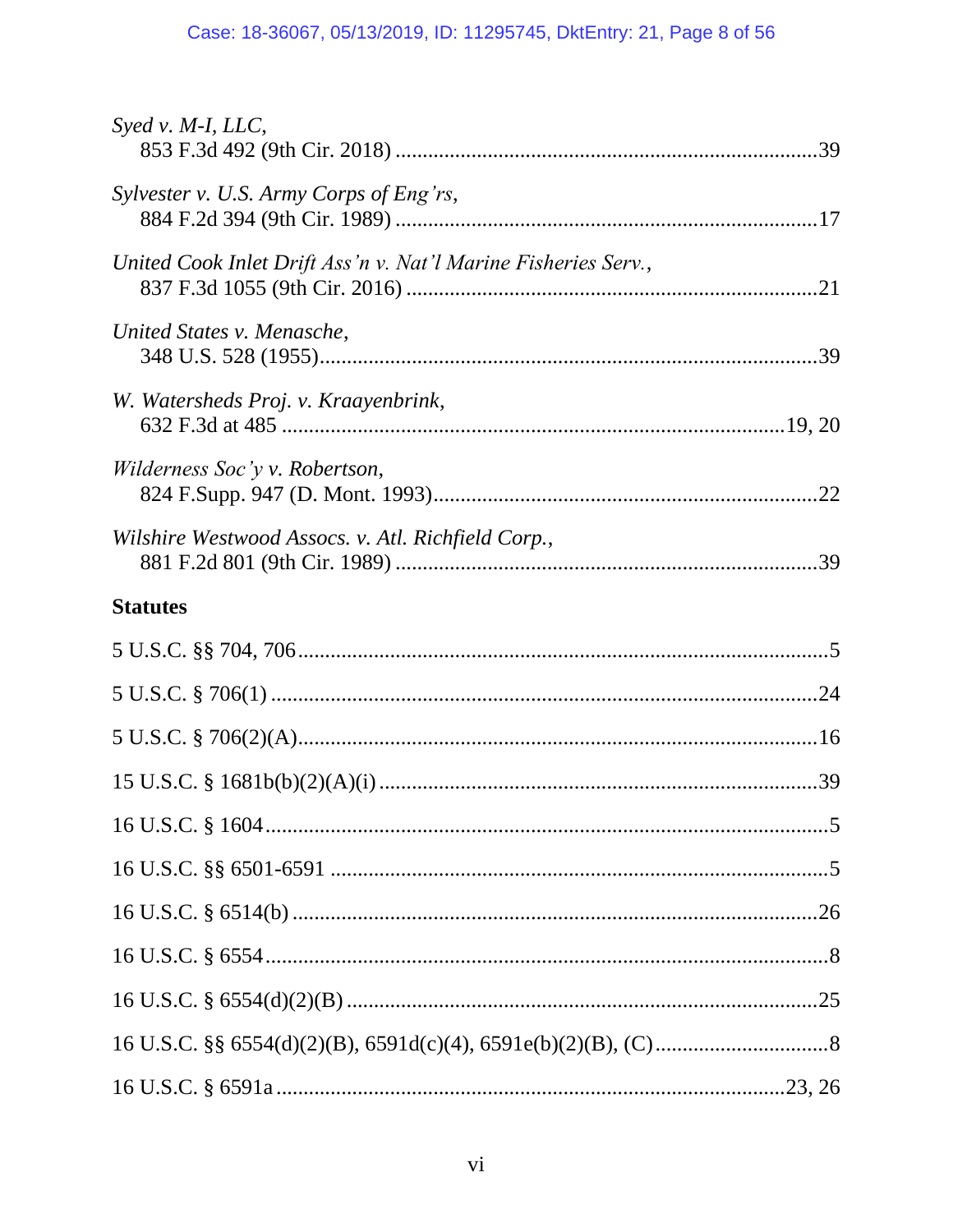*Syed v. M-I, LLC*,
853 F.3d 492 (9th Cir. 2018) ............................................................................39

*Sylvester v. U.S. Army Corps of Eng'rs*,
884 F.2d 394 (9th Cir. 1989) ............................................................................17

*United Cook Inlet Drift Ass'n v. Nat'l Marine Fisheries Serv.*,
837 F.3d 1055 (9th Cir. 2016) ..........................................................................21

*United States v. Menasche*,
348 U.S. 528 (1955)..........................................................................................39

*W. Watersheds Proj. v. Kraayenbrink*,
632 F.3d at 485 ...........................................................................................19, 20

*Wilderness Soc'y v. Robertson*,
824 F.Supp. 947 (D. Mont. 1993).....................................................................22

*Wilshire Westwood Assocs. v. Atl. Richfield Corp.*,
881 F.2d 801 (9th Cir. 1989) ............................................................................39

**Statutes**

5 U.S.C. §§ 704, 706.................................................................................................5

5 U.S.C. § 706(1) ....................................................................................................24

5 U.S.C. § 706(2)(A)...............................................................................................16

15 U.S.C. § 1681b(b)(2)(A)(i) ................................................................................39

16 U.S.C. § 1604.......................................................................................................5

16 U.S.C. §§ 6501-6591 ...........................................................................................5

16 U.S.C. § 6514(b) ................................................................................................26

16 U.S.C. § 6554.......................................................................................................8

16 U.S.C. § 6554(d)(2)(B) ......................................................................................25

16 U.S.C. §§ 6554(d)(2)(B), 6591d(c)(4), 6591e(b)(2)(B), (C)................................8

16 U.S.C. § 6591a .............................................................................................23, 26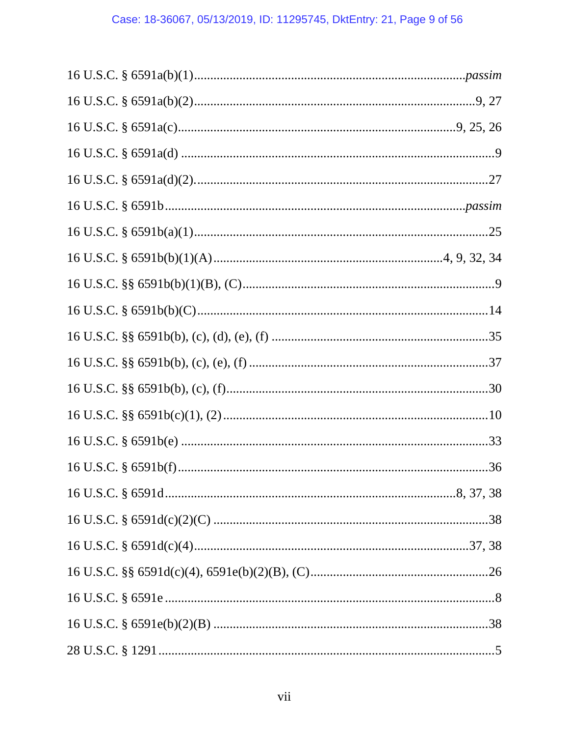16 U.S.C. § 6591a(b)(1) ........................................................................ *passim*

16 U.S.C. § 6591a(b)(2) ........................................................................ 9, 27

16 U.S.C. § 6591a(c) ........................................................................ 9, 25, 26

16 U.S.C. § 6591a(d) ........................................................................ 9

16 U.S.C. § 6591a(d)(2) ........................................................................ 27

16 U.S.C. § 6591b ........................................................................ *passim*

16 U.S.C. § 6591b(a)(1) ........................................................................ 25

16 U.S.C. § 6591b(b)(1)(A) ........................................................................ 4, 9, 32, 34

16 U.S.C. §§ 6591b(b)(1)(B), (C) ........................................................................ 9

16 U.S.C. § 6591b(b)(C) ........................................................................ 14

16 U.S.C. §§ 6591b(b), (c), (d), (e), (f) ........................................................................ 35

16 U.S.C. §§ 6591b(b), (c), (e), (f) ........................................................................ 37

16 U.S.C. §§ 6591b(b), (c), (f) ........................................................................ 30

16 U.S.C. §§ 6591b(c)(1), (2) ........................................................................ 10

16 U.S.C. § 6591b(e) ........................................................................ 33

16 U.S.C. § 6591b(f) ........................................................................ 36

16 U.S.C. § 6591d ........................................................................ 8, 37, 38

16 U.S.C. § 6591d(c)(2)(C) ........................................................................ 38

16 U.S.C. § 6591d(c)(4) ........................................................................ 37, 38

16 U.S.C. §§ 6591d(c)(4), 6591e(b)(2)(B), (C) ........................................................................ 26

16 U.S.C. § 6591e ........................................................................ 8

16 U.S.C. § 6591e(b)(2)(B) ........................................................................ 38

28 U.S.C. § 1291 ........................................................................ 5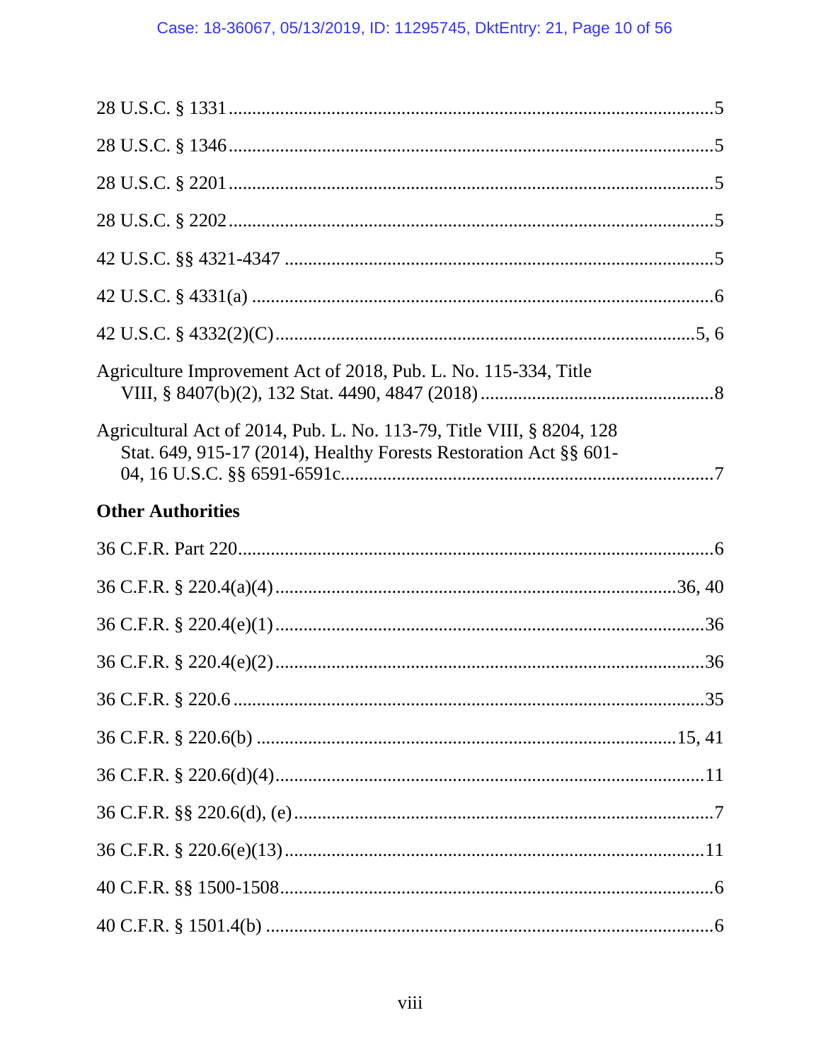28 U.S.C. § 1331 .....................................................................................................5

28 U.S.C. § 1346 .....................................................................................................5

28 U.S.C. § 2201 .....................................................................................................5

28 U.S.C. § 2202 .....................................................................................................5

42 U.S.C. §§ 4321-4347 ..........................................................................................5

42 U.S.C. § 4331(a) .................................................................................................6

42 U.S.C. § 4332(2)(C).........................................................................................5, 6

Agriculture Improvement Act of 2018, Pub. L. No. 115-334, Title VIII, § 8407(b)(2), 132 Stat. 4490, 4847 (2018) ..................................................8

Agricultural Act of 2014, Pub. L. No. 113-79, Title VIII, § 8204, 128 Stat. 649, 915-17 (2014), Healthy Forests Restoration Act §§ 601-04, 16 U.S.C. §§ 6591-6591c.................................................................................7

**Other Authorities**

36 C.F.R. Part 220.....................................................................................................6

36 C.F.R. § 220.4(a)(4) .......................................................................................36, 40

36 C.F.R. § 220.4(e)(1) ..........................................................................................36

36 C.F.R. § 220.4(e)(2) ..........................................................................................36

36 C.F.R. § 220.6 ....................................................................................................35

36 C.F.R. § 220.6(b) ..........................................................................................15, 41

36 C.F.R. § 220.6(d)(4)...........................................................................................11

36 C.F.R. §§ 220.6(d), (e) .........................................................................................7

36 C.F.R. § 220.6(e)(13)..........................................................................................11

40 C.F.R. §§ 1500-1508.............................................................................................6

40 C.F.R. § 1501.4(b) ...............................................................................................6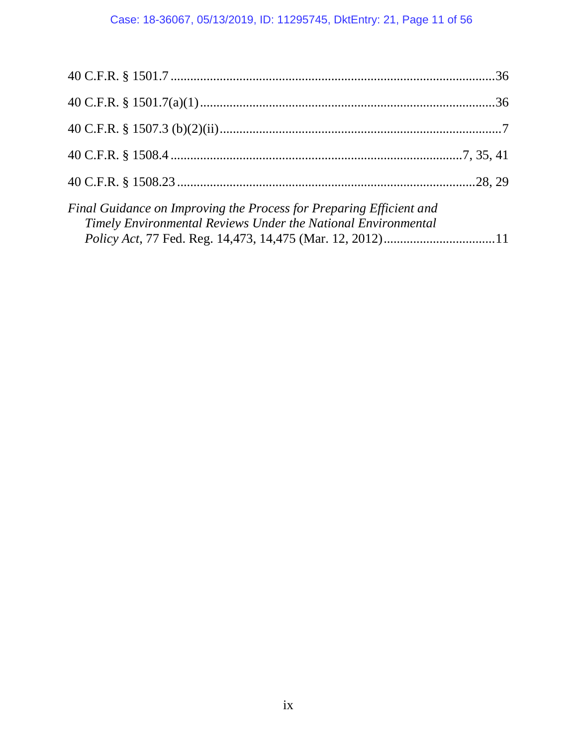40 C.F.R. § 1501.7 ....................................................................................................36

40 C.F.R. § 1501.7(a)(1) ..........................................................................................36

40 C.F.R. § 1507.3 (b)(2)(ii) .......................................................................................7

40 C.F.R. § 1508.4 .........................................................................................7, 35, 41

40 C.F.R. § 1508.23 ...........................................................................................28, 29

*Final Guidance on Improving the Process for Preparing Efficient and Timely Environmental Reviews Under the National Environmental Policy Act*, 77 Fed. Reg. 14,473, 14,475 (Mar. 12, 2012) ..................................11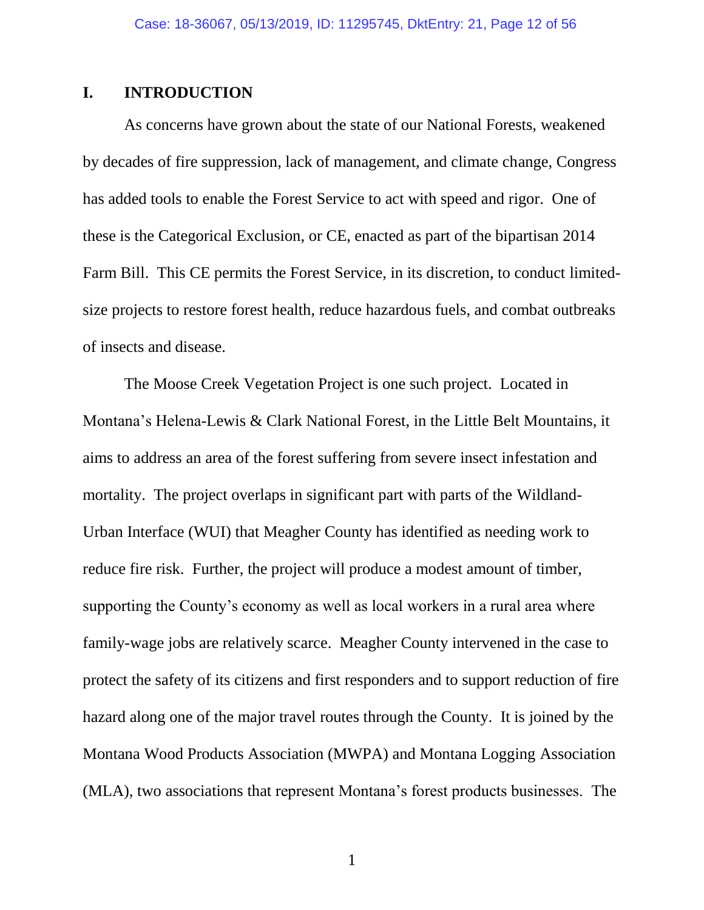## I. INTRODUCTION

As concerns have grown about the state of our National Forests, weakened by decades of fire suppression, lack of management, and climate change, Congress has added tools to enable the Forest Service to act with speed and rigor. One of these is the Categorical Exclusion, or CE, enacted as part of the bipartisan 2014 Farm Bill. This CE permits the Forest Service, in its discretion, to conduct limited-size projects to restore forest health, reduce hazardous fuels, and combat outbreaks of insects and disease.

The Moose Creek Vegetation Project is one such project. Located in Montana's Helena-Lewis & Clark National Forest, in the Little Belt Mountains, it aims to address an area of the forest suffering from severe insect infestation and mortality. The project overlaps in significant part with parts of the Wildland-Urban Interface (WUI) that Meagher County has identified as needing work to reduce fire risk. Further, the project will produce a modest amount of timber, supporting the County's economy as well as local workers in a rural area where family-wage jobs are relatively scarce. Meagher County intervened in the case to protect the safety of its citizens and first responders and to support reduction of fire hazard along one of the major travel routes through the County. It is joined by the Montana Wood Products Association (MWPA) and Montana Logging Association (MLA), two associations that represent Montana's forest products businesses. The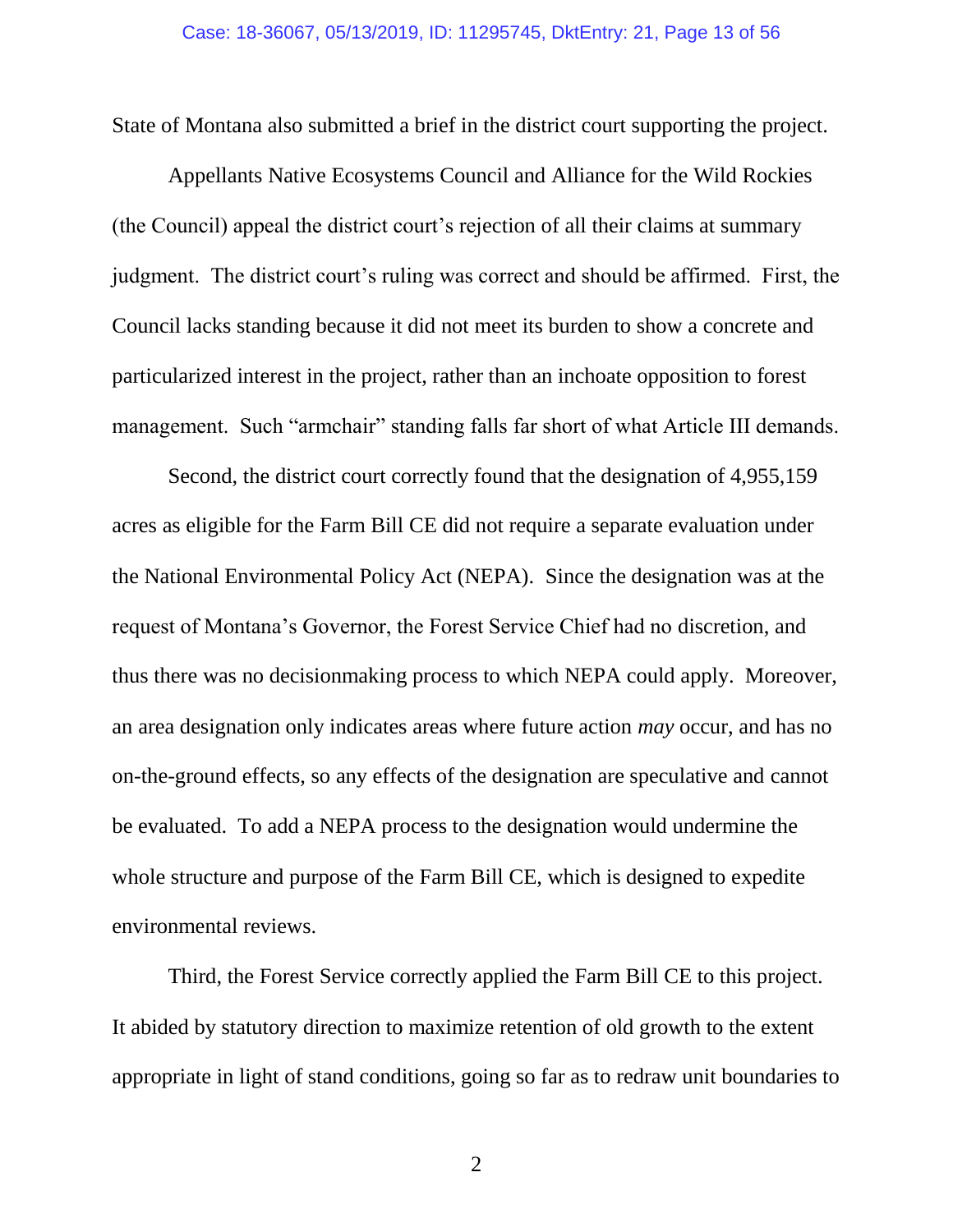State of Montana also submitted a brief in the district court supporting the project.

Appellants Native Ecosystems Council and Alliance for the Wild Rockies (the Council) appeal the district court's rejection of all their claims at summary judgment. The district court's ruling was correct and should be affirmed. First, the Council lacks standing because it did not meet its burden to show a concrete and particularized interest in the project, rather than an inchoate opposition to forest management. Such "armchair" standing falls far short of what Article III demands.

Second, the district court correctly found that the designation of 4,955,159 acres as eligible for the Farm Bill CE did not require a separate evaluation under the National Environmental Policy Act (NEPA). Since the designation was at the request of Montana's Governor, the Forest Service Chief had no discretion, and thus there was no decisionmaking process to which NEPA could apply. Moreover, an area designation only indicates areas where future action *may* occur, and has no on-the-ground effects, so any effects of the designation are speculative and cannot be evaluated. To add a NEPA process to the designation would undermine the whole structure and purpose of the Farm Bill CE, which is designed to expedite environmental reviews.

Third, the Forest Service correctly applied the Farm Bill CE to this project. It abided by statutory direction to maximize retention of old growth to the extent appropriate in light of stand conditions, going so far as to redraw unit boundaries to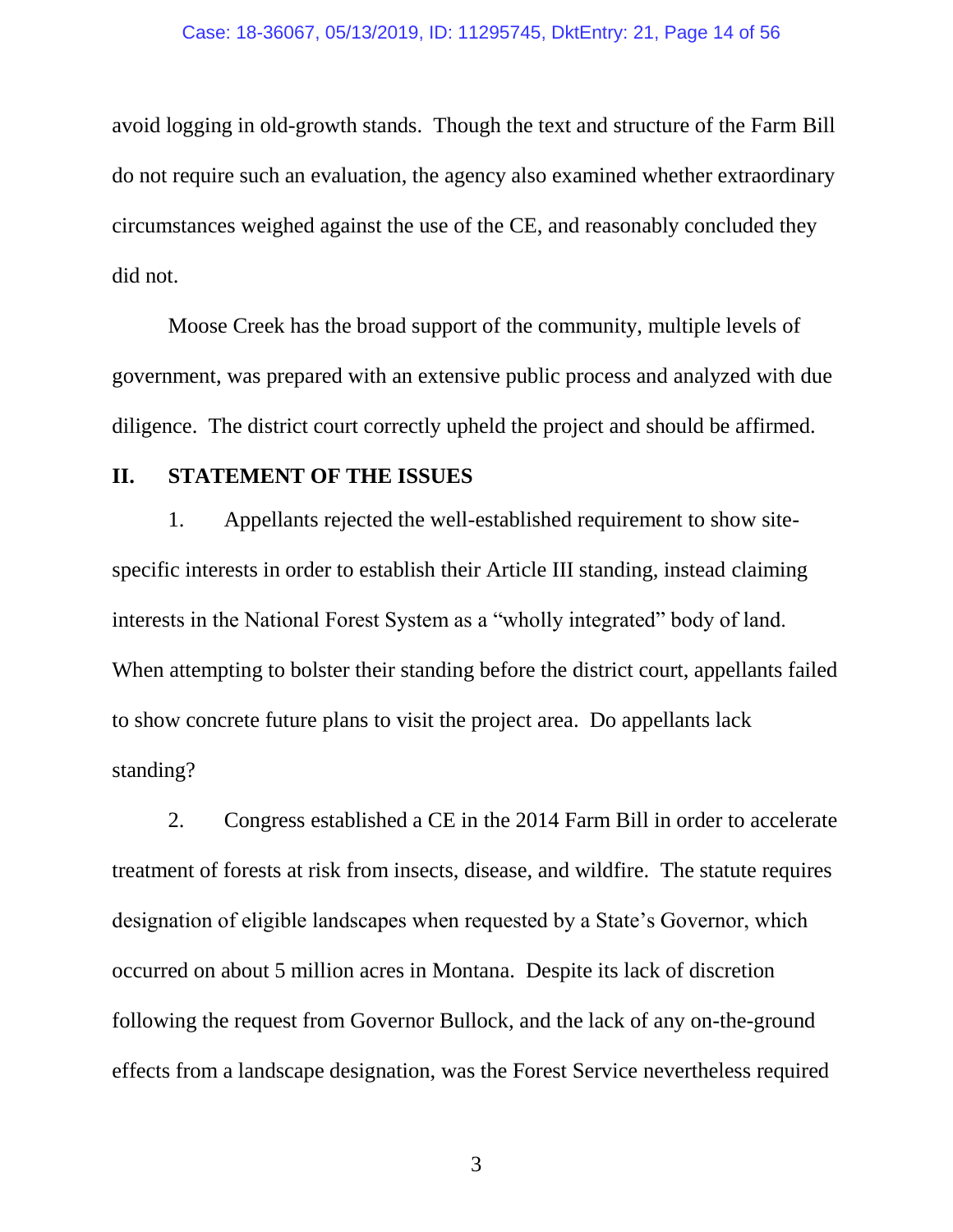avoid logging in old-growth stands. Though the text and structure of the Farm Bill do not require such an evaluation, the agency also examined whether extraordinary circumstances weighed against the use of the CE, and reasonably concluded they did not.

Moose Creek has the broad support of the community, multiple levels of government, was prepared with an extensive public process and analyzed with due diligence. The district court correctly upheld the project and should be affirmed.

## II. STATEMENT OF THE ISSUES

1. Appellants rejected the well-established requirement to show site-specific interests in order to establish their Article III standing, instead claiming interests in the National Forest System as a "wholly integrated" body of land. When attempting to bolster their standing before the district court, appellants failed to show concrete future plans to visit the project area. Do appellants lack standing?

2. Congress established a CE in the 2014 Farm Bill in order to accelerate treatment of forests at risk from insects, disease, and wildfire. The statute requires designation of eligible landscapes when requested by a State's Governor, which occurred on about 5 million acres in Montana. Despite its lack of discretion following the request from Governor Bullock, and the lack of any on-the-ground effects from a landscape designation, was the Forest Service nevertheless required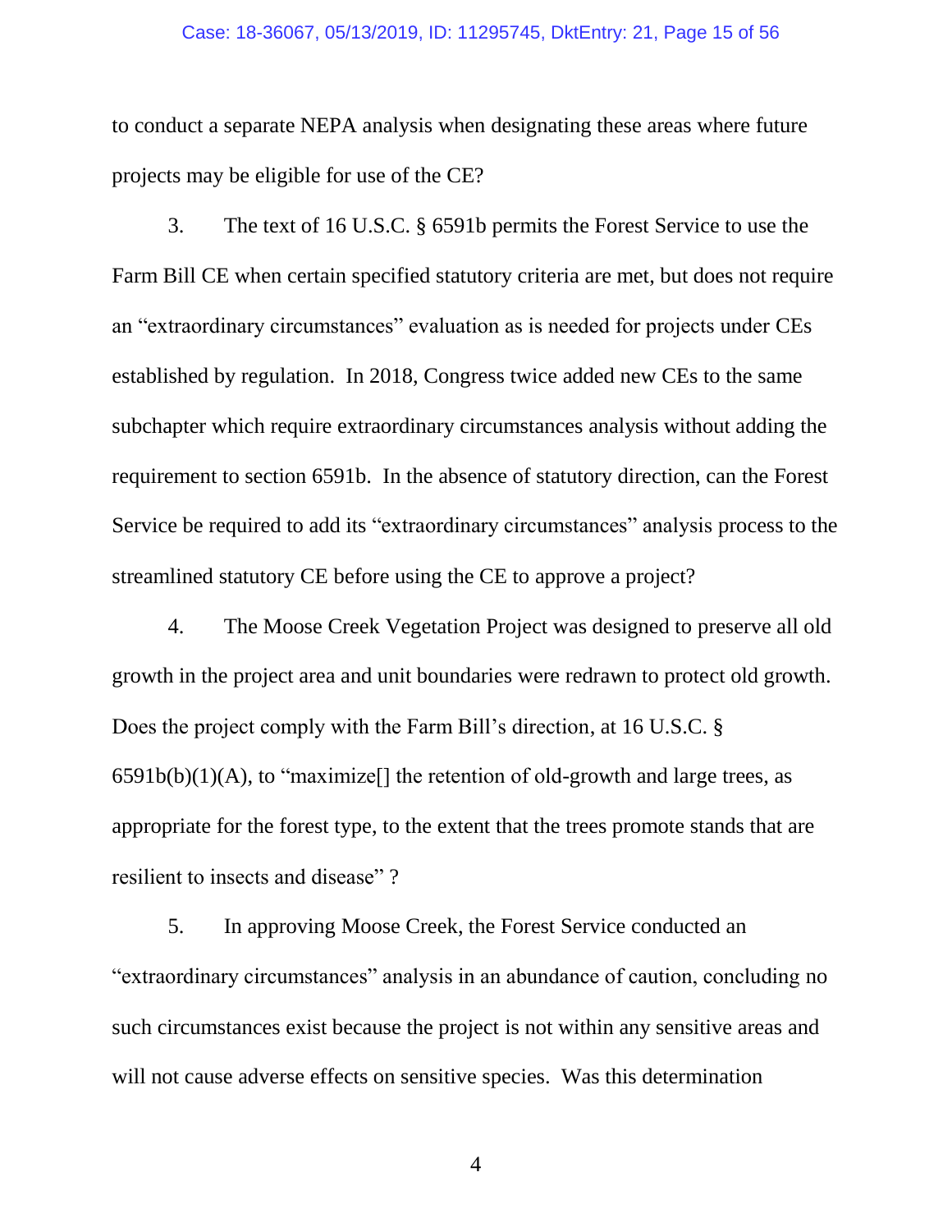to conduct a separate NEPA analysis when designating these areas where future projects may be eligible for use of the CE?

3. The text of 16 U.S.C. § 6591b permits the Forest Service to use the Farm Bill CE when certain specified statutory criteria are met, but does not require an "extraordinary circumstances" evaluation as is needed for projects under CEs established by regulation. In 2018, Congress twice added new CEs to the same subchapter which require extraordinary circumstances analysis without adding the requirement to section 6591b. In the absence of statutory direction, can the Forest Service be required to add its "extraordinary circumstances" analysis process to the streamlined statutory CE before using the CE to approve a project?

4. The Moose Creek Vegetation Project was designed to preserve all old growth in the project area and unit boundaries were redrawn to protect old growth. Does the project comply with the Farm Bill's direction, at 16 U.S.C. § 6591b(b)(1)(A), to "maximize[] the retention of old-growth and large trees, as appropriate for the forest type, to the extent that the trees promote stands that are resilient to insects and disease" ?

5. In approving Moose Creek, the Forest Service conducted an "extraordinary circumstances" analysis in an abundance of caution, concluding no such circumstances exist because the project is not within any sensitive areas and will not cause adverse effects on sensitive species. Was this determination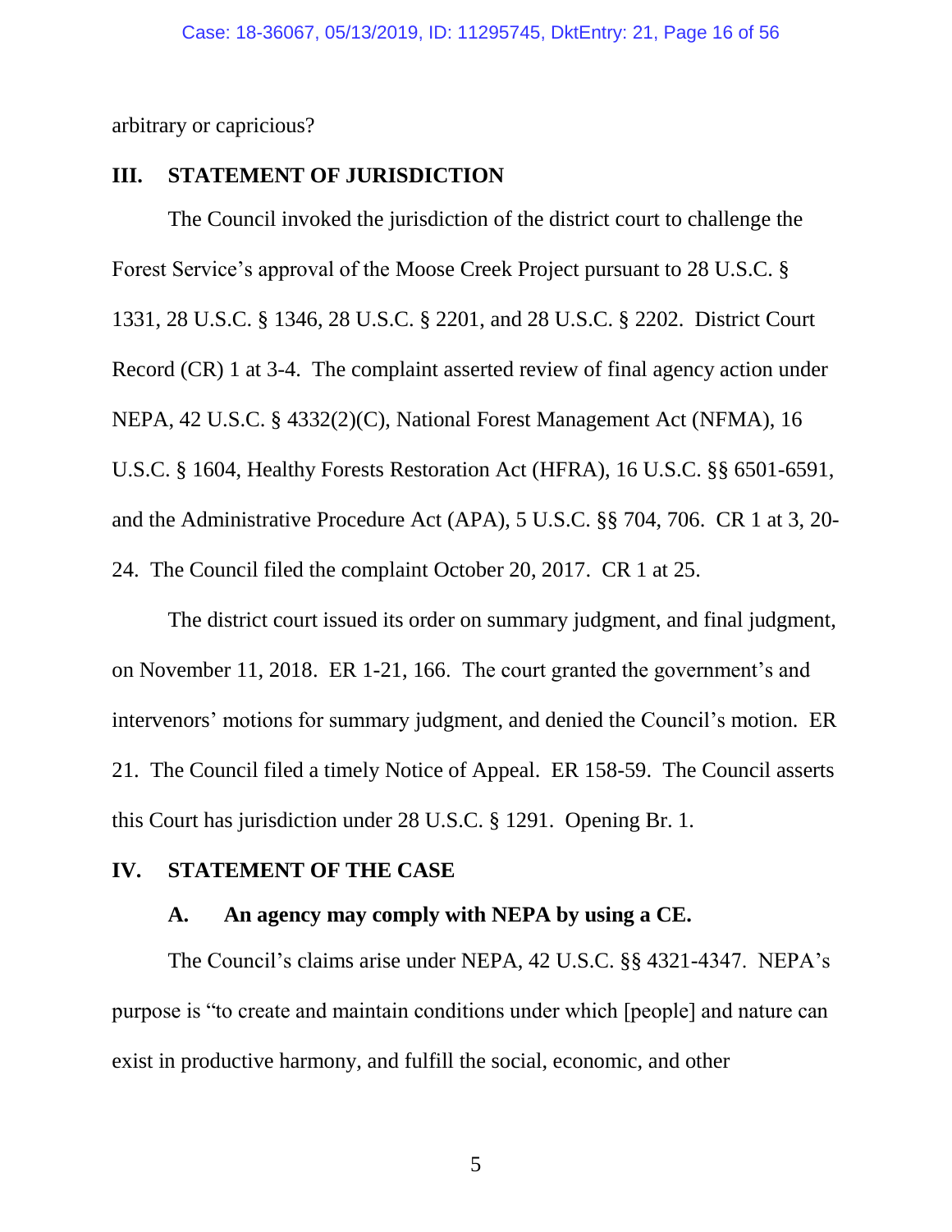arbitrary or capricious?

## III. STATEMENT OF JURISDICTION

The Council invoked the jurisdiction of the district court to challenge the Forest Service's approval of the Moose Creek Project pursuant to 28 U.S.C. § 1331, 28 U.S.C. § 1346, 28 U.S.C. § 2201, and 28 U.S.C. § 2202. District Court Record (CR) 1 at 3-4. The complaint asserted review of final agency action under NEPA, 42 U.S.C. § 4332(2)(C), National Forest Management Act (NFMA), 16 U.S.C. § 1604, Healthy Forests Restoration Act (HFRA), 16 U.S.C. §§ 6501-6591, and the Administrative Procedure Act (APA), 5 U.S.C. §§ 704, 706. CR 1 at 3, 20-24. The Council filed the complaint October 20, 2017. CR 1 at 25.

The district court issued its order on summary judgment, and final judgment, on November 11, 2018. ER 1-21, 166. The court granted the government's and intervenors' motions for summary judgment, and denied the Council's motion. ER 21. The Council filed a timely Notice of Appeal. ER 158-59. The Council asserts this Court has jurisdiction under 28 U.S.C. § 1291. Opening Br. 1.

## IV. STATEMENT OF THE CASE

### A. An agency may comply with NEPA by using a CE.

The Council's claims arise under NEPA, 42 U.S.C. §§ 4321-4347. NEPA's purpose is "to create and maintain conditions under which [people] and nature can exist in productive harmony, and fulfill the social, economic, and other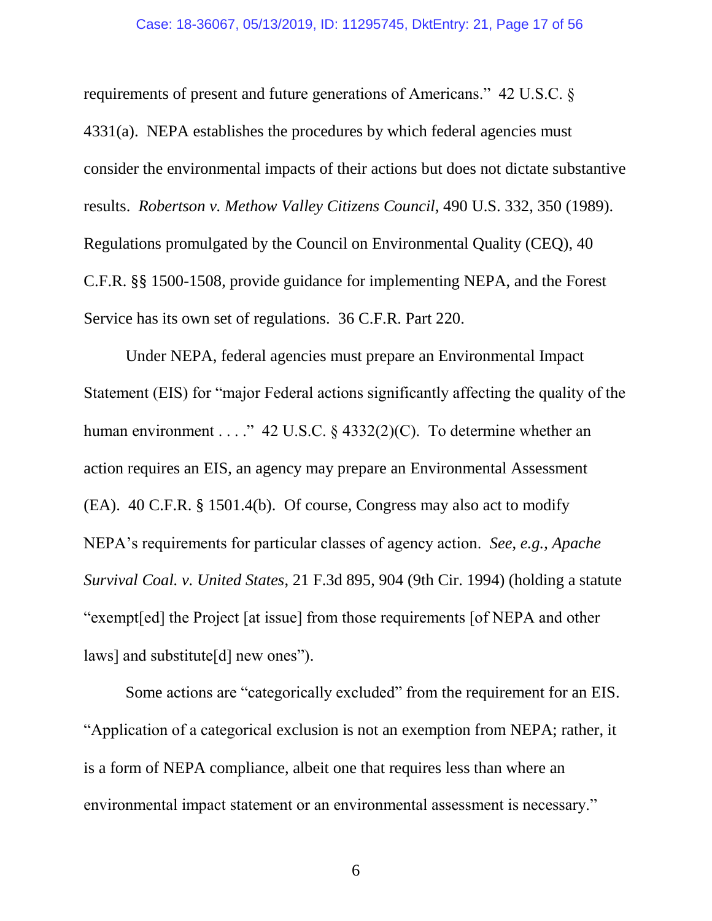requirements of present and future generations of Americans." 42 U.S.C. § 4331(a). NEPA establishes the procedures by which federal agencies must consider the environmental impacts of their actions but does not dictate substantive results. *Robertson v. Methow Valley Citizens Council*, 490 U.S. 332, 350 (1989). Regulations promulgated by the Council on Environmental Quality (CEQ), 40 C.F.R. §§ 1500-1508, provide guidance for implementing NEPA, and the Forest Service has its own set of regulations. 36 C.F.R. Part 220.

Under NEPA, federal agencies must prepare an Environmental Impact Statement (EIS) for "major Federal actions significantly affecting the quality of the human environment . . . ." 42 U.S.C. § 4332(2)(C). To determine whether an action requires an EIS, an agency may prepare an Environmental Assessment (EA). 40 C.F.R. § 1501.4(b). Of course, Congress may also act to modify NEPA's requirements for particular classes of agency action. *See, e.g.*, *Apache Survival Coal. v. United States*, 21 F.3d 895, 904 (9th Cir. 1994) (holding a statute "exempt[ed] the Project [at issue] from those requirements [of NEPA and other laws] and substitute[d] new ones").

Some actions are "categorically excluded" from the requirement for an EIS. "Application of a categorical exclusion is not an exemption from NEPA; rather, it is a form of NEPA compliance, albeit one that requires less than where an environmental impact statement or an environmental assessment is necessary."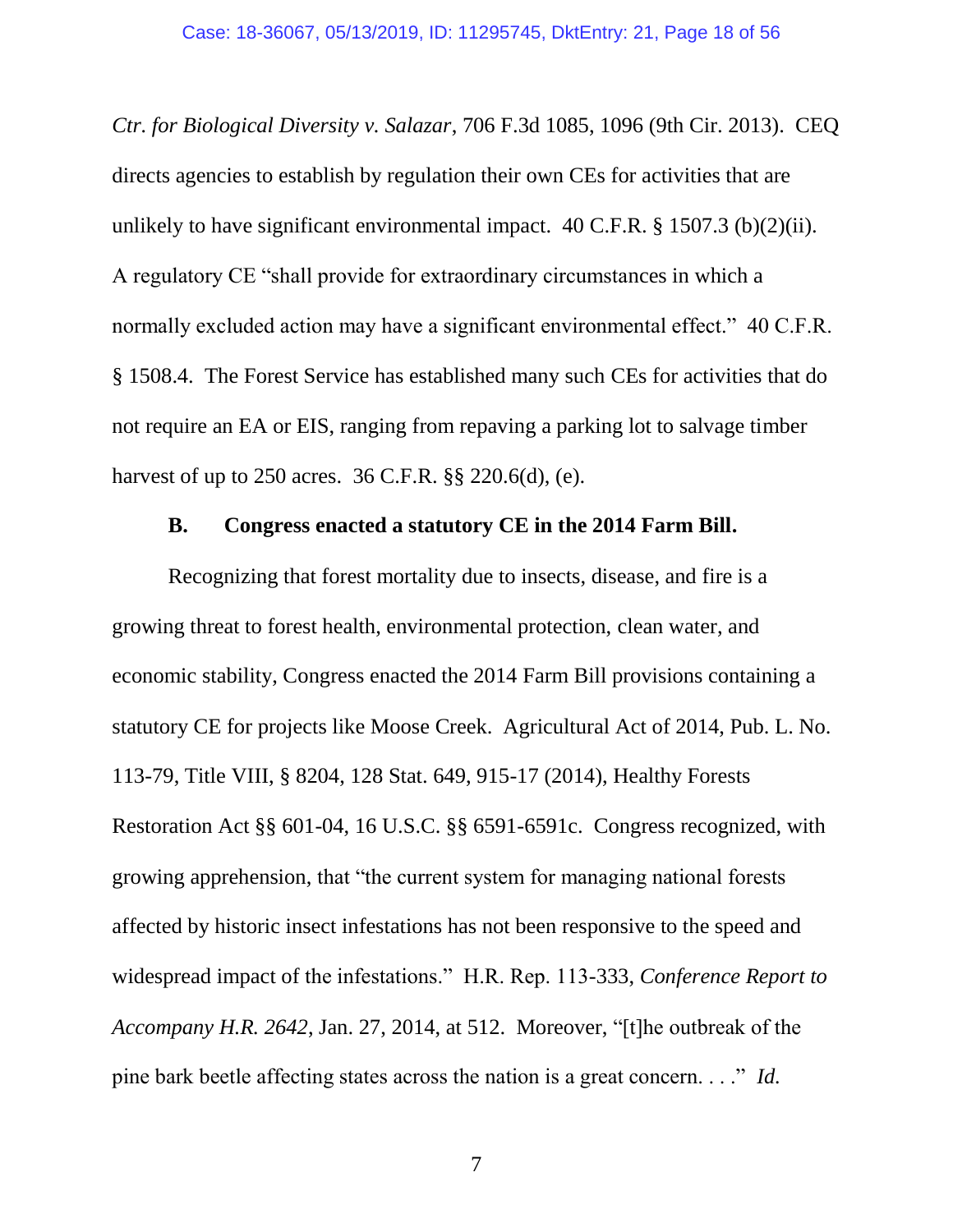*Ctr. for Biological Diversity v. Salazar*, 706 F.3d 1085, 1096 (9th Cir. 2013). CEQ directs agencies to establish by regulation their own CEs for activities that are unlikely to have significant environmental impact. 40 C.F.R. § 1507.3 (b)(2)(ii). A regulatory CE "shall provide for extraordinary circumstances in which a normally excluded action may have a significant environmental effect." 40 C.F.R. § 1508.4. The Forest Service has established many such CEs for activities that do not require an EA or EIS, ranging from repaving a parking lot to salvage timber harvest of up to 250 acres. 36 C.F.R. §§ 220.6(d), (e).

### B. Congress enacted a statutory CE in the 2014 Farm Bill.

Recognizing that forest mortality due to insects, disease, and fire is a growing threat to forest health, environmental protection, clean water, and economic stability, Congress enacted the 2014 Farm Bill provisions containing a statutory CE for projects like Moose Creek. Agricultural Act of 2014, Pub. L. No. 113-79, Title VIII, § 8204, 128 Stat. 649, 915-17 (2014), Healthy Forests Restoration Act §§ 601-04, 16 U.S.C. §§ 6591-6591c. Congress recognized, with growing apprehension, that "the current system for managing national forests affected by historic insect infestations has not been responsive to the speed and widespread impact of the infestations." H.R. Rep. 113-333, *Conference Report to Accompany H.R. 2642*, Jan. 27, 2014, at 512. Moreover, "[t]he outbreak of the pine bark beetle affecting states across the nation is a great concern. . . ." *Id.*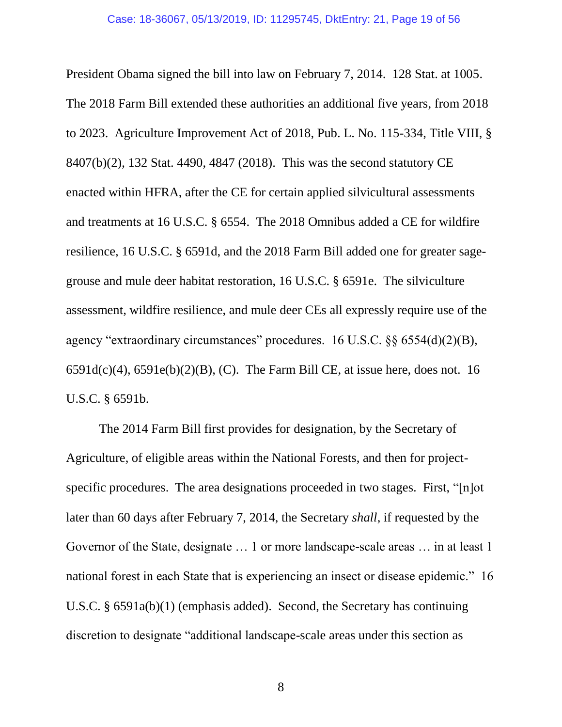President Obama signed the bill into law on February 7, 2014. 128 Stat. at 1005. The 2018 Farm Bill extended these authorities an additional five years, from 2018 to 2023. Agriculture Improvement Act of 2018, Pub. L. No. 115-334, Title VIII, § 8407(b)(2), 132 Stat. 4490, 4847 (2018). This was the second statutory CE enacted within HFRA, after the CE for certain applied silvicultural assessments and treatments at 16 U.S.C. § 6554. The 2018 Omnibus added a CE for wildfire resilience, 16 U.S.C. § 6591d, and the 2018 Farm Bill added one for greater sage-grouse and mule deer habitat restoration, 16 U.S.C. § 6591e. The silviculture assessment, wildfire resilience, and mule deer CEs all expressly require use of the agency "extraordinary circumstances" procedures. 16 U.S.C. §§ 6554(d)(2)(B), 6591d(c)(4), 6591e(b)(2)(B), (C). The Farm Bill CE, at issue here, does not. 16 U.S.C. § 6591b.

The 2014 Farm Bill first provides for designation, by the Secretary of Agriculture, of eligible areas within the National Forests, and then for project-specific procedures. The area designations proceeded in two stages. First, "[n]ot later than 60 days after February 7, 2014, the Secretary *shall*, if requested by the Governor of the State, designate … 1 or more landscape-scale areas … in at least 1 national forest in each State that is experiencing an insect or disease epidemic." 16 U.S.C. § 6591a(b)(1) (emphasis added). Second, the Secretary has continuing discretion to designate "additional landscape-scale areas under this section as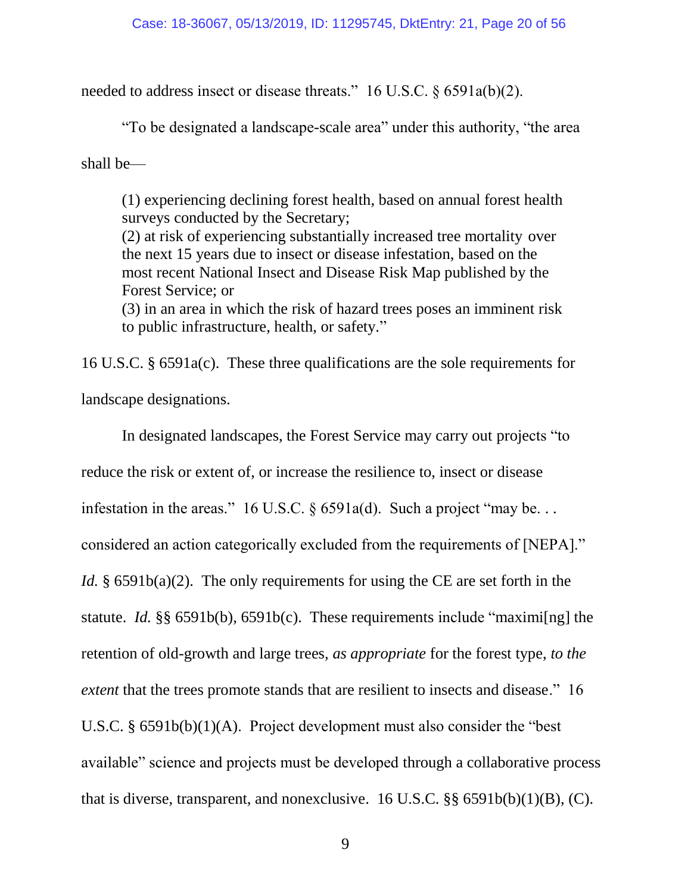needed to address insect or disease threats." 16 U.S.C. § 6591a(b)(2).

"To be designated a landscape-scale area" under this authority, "the area shall be—

> (1) experiencing declining forest health, based on annual forest health surveys conducted by the Secretary;
> (2) at risk of experiencing substantially increased tree mortality over the next 15 years due to insect or disease infestation, based on the most recent National Insect and Disease Risk Map published by the Forest Service; or
> (3) in an area in which the risk of hazard trees poses an imminent risk to public infrastructure, health, or safety."

16 U.S.C. § 6591a(c). These three qualifications are the sole requirements for landscape designations.

In designated landscapes, the Forest Service may carry out projects "to reduce the risk or extent of, or increase the resilience to, insect or disease infestation in the areas." 16 U.S.C. § 6591a(d). Such a project "may be. . . considered an action categorically excluded from the requirements of [NEPA]." *Id.* § 6591b(a)(2). The only requirements for using the CE are set forth in the statute. *Id.* §§ 6591b(b), 6591b(c). These requirements include "maximi[ng] the retention of old-growth and large trees, *as appropriate* for the forest type, *to the extent* that the trees promote stands that are resilient to insects and disease." 16 U.S.C. § 6591b(b)(1)(A). Project development must also consider the "best available" science and projects must be developed through a collaborative process that is diverse, transparent, and nonexclusive. 16 U.S.C. §§ 6591b(b)(1)(B), (C).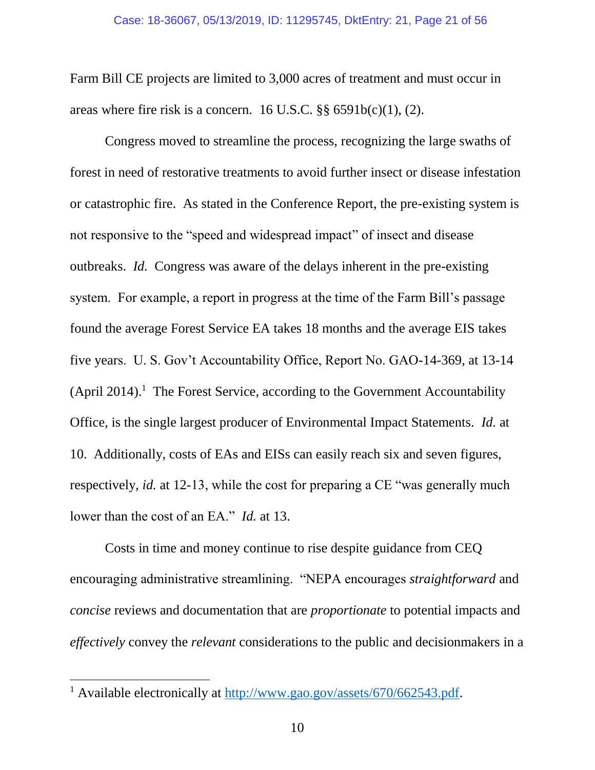Farm Bill CE projects are limited to 3,000 acres of treatment and must occur in areas where fire risk is a concern. 16 U.S.C. §§ 6591b(c)(1), (2).

Congress moved to streamline the process, recognizing the large swaths of forest in need of restorative treatments to avoid further insect or disease infestation or catastrophic fire. As stated in the Conference Report, the pre-existing system is not responsive to the "speed and widespread impact" of insect and disease outbreaks. *Id.* Congress was aware of the delays inherent in the pre-existing system. For example, a report in progress at the time of the Farm Bill's passage found the average Forest Service EA takes 18 months and the average EIS takes five years. U. S. Gov't Accountability Office, Report No. GAO-14-369, at 13-14 (April 2014).[1] The Forest Service, according to the Government Accountability Office, is the single largest producer of Environmental Impact Statements. *Id.* at 10. Additionally, costs of EAs and EISs can easily reach six and seven figures, respectively, *id.* at 12-13, while the cost for preparing a CE "was generally much lower than the cost of an EA." *Id.* at 13.

Costs in time and money continue to rise despite guidance from CEQ encouraging administrative streamlining. "NEPA encourages *straightforward* and *concise* reviews and documentation that are *proportionate* to potential impacts and *effectively* convey the *relevant* considerations to the public and decisionmakers in a

[1] Available electronically at http://www.gao.gov/assets/670/662543.pdf.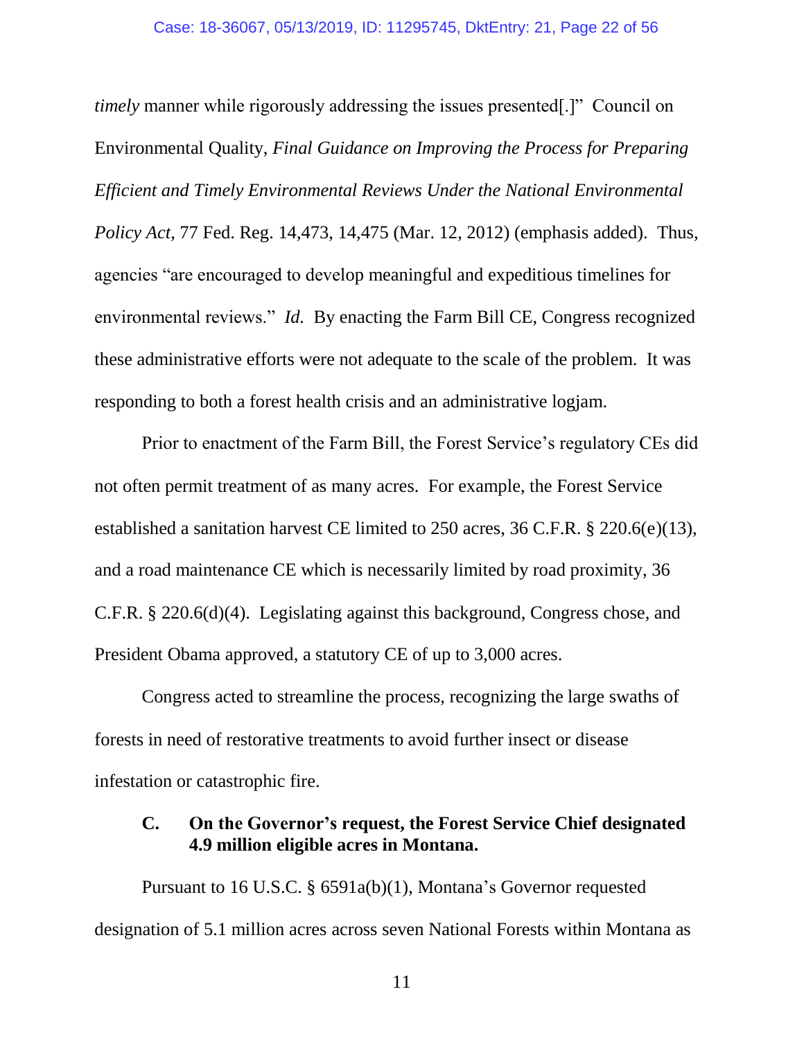*timely* manner while rigorously addressing the issues presented[.]" Council on Environmental Quality, *Final Guidance on Improving the Process for Preparing Efficient and Timely Environmental Reviews Under the National Environmental Policy Act*, 77 Fed. Reg. 14,473, 14,475 (Mar. 12, 2012) (emphasis added). Thus, agencies "are encouraged to develop meaningful and expeditious timelines for environmental reviews." *Id.* By enacting the Farm Bill CE, Congress recognized these administrative efforts were not adequate to the scale of the problem. It was responding to both a forest health crisis and an administrative logjam.

Prior to enactment of the Farm Bill, the Forest Service's regulatory CEs did not often permit treatment of as many acres. For example, the Forest Service established a sanitation harvest CE limited to 250 acres, 36 C.F.R. § 220.6(e)(13), and a road maintenance CE which is necessarily limited by road proximity, 36 C.F.R. § 220.6(d)(4). Legislating against this background, Congress chose, and President Obama approved, a statutory CE of up to 3,000 acres.

Congress acted to streamline the process, recognizing the large swaths of forests in need of restorative treatments to avoid further insect or disease infestation or catastrophic fire.

### C. On the Governor's request, the Forest Service Chief designated 4.9 million eligible acres in Montana.

Pursuant to 16 U.S.C. § 6591a(b)(1), Montana's Governor requested designation of 5.1 million acres across seven National Forests within Montana as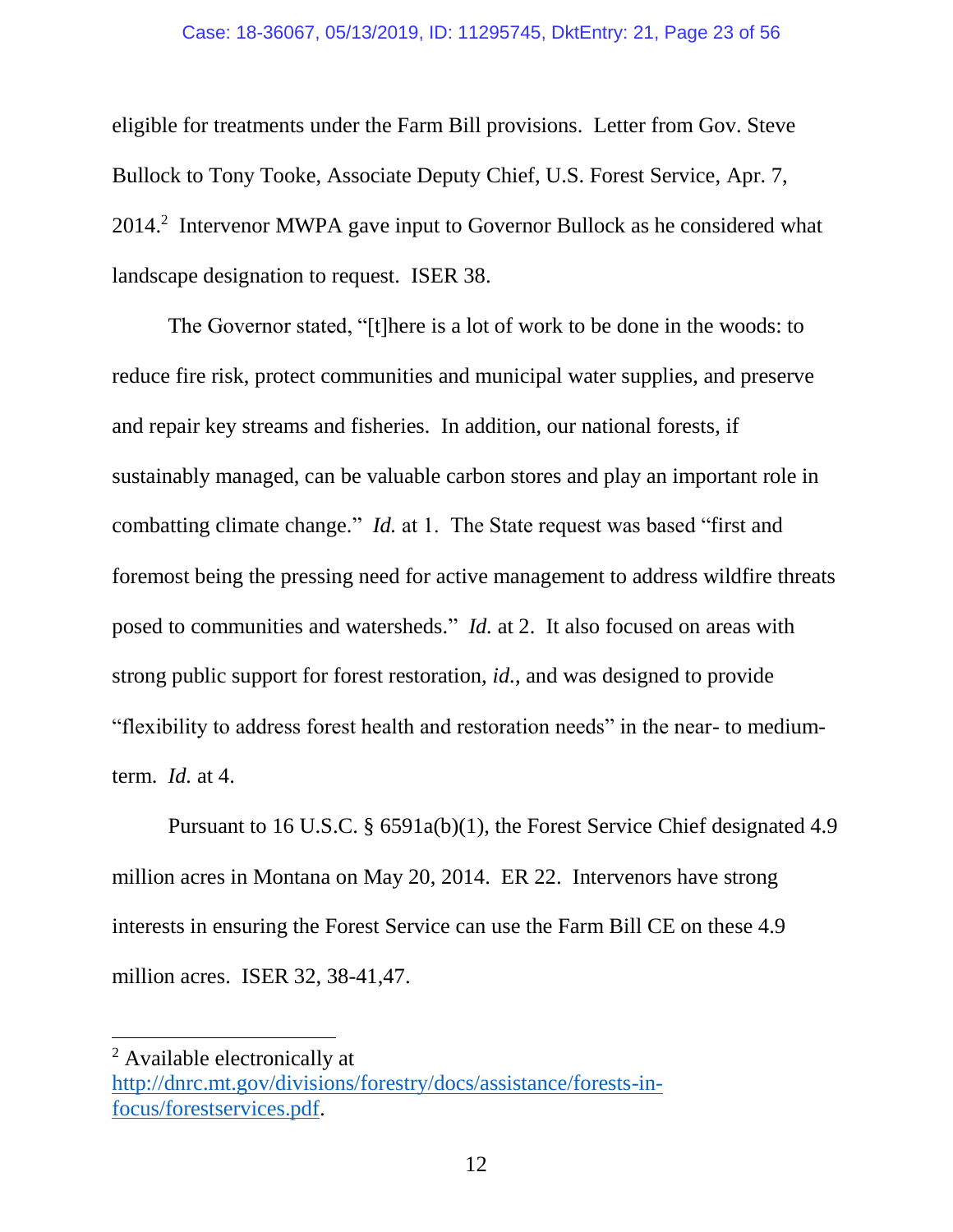eligible for treatments under the Farm Bill provisions. Letter from Gov. Steve Bullock to Tony Tooke, Associate Deputy Chief, U.S. Forest Service, Apr. 7, 2014.[2] Intervenor MWPA gave input to Governor Bullock as he considered what landscape designation to request. ISER 38.

The Governor stated, "[t]here is a lot of work to be done in the woods: to reduce fire risk, protect communities and municipal water supplies, and preserve and repair key streams and fisheries. In addition, our national forests, if sustainably managed, can be valuable carbon stores and play an important role in combatting climate change." *Id.* at 1. The State request was based "first and foremost being the pressing need for active management to address wildfire threats posed to communities and watersheds." *Id.* at 2. It also focused on areas with strong public support for forest restoration, *id.*, and was designed to provide "flexibility to address forest health and restoration needs" in the near- to medium-term. *Id.* at 4.

Pursuant to 16 U.S.C. § 6591a(b)(1), the Forest Service Chief designated 4.9 million acres in Montana on May 20, 2014. ER 22. Intervenors have strong interests in ensuring the Forest Service can use the Farm Bill CE on these 4.9 million acres. ISER 32, 38-41,47.

---

[2] Available electronically at http://dnrc.mt.gov/divisions/forestry/docs/assistance/forests-in-focus/forestservices.pdf.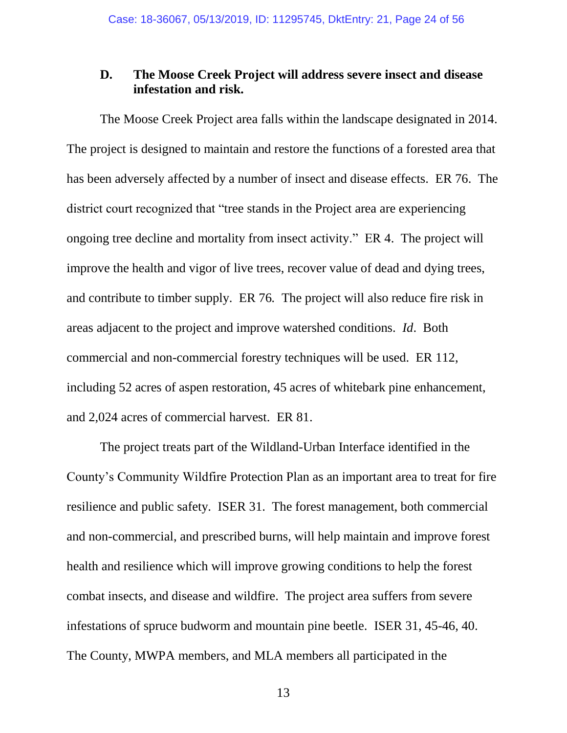### D. The Moose Creek Project will address severe insect and disease infestation and risk.

The Moose Creek Project area falls within the landscape designated in 2014. The project is designed to maintain and restore the functions of a forested area that has been adversely affected by a number of insect and disease effects. ER 76. The district court recognized that "tree stands in the Project area are experiencing ongoing tree decline and mortality from insect activity." ER 4. The project will improve the health and vigor of live trees, recover value of dead and dying trees, and contribute to timber supply. ER 76. The project will also reduce fire risk in areas adjacent to the project and improve watershed conditions. *Id*. Both commercial and non-commercial forestry techniques will be used. ER 112, including 52 acres of aspen restoration, 45 acres of whitebark pine enhancement, and 2,024 acres of commercial harvest. ER 81.

The project treats part of the Wildland-Urban Interface identified in the County's Community Wildfire Protection Plan as an important area to treat for fire resilience and public safety. ISER 31. The forest management, both commercial and non-commercial, and prescribed burns, will help maintain and improve forest health and resilience which will improve growing conditions to help the forest combat insects, and disease and wildfire. The project area suffers from severe infestations of spruce budworm and mountain pine beetle. ISER 31, 45-46, 40. The County, MWPA members, and MLA members all participated in the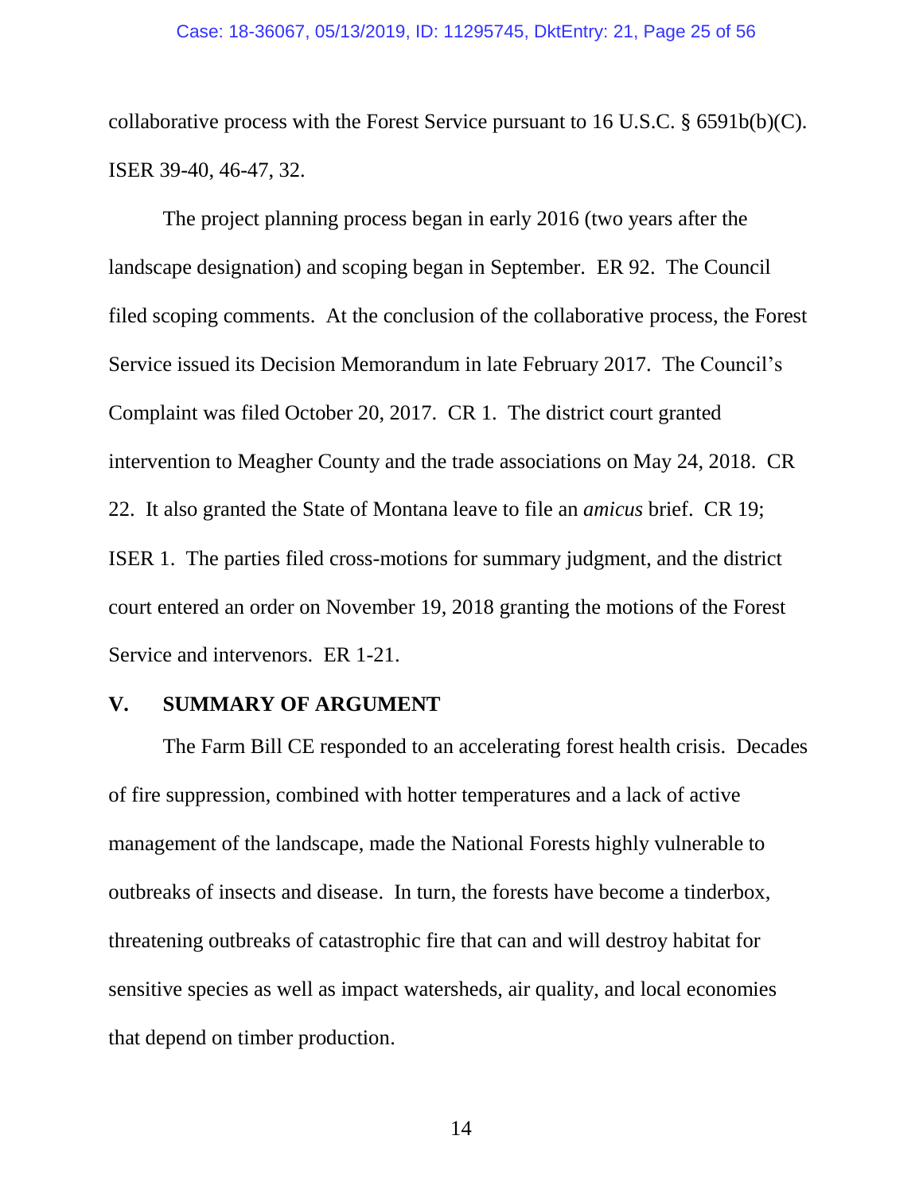collaborative process with the Forest Service pursuant to 16 U.S.C. § 6591b(b)(C). ISER 39-40, 46-47, 32.

The project planning process began in early 2016 (two years after the landscape designation) and scoping began in September. ER 92. The Council filed scoping comments. At the conclusion of the collaborative process, the Forest Service issued its Decision Memorandum in late February 2017. The Council's Complaint was filed October 20, 2017. CR 1. The district court granted intervention to Meagher County and the trade associations on May 24, 2018. CR 22. It also granted the State of Montana leave to file an *amicus* brief. CR 19; ISER 1. The parties filed cross-motions for summary judgment, and the district court entered an order on November 19, 2018 granting the motions of the Forest Service and intervenors. ER 1-21.

## V. SUMMARY OF ARGUMENT

The Farm Bill CE responded to an accelerating forest health crisis. Decades of fire suppression, combined with hotter temperatures and a lack of active management of the landscape, made the National Forests highly vulnerable to outbreaks of insects and disease. In turn, the forests have become a tinderbox, threatening outbreaks of catastrophic fire that can and will destroy habitat for sensitive species as well as impact watersheds, air quality, and local economies that depend on timber production.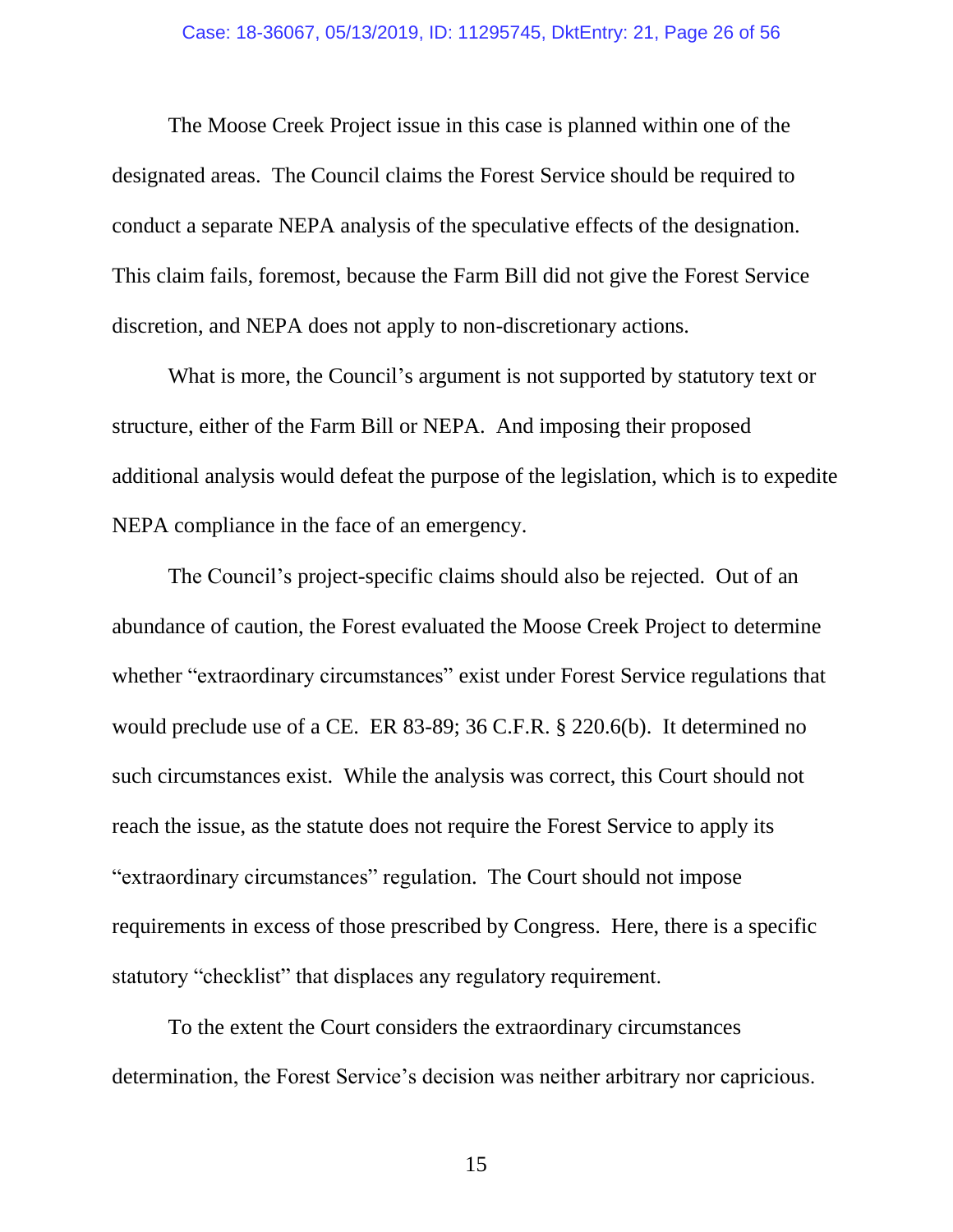The Moose Creek Project issue in this case is planned within one of the designated areas. The Council claims the Forest Service should be required to conduct a separate NEPA analysis of the speculative effects of the designation. This claim fails, foremost, because the Farm Bill did not give the Forest Service discretion, and NEPA does not apply to non-discretionary actions.

What is more, the Council's argument is not supported by statutory text or structure, either of the Farm Bill or NEPA. And imposing their proposed additional analysis would defeat the purpose of the legislation, which is to expedite NEPA compliance in the face of an emergency.

The Council's project-specific claims should also be rejected. Out of an abundance of caution, the Forest evaluated the Moose Creek Project to determine whether "extraordinary circumstances" exist under Forest Service regulations that would preclude use of a CE. ER 83-89; 36 C.F.R. § 220.6(b). It determined no such circumstances exist. While the analysis was correct, this Court should not reach the issue, as the statute does not require the Forest Service to apply its "extraordinary circumstances" regulation. The Court should not impose requirements in excess of those prescribed by Congress. Here, there is a specific statutory "checklist" that displaces any regulatory requirement.

To the extent the Court considers the extraordinary circumstances determination, the Forest Service's decision was neither arbitrary nor capricious.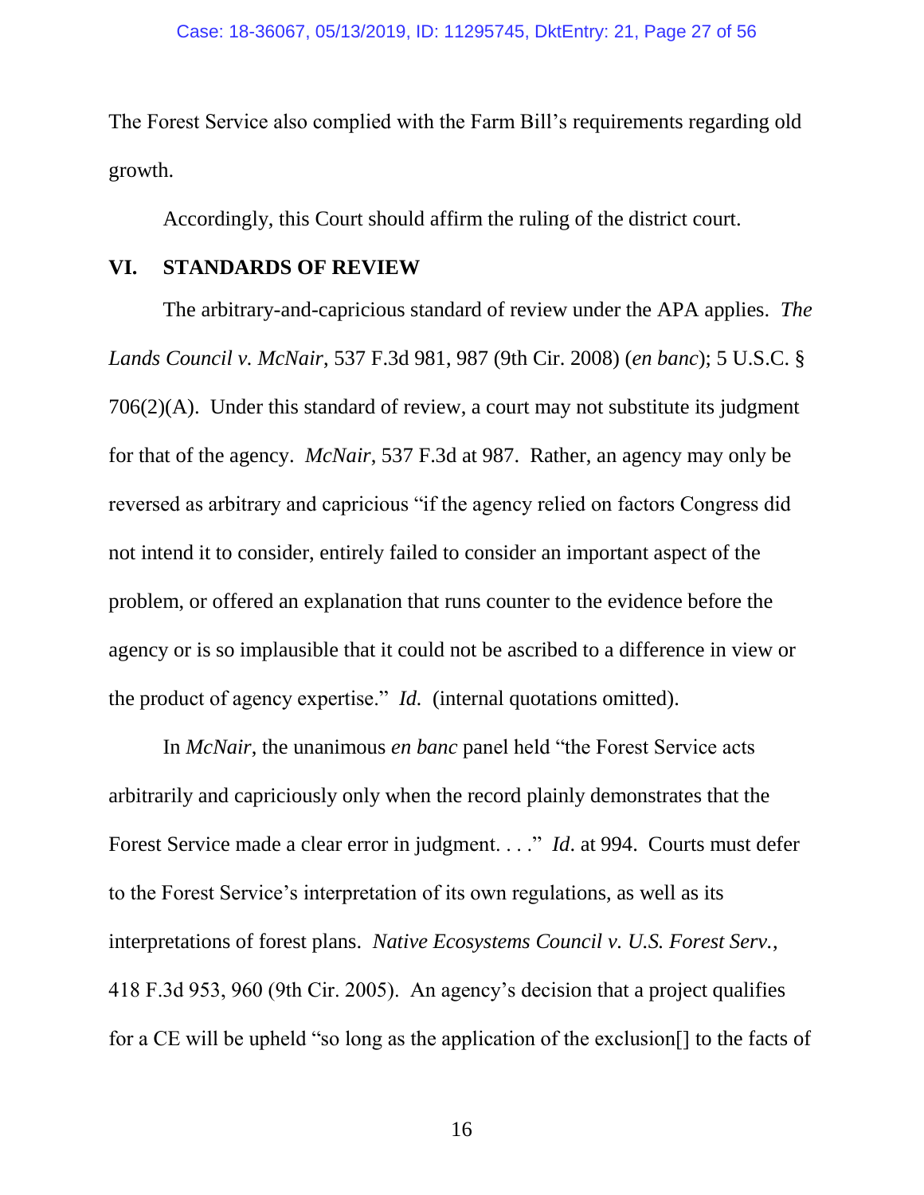The Forest Service also complied with the Farm Bill's requirements regarding old growth.

Accordingly, this Court should affirm the ruling of the district court.

## VI. STANDARDS OF REVIEW

The arbitrary-and-capricious standard of review under the APA applies. *The Lands Council v. McNair*, 537 F.3d 981, 987 (9th Cir. 2008) (*en banc*); 5 U.S.C. § 706(2)(A). Under this standard of review, a court may not substitute its judgment for that of the agency. *McNair*, 537 F.3d at 987. Rather, an agency may only be reversed as arbitrary and capricious "if the agency relied on factors Congress did not intend it to consider, entirely failed to consider an important aspect of the problem, or offered an explanation that runs counter to the evidence before the agency or is so implausible that it could not be ascribed to a difference in view or the product of agency expertise." *Id.* (internal quotations omitted).

In *McNair*, the unanimous *en banc* panel held "the Forest Service acts arbitrarily and capriciously only when the record plainly demonstrates that the Forest Service made a clear error in judgment. . . ." *Id*. at 994. Courts must defer to the Forest Service's interpretation of its own regulations, as well as its interpretations of forest plans. *Native Ecosystems Council v. U.S. Forest Serv.*, 418 F.3d 953, 960 (9th Cir. 2005). An agency's decision that a project qualifies for a CE will be upheld "so long as the application of the exclusion[] to the facts of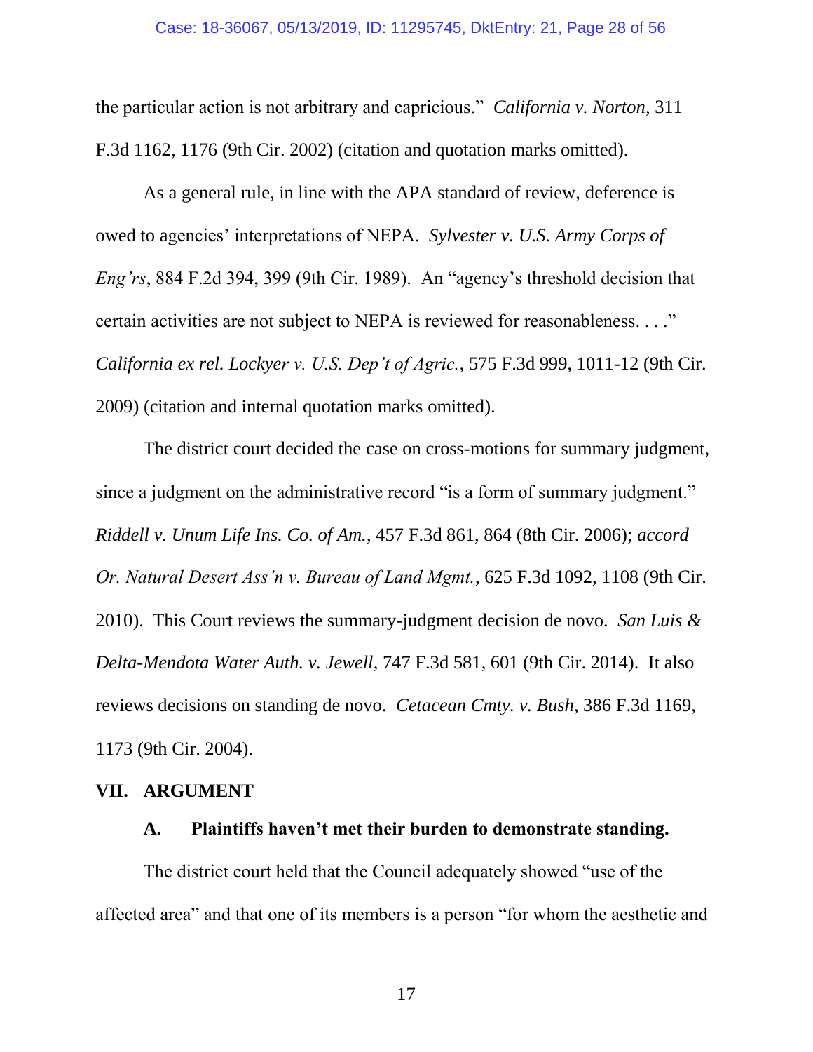the particular action is not arbitrary and capricious." *California v. Norton*, 311 F.3d 1162, 1176 (9th Cir. 2002) (citation and quotation marks omitted).

As a general rule, in line with the APA standard of review, deference is owed to agencies' interpretations of NEPA. *Sylvester v. U.S. Army Corps of Eng'rs*, 884 F.2d 394, 399 (9th Cir. 1989). An "agency's threshold decision that certain activities are not subject to NEPA is reviewed for reasonableness. . . ." *California ex rel. Lockyer v. U.S. Dep't of Agric.*, 575 F.3d 999, 1011-12 (9th Cir. 2009) (citation and internal quotation marks omitted).

The district court decided the case on cross-motions for summary judgment, since a judgment on the administrative record "is a form of summary judgment." *Riddell v. Unum Life Ins. Co. of Am.*, 457 F.3d 861, 864 (8th Cir. 2006); *accord Or. Natural Desert Ass'n v. Bureau of Land Mgmt.*, 625 F.3d 1092, 1108 (9th Cir. 2010). This Court reviews the summary-judgment decision de novo. *San Luis & Delta-Mendota Water Auth. v. Jewell*, 747 F.3d 581, 601 (9th Cir. 2014). It also reviews decisions on standing de novo. *Cetacean Cmty. v. Bush*, 386 F.3d 1169, 1173 (9th Cir. 2004).

## VII. ARGUMENT

### A. Plaintiffs haven't met their burden to demonstrate standing.

The district court held that the Council adequately showed "use of the affected area" and that one of its members is a person "for whom the aesthetic and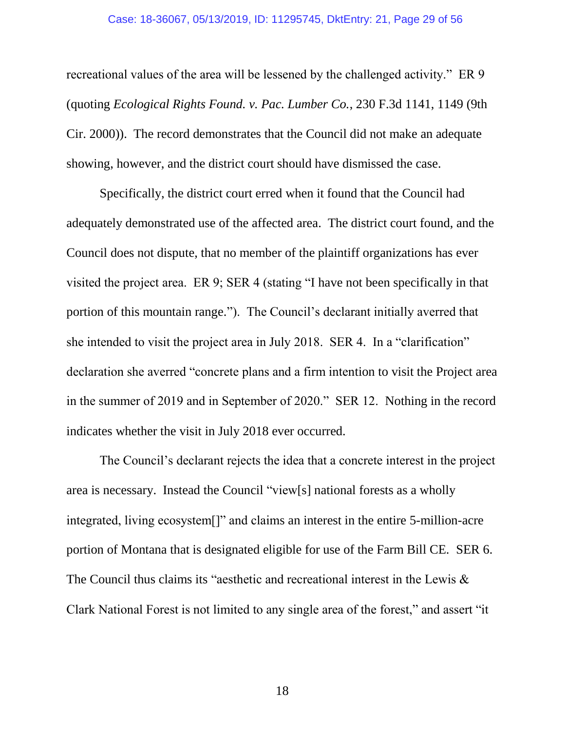recreational values of the area will be lessened by the challenged activity." ER 9 (quoting *Ecological Rights Found. v. Pac. Lumber Co.*, 230 F.3d 1141, 1149 (9th Cir. 2000)). The record demonstrates that the Council did not make an adequate showing, however, and the district court should have dismissed the case.

Specifically, the district court erred when it found that the Council had adequately demonstrated use of the affected area. The district court found, and the Council does not dispute, that no member of the plaintiff organizations has ever visited the project area. ER 9; SER 4 (stating "I have not been specifically in that portion of this mountain range."). The Council's declarant initially averred that she intended to visit the project area in July 2018. SER 4. In a "clarification" declaration she averred "concrete plans and a firm intention to visit the Project area in the summer of 2019 and in September of 2020." SER 12. Nothing in the record indicates whether the visit in July 2018 ever occurred.

The Council's declarant rejects the idea that a concrete interest in the project area is necessary. Instead the Council "view[s] national forests as a wholly integrated, living ecosystem[]" and claims an interest in the entire 5-million-acre portion of Montana that is designated eligible for use of the Farm Bill CE. SER 6. The Council thus claims its "aesthetic and recreational interest in the Lewis & Clark National Forest is not limited to any single area of the forest," and assert "it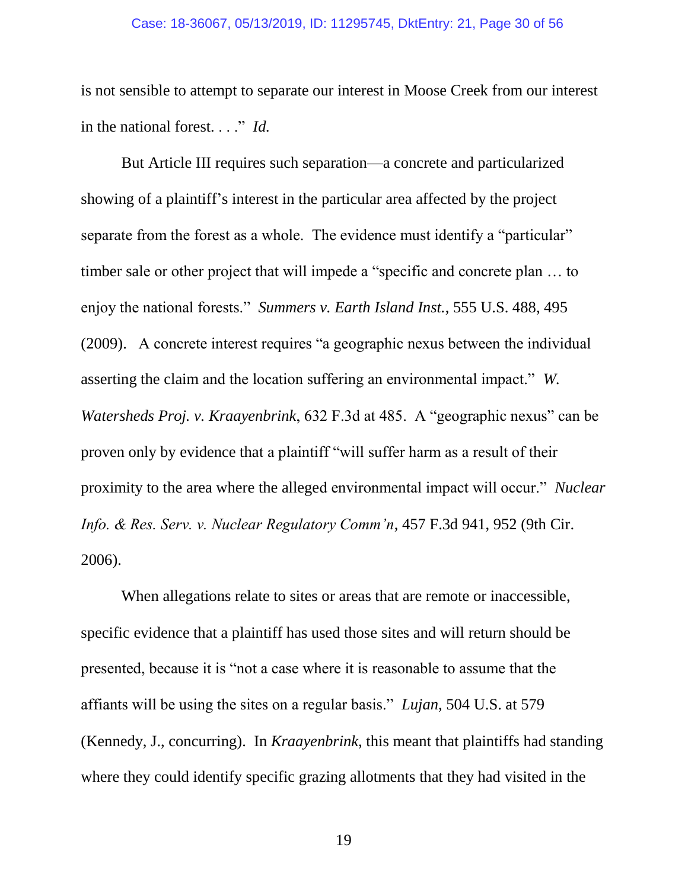is not sensible to attempt to separate our interest in Moose Creek from our interest in the national forest. . . ." *Id.*

But Article III requires such separation—a concrete and particularized showing of a plaintiff's interest in the particular area affected by the project separate from the forest as a whole. The evidence must identify a "particular" timber sale or other project that will impede a "specific and concrete plan … to enjoy the national forests." *Summers v. Earth Island Inst.*, 555 U.S. 488, 495 (2009). A concrete interest requires "a geographic nexus between the individual asserting the claim and the location suffering an environmental impact." *W. Watersheds Proj. v. Kraayenbrink*, 632 F.3d at 485. A "geographic nexus" can be proven only by evidence that a plaintiff "will suffer harm as a result of their proximity to the area where the alleged environmental impact will occur." *Nuclear Info. & Res. Serv. v. Nuclear Regulatory Comm'n*, 457 F.3d 941, 952 (9th Cir. 2006).

When allegations relate to sites or areas that are remote or inaccessible, specific evidence that a plaintiff has used those sites and will return should be presented, because it is "not a case where it is reasonable to assume that the affiants will be using the sites on a regular basis." *Lujan*, 504 U.S. at 579 (Kennedy, J., concurring). In *Kraayenbrink*, this meant that plaintiffs had standing where they could identify specific grazing allotments that they had visited in the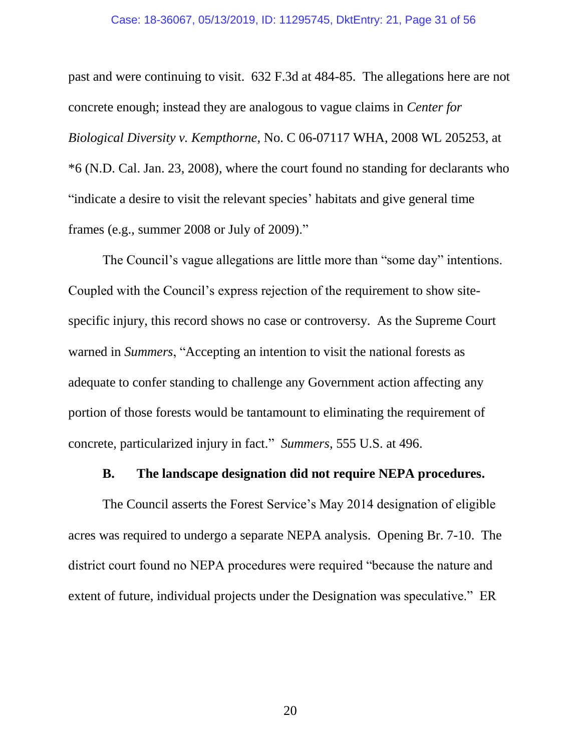past and were continuing to visit. 632 F.3d at 484-85. The allegations here are not concrete enough; instead they are analogous to vague claims in *Center for Biological Diversity v. Kempthorne*, No. C 06-07117 WHA, 2008 WL 205253, at *6 (N.D. Cal. Jan. 23, 2008), where the court found no standing for declarants who "indicate a desire to visit the relevant species' habitats and give general time frames (e.g., summer 2008 or July of 2009)."

The Council's vague allegations are little more than "some day" intentions. Coupled with the Council's express rejection of the requirement to show site-specific injury, this record shows no case or controversy. As the Supreme Court warned in *Summers*, "Accepting an intention to visit the national forests as adequate to confer standing to challenge any Government action affecting any portion of those forests would be tantamount to eliminating the requirement of concrete, particularized injury in fact." *Summers*, 555 U.S. at 496.

### B. The landscape designation did not require NEPA procedures.

The Council asserts the Forest Service's May 2014 designation of eligible acres was required to undergo a separate NEPA analysis. Opening Br. 7-10. The district court found no NEPA procedures were required "because the nature and extent of future, individual projects under the Designation was speculative." ER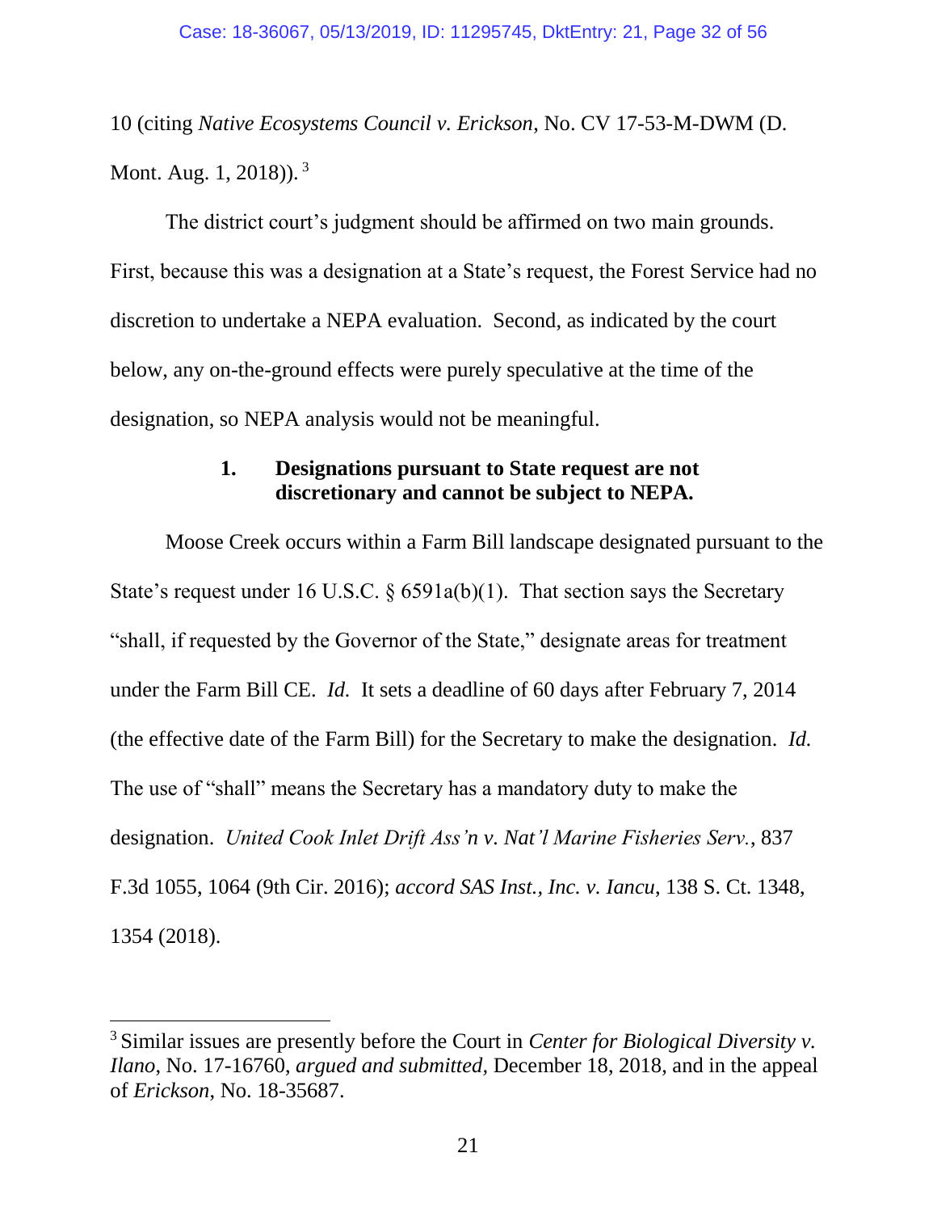10 (citing *Native Ecosystems Council v. Erickson*, No. CV 17-53-M-DWM (D. Mont. Aug. 1, 2018)).[3]

The district court's judgment should be affirmed on two main grounds. First, because this was a designation at a State's request, the Forest Service had no discretion to undertake a NEPA evaluation. Second, as indicated by the court below, any on-the-ground effects were purely speculative at the time of the designation, so NEPA analysis would not be meaningful.

### 1. Designations pursuant to State request are not discretionary and cannot be subject to NEPA.

Moose Creek occurs within a Farm Bill landscape designated pursuant to the State's request under 16 U.S.C. § 6591a(b)(1). That section says the Secretary "shall, if requested by the Governor of the State," designate areas for treatment under the Farm Bill CE. *Id.* It sets a deadline of 60 days after February 7, 2014 (the effective date of the Farm Bill) for the Secretary to make the designation. *Id.* The use of "shall" means the Secretary has a mandatory duty to make the designation. *United Cook Inlet Drift Ass'n v. Nat'l Marine Fisheries Serv.*, 837 F.3d 1055, 1064 (9th Cir. 2016); *accord SAS Inst., Inc. v. Iancu*, 138 S. Ct. 1348, 1354 (2018).

---

[3] Similar issues are presently before the Court in *Center for Biological Diversity v. Ilano*, No. 17-16760, *argued and submitted*, December 18, 2018, and in the appeal of *Erickson*, No. 18-35687.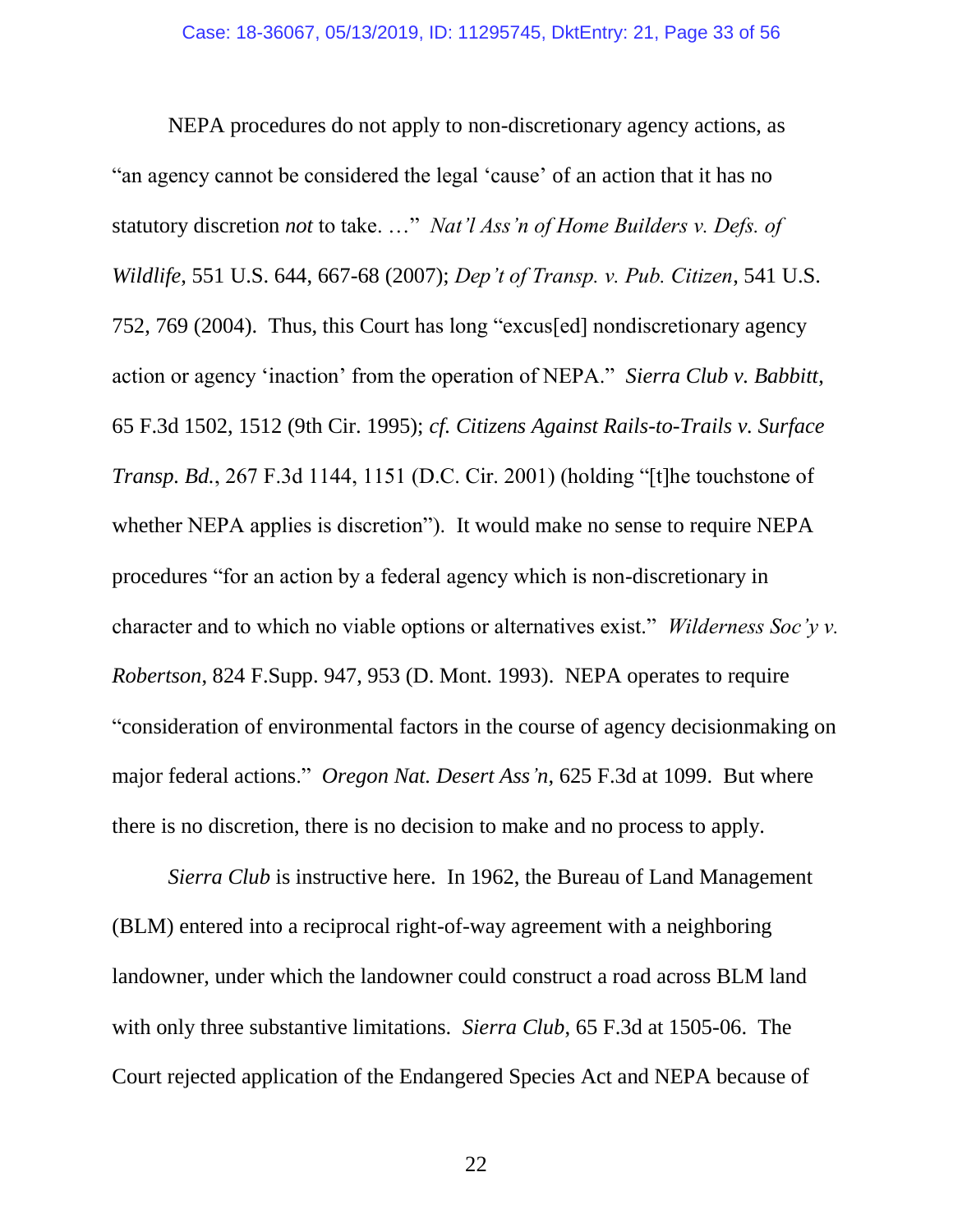NEPA procedures do not apply to non-discretionary agency actions, as "an agency cannot be considered the legal 'cause' of an action that it has no statutory discretion *not* to take. …" *Nat'l Ass'n of Home Builders v. Defs. of Wildlife*, 551 U.S. 644, 667-68 (2007); *Dep't of Transp. v. Pub. Citizen*, 541 U.S. 752, 769 (2004). Thus, this Court has long "excus[ed] nondiscretionary agency action or agency 'inaction' from the operation of NEPA." *Sierra Club v. Babbitt*, 65 F.3d 1502, 1512 (9th Cir. 1995); *cf. Citizens Against Rails-to-Trails v. Surface Transp. Bd.*, 267 F.3d 1144, 1151 (D.C. Cir. 2001) (holding "[t]he touchstone of whether NEPA applies is discretion"). It would make no sense to require NEPA procedures "for an action by a federal agency which is non-discretionary in character and to which no viable options or alternatives exist." *Wilderness Soc'y v. Robertson*, 824 F.Supp. 947, 953 (D. Mont. 1993). NEPA operates to require "consideration of environmental factors in the course of agency decisionmaking on major federal actions." *Oregon Nat. Desert Ass'n*, 625 F.3d at 1099. But where there is no discretion, there is no decision to make and no process to apply.

*Sierra Club* is instructive here. In 1962, the Bureau of Land Management (BLM) entered into a reciprocal right-of-way agreement with a neighboring landowner, under which the landowner could construct a road across BLM land with only three substantive limitations. *Sierra Club*, 65 F.3d at 1505-06. The Court rejected application of the Endangered Species Act and NEPA because of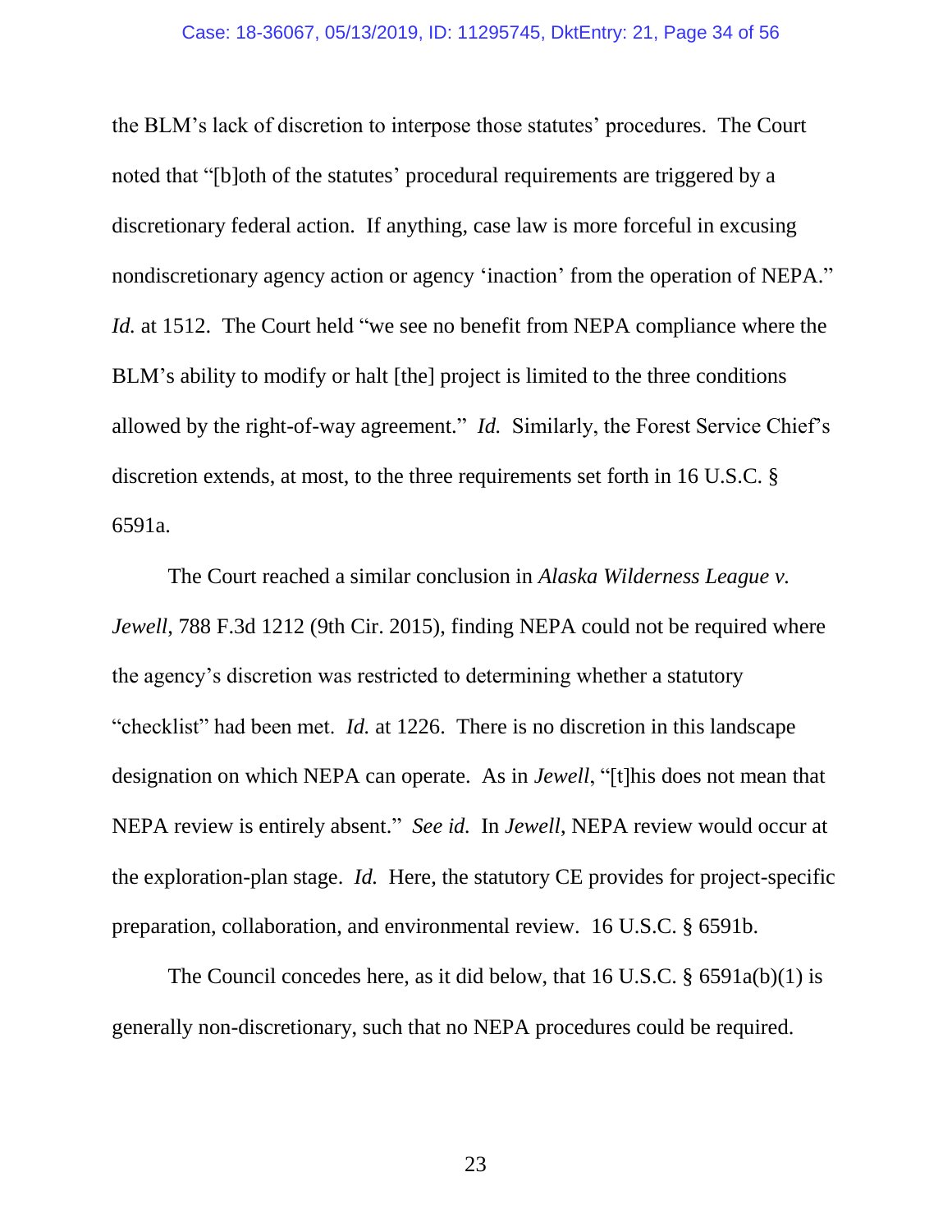the BLM's lack of discretion to interpose those statutes' procedures. The Court noted that "[b]oth of the statutes' procedural requirements are triggered by a discretionary federal action. If anything, case law is more forceful in excusing nondiscretionary agency action or agency 'inaction' from the operation of NEPA." *Id.* at 1512. The Court held "we see no benefit from NEPA compliance where the BLM's ability to modify or halt [the] project is limited to the three conditions allowed by the right-of-way agreement." *Id.* Similarly, the Forest Service Chief's discretion extends, at most, to the three requirements set forth in 16 U.S.C. § 6591a.

The Court reached a similar conclusion in *Alaska Wilderness League v. Jewell*, 788 F.3d 1212 (9th Cir. 2015), finding NEPA could not be required where the agency's discretion was restricted to determining whether a statutory "checklist" had been met. *Id.* at 1226. There is no discretion in this landscape designation on which NEPA can operate. As in *Jewell*, "[t]his does not mean that NEPA review is entirely absent." *See id.* In *Jewell*, NEPA review would occur at the exploration-plan stage. *Id.* Here, the statutory CE provides for project-specific preparation, collaboration, and environmental review. 16 U.S.C. § 6591b.

The Council concedes here, as it did below, that 16 U.S.C. § 6591a(b)(1) is generally non-discretionary, such that no NEPA procedures could be required.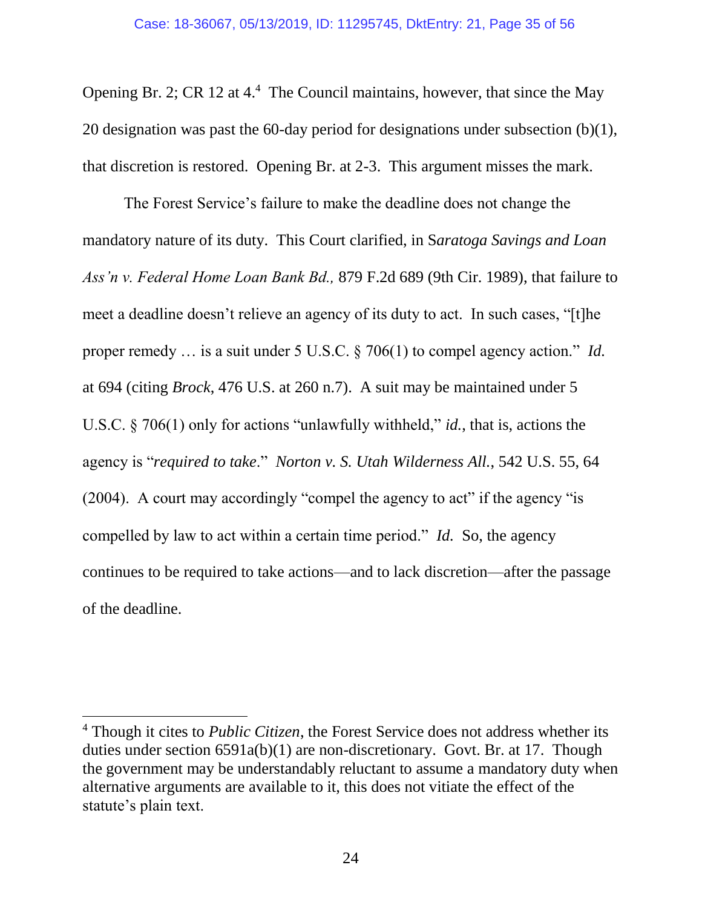Opening Br. 2; CR 12 at 4.[4] The Council maintains, however, that since the May 20 designation was past the 60-day period for designations under subsection (b)(1), that discretion is restored. Opening Br. at 2-3. This argument misses the mark.

The Forest Service's failure to make the deadline does not change the mandatory nature of its duty. This Court clarified, in S*aratoga Savings and Loan Ass'n v. Federal Home Loan Bank Bd.,* 879 F.2d 689 (9th Cir. 1989), that failure to meet a deadline doesn't relieve an agency of its duty to act. In such cases, "[t]he proper remedy … is a suit under 5 U.S.C. § 706(1) to compel agency action." *Id.* at 694 (citing *Brock*, 476 U.S. at 260 n.7). A suit may be maintained under 5 U.S.C. § 706(1) only for actions "unlawfully withheld," *id.*, that is, actions the agency is "*required to take*." *Norton v. S. Utah Wilderness All.*, 542 U.S. 55, 64 (2004). A court may accordingly "compel the agency to act" if the agency "is compelled by law to act within a certain time period." *Id.* So, the agency continues to be required to take actions—and to lack discretion—after the passage of the deadline.

---

[4] Though it cites to *Public Citizen*, the Forest Service does not address whether its duties under section 6591a(b)(1) are non-discretionary. Govt. Br. at 17. Though the government may be understandably reluctant to assume a mandatory duty when alternative arguments are available to it, this does not vitiate the effect of the statute's plain text.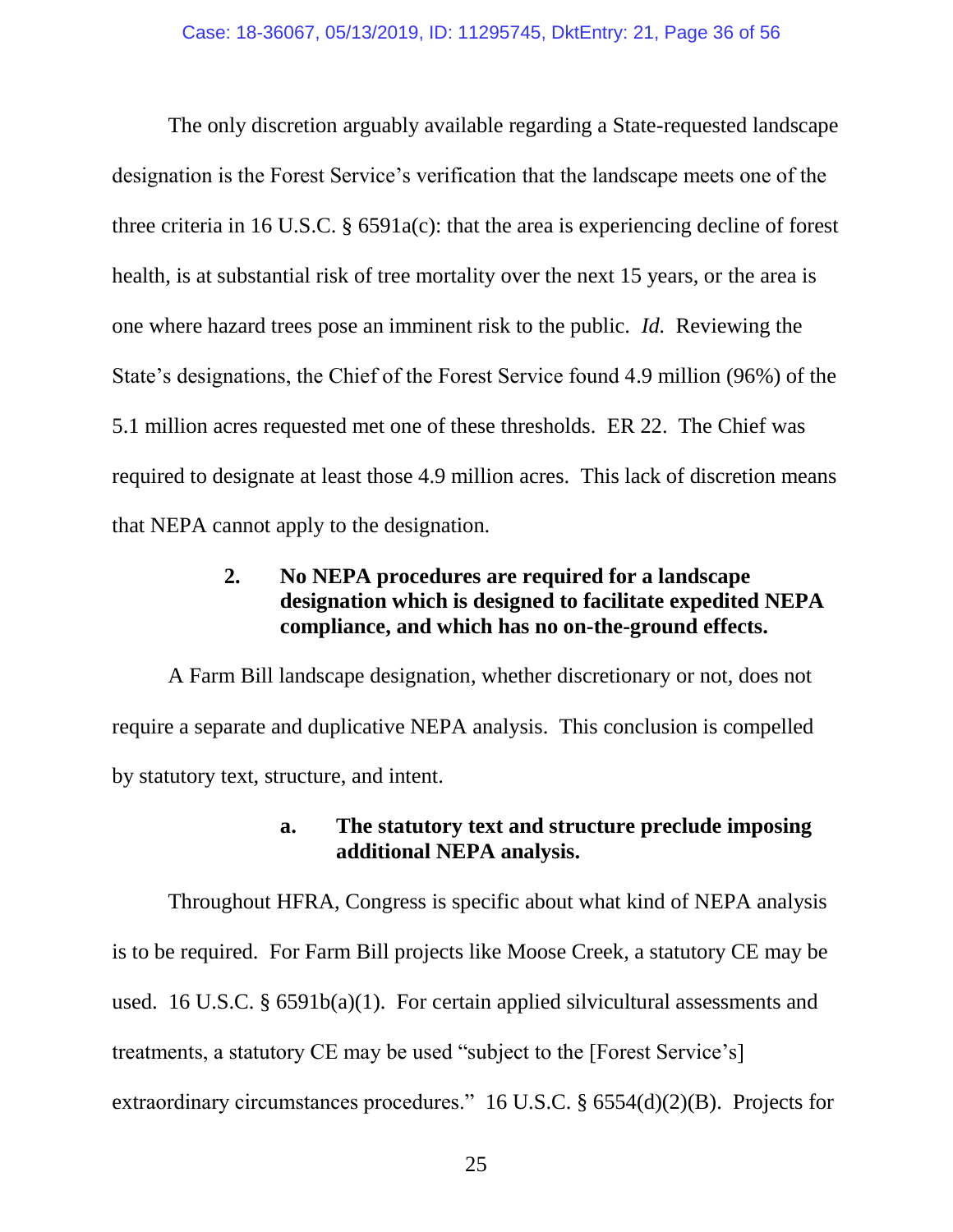The only discretion arguably available regarding a State-requested landscape designation is the Forest Service's verification that the landscape meets one of the three criteria in 16 U.S.C. § 6591a(c): that the area is experiencing decline of forest health, is at substantial risk of tree mortality over the next 15 years, or the area is one where hazard trees pose an imminent risk to the public. *Id.* Reviewing the State's designations, the Chief of the Forest Service found 4.9 million (96%) of the 5.1 million acres requested met one of these thresholds. ER 22. The Chief was required to designate at least those 4.9 million acres. This lack of discretion means that NEPA cannot apply to the designation.

### 2. No NEPA procedures are required for a landscape designation which is designed to facilitate expedited NEPA compliance, and which has no on-the-ground effects.

A Farm Bill landscape designation, whether discretionary or not, does not require a separate and duplicative NEPA analysis. This conclusion is compelled by statutory text, structure, and intent.

#### a. The statutory text and structure preclude imposing additional NEPA analysis.

Throughout HFRA, Congress is specific about what kind of NEPA analysis is to be required. For Farm Bill projects like Moose Creek, a statutory CE may be used. 16 U.S.C. § 6591b(a)(1). For certain applied silvicultural assessments and treatments, a statutory CE may be used "subject to the [Forest Service's] extraordinary circumstances procedures." 16 U.S.C. § 6554(d)(2)(B). Projects for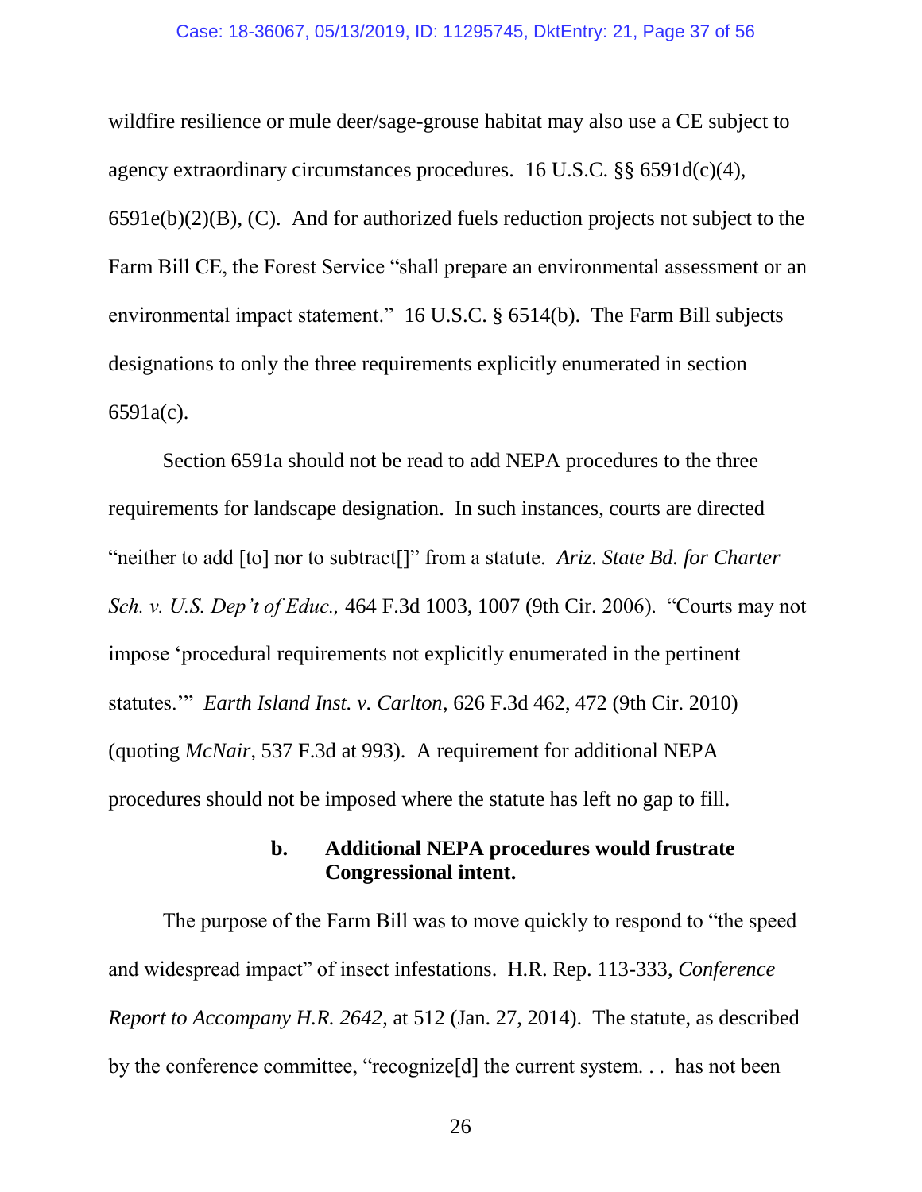wildfire resilience or mule deer/sage-grouse habitat may also use a CE subject to agency extraordinary circumstances procedures. 16 U.S.C. §§ 6591d(c)(4), 6591e(b)(2)(B), (C). And for authorized fuels reduction projects not subject to the Farm Bill CE, the Forest Service "shall prepare an environmental assessment or an environmental impact statement." 16 U.S.C. § 6514(b). The Farm Bill subjects designations to only the three requirements explicitly enumerated in section 6591a(c).

Section 6591a should not be read to add NEPA procedures to the three requirements for landscape designation. In such instances, courts are directed "neither to add [to] nor to subtract[]" from a statute. *Ariz. State Bd. for Charter Sch. v. U.S. Dep't of Educ.,* 464 F.3d 1003, 1007 (9th Cir. 2006). "Courts may not impose 'procedural requirements not explicitly enumerated in the pertinent statutes.'" *Earth Island Inst. v. Carlton*, 626 F.3d 462, 472 (9th Cir. 2010) (quoting *McNair*, 537 F.3d at 993). A requirement for additional NEPA procedures should not be imposed where the statute has left no gap to fill.

**b. Additional NEPA procedures would frustrate Congressional intent.**

The purpose of the Farm Bill was to move quickly to respond to "the speed and widespread impact" of insect infestations. H.R. Rep. 113-333, *Conference Report to Accompany H.R. 2642*, at 512 (Jan. 27, 2014). The statute, as described by the conference committee, "recognize[d] the current system. . . has not been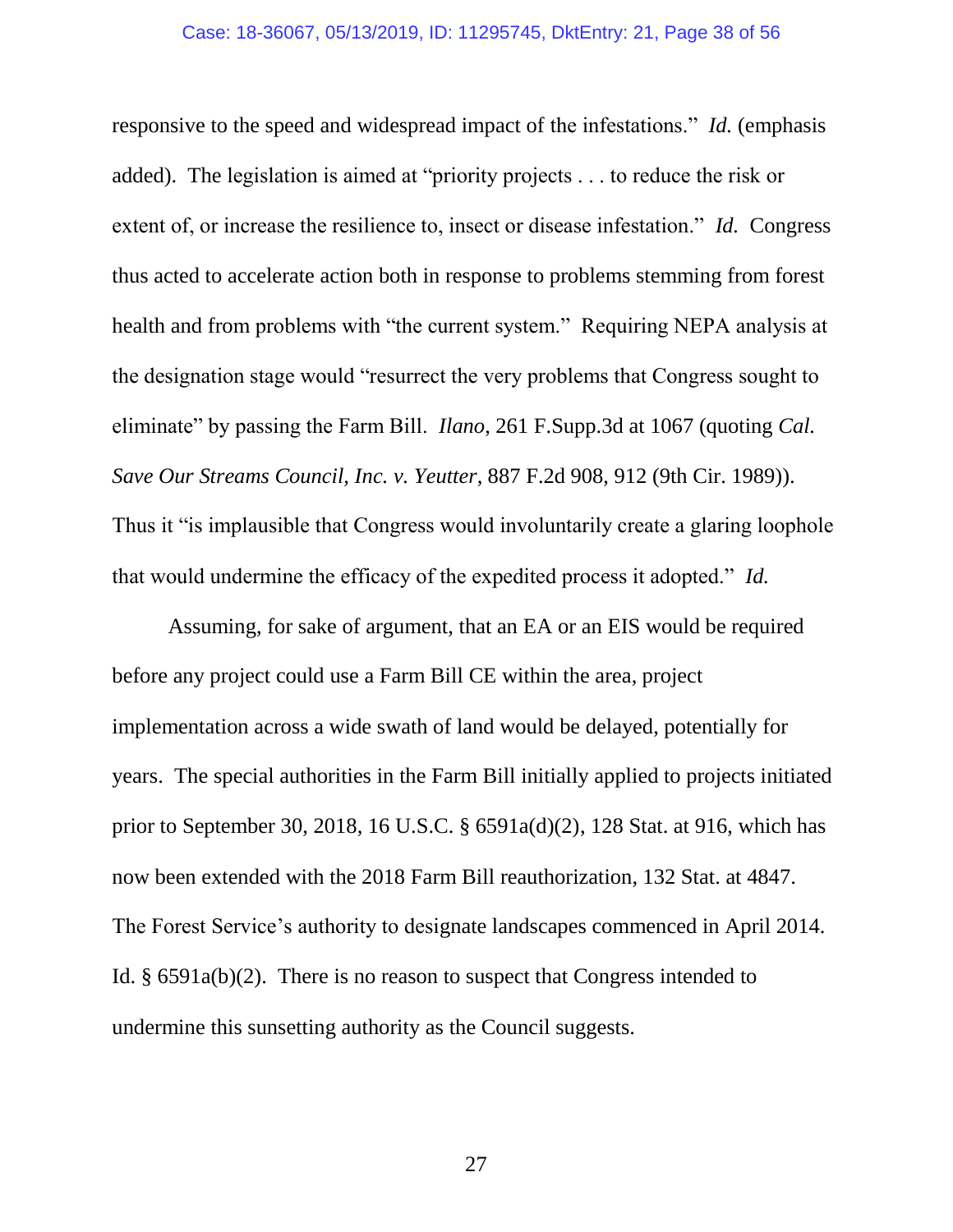responsive to the speed and widespread impact of the infestations." *Id.* (emphasis added). The legislation is aimed at "priority projects . . . to reduce the risk or extent of, or increase the resilience to, insect or disease infestation." *Id.* Congress thus acted to accelerate action both in response to problems stemming from forest health and from problems with "the current system." Requiring NEPA analysis at the designation stage would "resurrect the very problems that Congress sought to eliminate" by passing the Farm Bill. *Ilano*, 261 F.Supp.3d at 1067 (quoting *Cal. Save Our Streams Council, Inc. v. Yeutter*, 887 F.2d 908, 912 (9th Cir. 1989)). Thus it "is implausible that Congress would involuntarily create a glaring loophole that would undermine the efficacy of the expedited process it adopted." *Id.*

Assuming, for sake of argument, that an EA or an EIS would be required before any project could use a Farm Bill CE within the area, project implementation across a wide swath of land would be delayed, potentially for years. The special authorities in the Farm Bill initially applied to projects initiated prior to September 30, 2018, 16 U.S.C. § 6591a(d)(2), 128 Stat. at 916, which has now been extended with the 2018 Farm Bill reauthorization, 132 Stat. at 4847. The Forest Service's authority to designate landscapes commenced in April 2014. Id. § 6591a(b)(2). There is no reason to suspect that Congress intended to undermine this sunsetting authority as the Council suggests.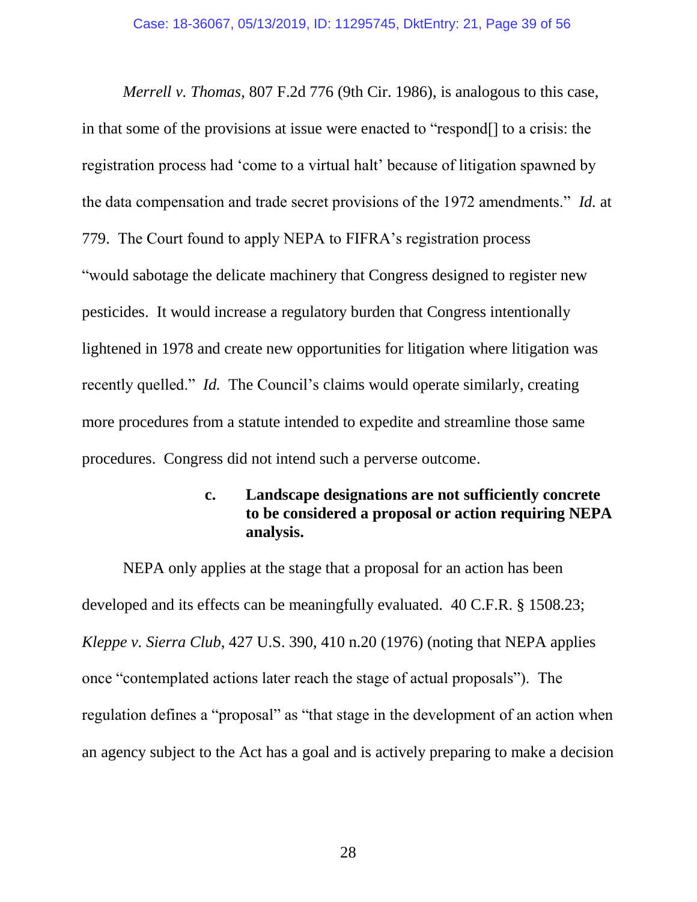*Merrell v. Thomas*, 807 F.2d 776 (9th Cir. 1986), is analogous to this case, in that some of the provisions at issue were enacted to "respond[] to a crisis: the registration process had 'come to a virtual halt' because of litigation spawned by the data compensation and trade secret provisions of the 1972 amendments." *Id.* at 779. The Court found to apply NEPA to FIFRA's registration process "would sabotage the delicate machinery that Congress designed to register new pesticides. It would increase a regulatory burden that Congress intentionally lightened in 1978 and create new opportunities for litigation where litigation was recently quelled." *Id.* The Council's claims would operate similarly, creating more procedures from a statute intended to expedite and streamline those same procedures. Congress did not intend such a perverse outcome.

#### c. Landscape designations are not sufficiently concrete to be considered a proposal or action requiring NEPA analysis.

NEPA only applies at the stage that a proposal for an action has been developed and its effects can be meaningfully evaluated. 40 C.F.R. § 1508.23; *Kleppe v. Sierra Club*, 427 U.S. 390, 410 n.20 (1976) (noting that NEPA applies once "contemplated actions later reach the stage of actual proposals"). The regulation defines a "proposal" as "that stage in the development of an action when an agency subject to the Act has a goal and is actively preparing to make a decision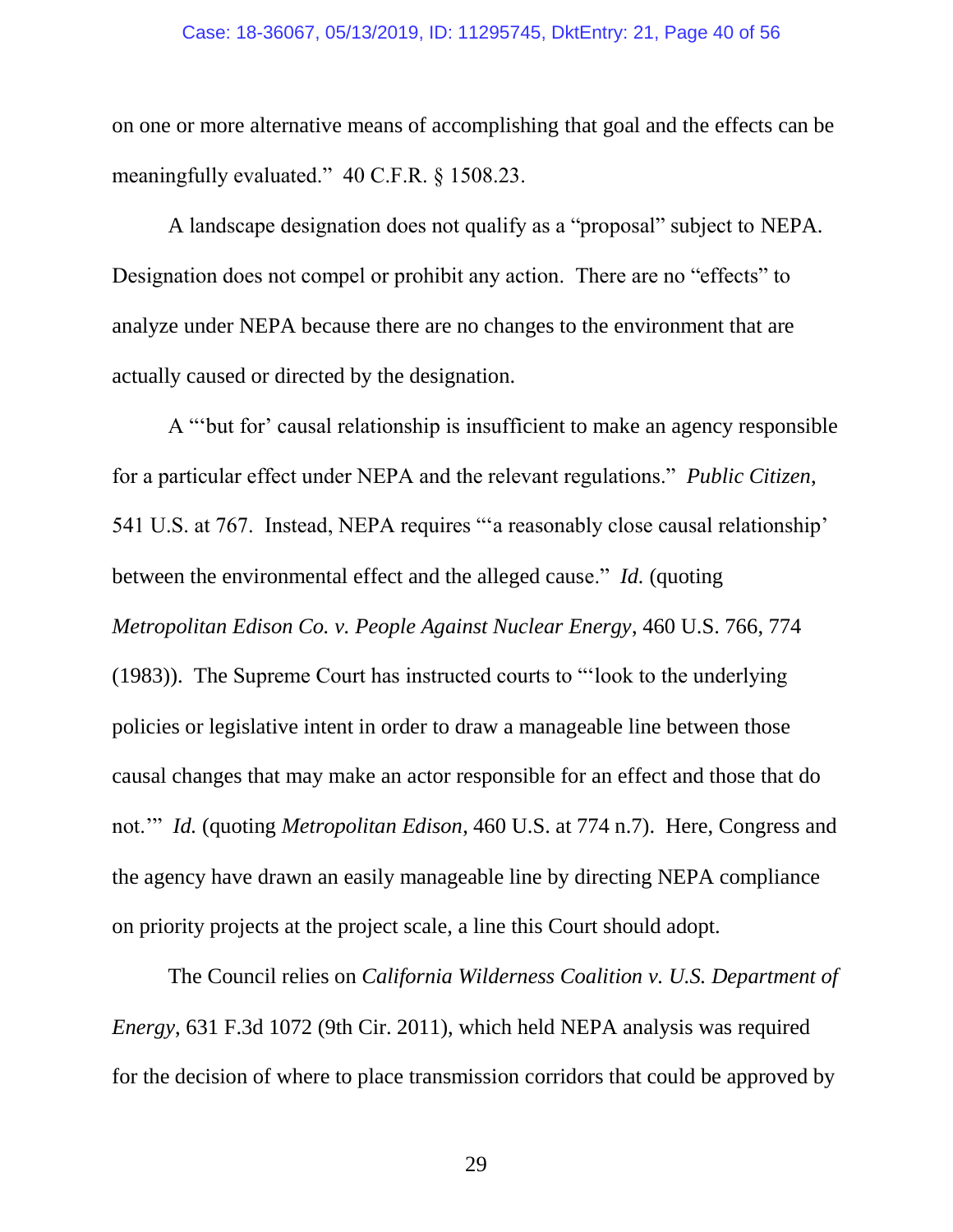on one or more alternative means of accomplishing that goal and the effects can be meaningfully evaluated." 40 C.F.R. § 1508.23.

A landscape designation does not qualify as a "proposal" subject to NEPA. Designation does not compel or prohibit any action. There are no "effects" to analyze under NEPA because there are no changes to the environment that are actually caused or directed by the designation.

A "'but for' causal relationship is insufficient to make an agency responsible for a particular effect under NEPA and the relevant regulations." *Public Citizen*, 541 U.S. at 767. Instead, NEPA requires "'a reasonably close causal relationship' between the environmental effect and the alleged cause." *Id.* (quoting *Metropolitan Edison Co. v. People Against Nuclear Energy*, 460 U.S. 766, 774 (1983)). The Supreme Court has instructed courts to "'look to the underlying policies or legislative intent in order to draw a manageable line between those causal changes that may make an actor responsible for an effect and those that do not.'" *Id.* (quoting *Metropolitan Edison*, 460 U.S. at 774 n.7). Here, Congress and the agency have drawn an easily manageable line by directing NEPA compliance on priority projects at the project scale, a line this Court should adopt.

The Council relies on *California Wilderness Coalition v. U.S. Department of Energy*, 631 F.3d 1072 (9th Cir. 2011), which held NEPA analysis was required for the decision of where to place transmission corridors that could be approved by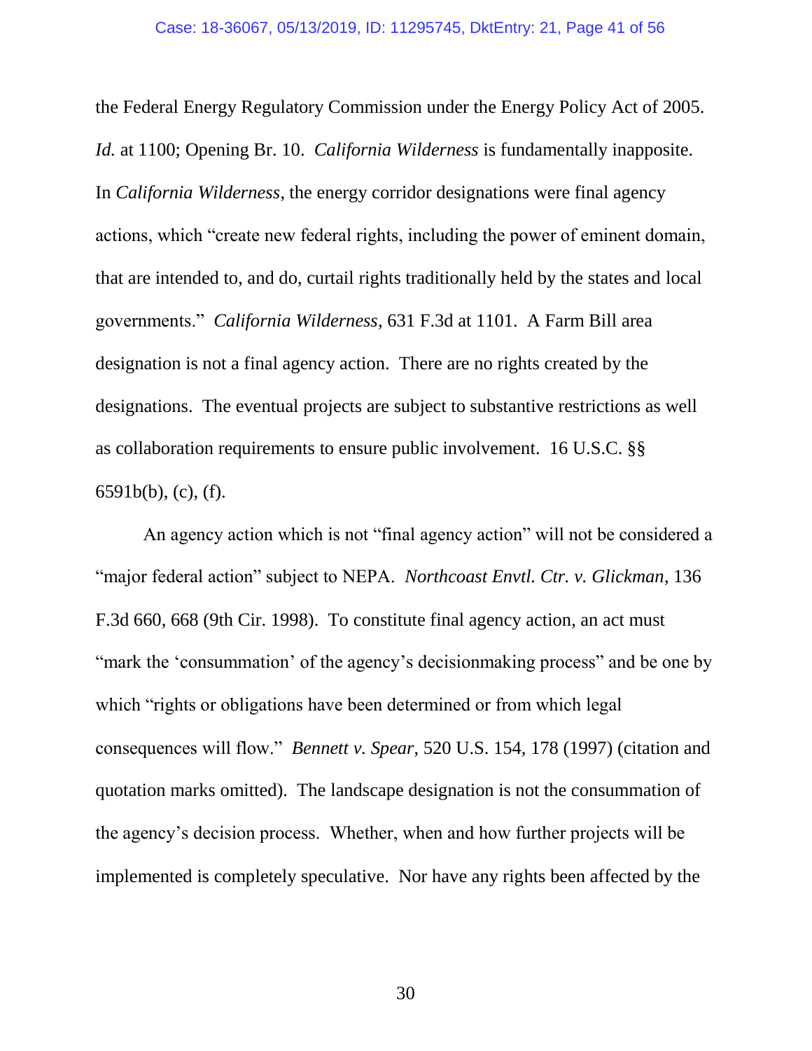the Federal Energy Regulatory Commission under the Energy Policy Act of 2005. *Id.* at 1100; Opening Br. 10. *California Wilderness* is fundamentally inapposite. In *California Wilderness*, the energy corridor designations were final agency actions, which "create new federal rights, including the power of eminent domain, that are intended to, and do, curtail rights traditionally held by the states and local governments." *California Wilderness*, 631 F.3d at 1101. A Farm Bill area designation is not a final agency action. There are no rights created by the designations. The eventual projects are subject to substantive restrictions as well as collaboration requirements to ensure public involvement. 16 U.S.C. §§ 6591b(b), (c), (f).

An agency action which is not "final agency action" will not be considered a "major federal action" subject to NEPA. *Northcoast Envtl. Ctr. v. Glickman*, 136 F.3d 660, 668 (9th Cir. 1998). To constitute final agency action, an act must "mark the 'consummation' of the agency's decisionmaking process" and be one by which "rights or obligations have been determined or from which legal consequences will flow." *Bennett v. Spear*, 520 U.S. 154, 178 (1997) (citation and quotation marks omitted). The landscape designation is not the consummation of the agency's decision process. Whether, when and how further projects will be implemented is completely speculative. Nor have any rights been affected by the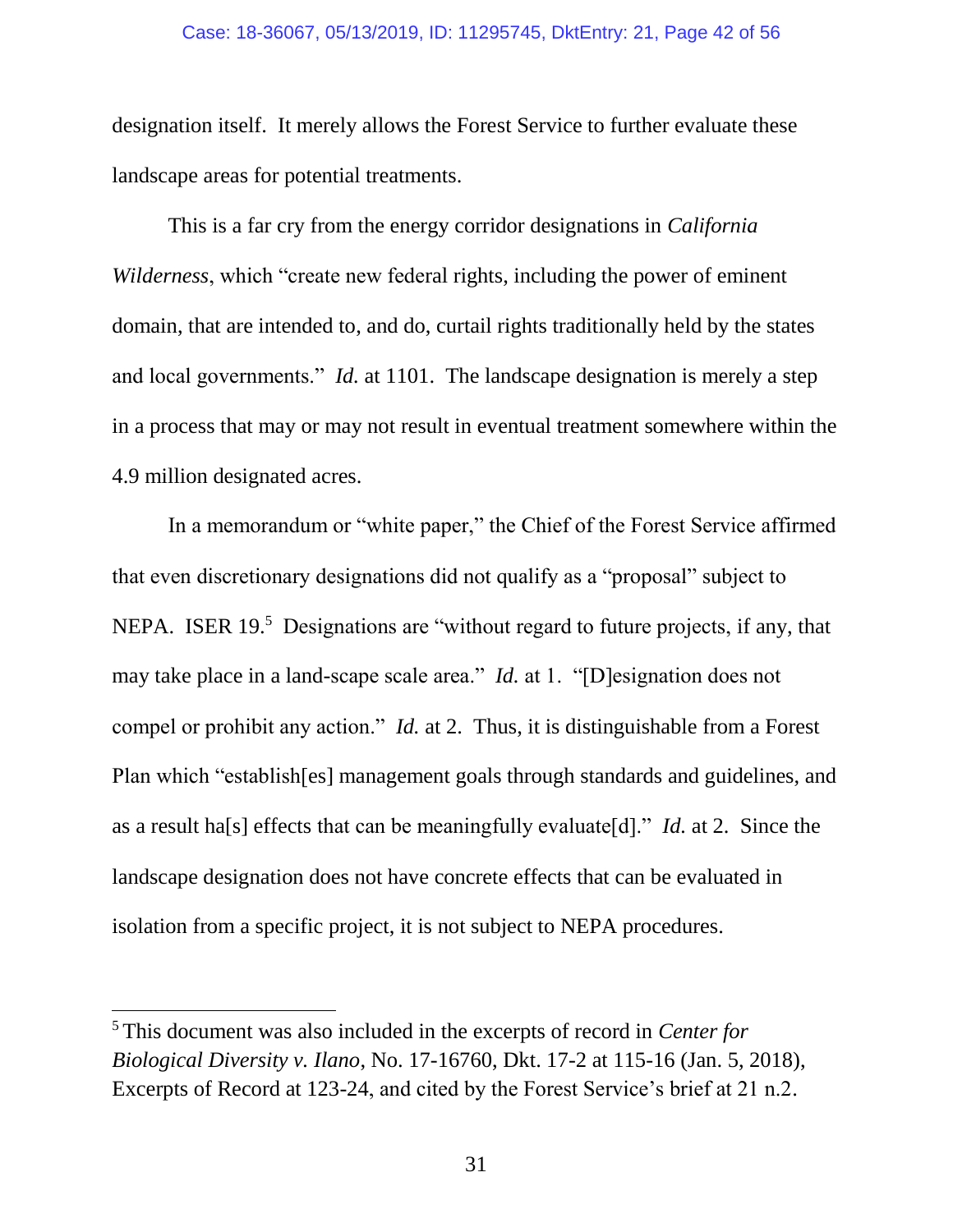designation itself. It merely allows the Forest Service to further evaluate these landscape areas for potential treatments.

This is a far cry from the energy corridor designations in *California Wilderness*, which "create new federal rights, including the power of eminent domain, that are intended to, and do, curtail rights traditionally held by the states and local governments." *Id.* at 1101. The landscape designation is merely a step in a process that may or may not result in eventual treatment somewhere within the 4.9 million designated acres.

In a memorandum or "white paper," the Chief of the Forest Service affirmed that even discretionary designations did not qualify as a "proposal" subject to NEPA. ISER 19.[5] Designations are "without regard to future projects, if any, that may take place in a land-scape scale area." *Id.* at 1. "[D]esignation does not compel or prohibit any action." *Id.* at 2. Thus, it is distinguishable from a Forest Plan which "establish[es] management goals through standards and guidelines, and as a result ha[s] effects that can be meaningfully evaluate[d]." *Id.* at 2. Since the landscape designation does not have concrete effects that can be evaluated in isolation from a specific project, it is not subject to NEPA procedures.

[5] This document was also included in the excerpts of record in *Center for Biological Diversity v. Ilano*, No. 17-16760, Dkt. 17-2 at 115-16 (Jan. 5, 2018), Excerpts of Record at 123-24, and cited by the Forest Service's brief at 21 n.2.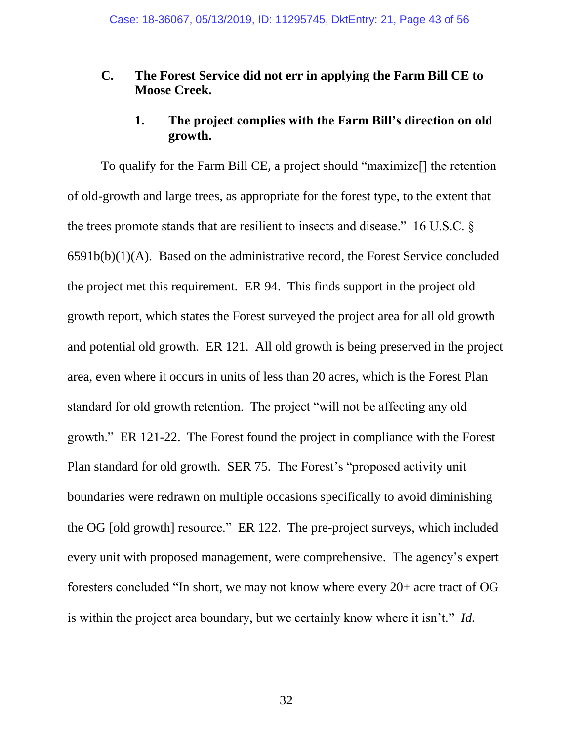### C. The Forest Service did not err in applying the Farm Bill CE to Moose Creek.

#### 1. The project complies with the Farm Bill's direction on old growth.

To qualify for the Farm Bill CE, a project should "maximize[] the retention of old-growth and large trees, as appropriate for the forest type, to the extent that the trees promote stands that are resilient to insects and disease." 16 U.S.C. § 6591b(b)(1)(A). Based on the administrative record, the Forest Service concluded the project met this requirement. ER 94. This finds support in the project old growth report, which states the Forest surveyed the project area for all old growth and potential old growth. ER 121. All old growth is being preserved in the project area, even where it occurs in units of less than 20 acres, which is the Forest Plan standard for old growth retention. The project "will not be affecting any old growth." ER 121-22. The Forest found the project in compliance with the Forest Plan standard for old growth. SER 75. The Forest's "proposed activity unit boundaries were redrawn on multiple occasions specifically to avoid diminishing the OG [old growth] resource." ER 122. The pre-project surveys, which included every unit with proposed management, were comprehensive. The agency's expert foresters concluded "In short, we may not know where every 20+ acre tract of OG is within the project area boundary, but we certainly know where it isn't." *Id.*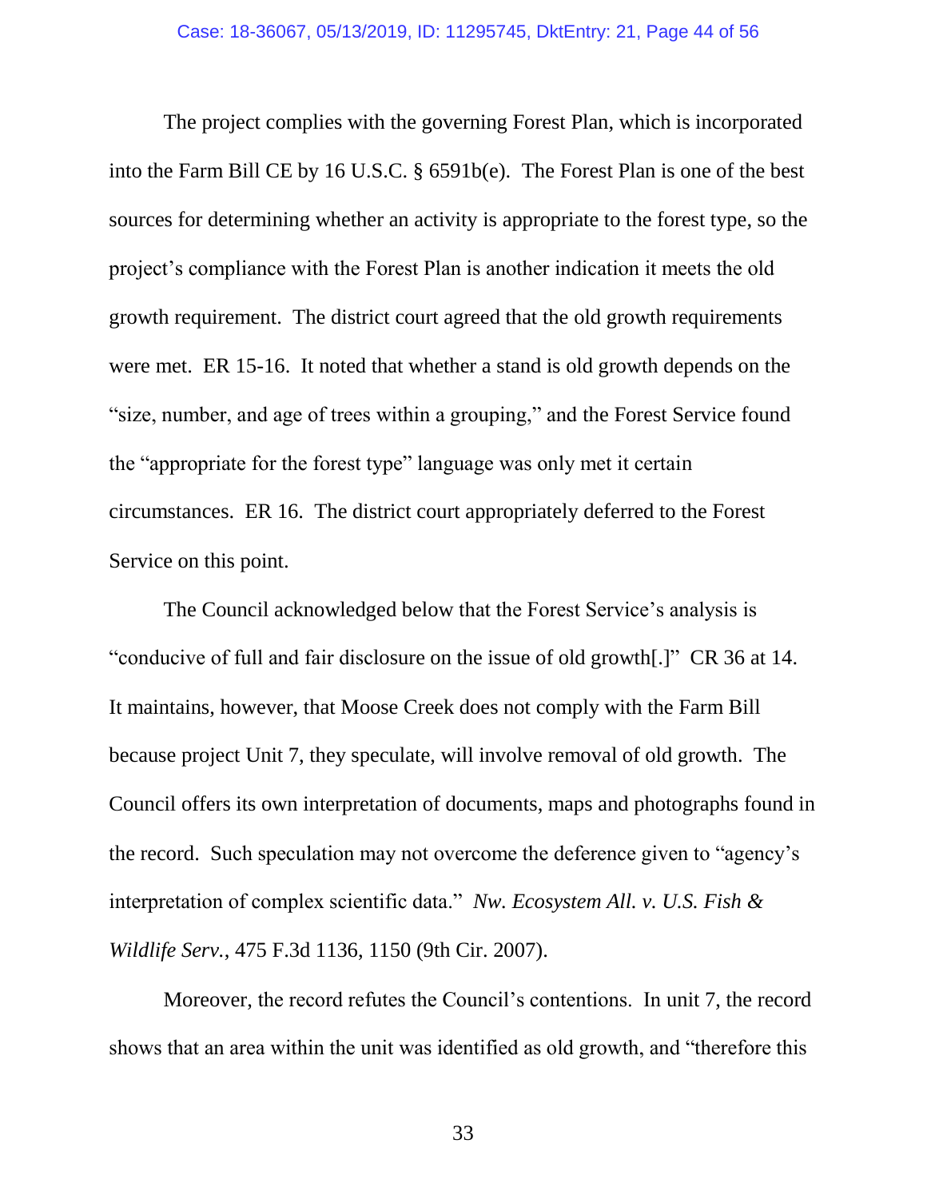The project complies with the governing Forest Plan, which is incorporated into the Farm Bill CE by 16 U.S.C. § 6591b(e). The Forest Plan is one of the best sources for determining whether an activity is appropriate to the forest type, so the project's compliance with the Forest Plan is another indication it meets the old growth requirement. The district court agreed that the old growth requirements were met. ER 15-16. It noted that whether a stand is old growth depends on the "size, number, and age of trees within a grouping," and the Forest Service found the "appropriate for the forest type" language was only met it certain circumstances. ER 16. The district court appropriately deferred to the Forest Service on this point.

The Council acknowledged below that the Forest Service's analysis is "conducive of full and fair disclosure on the issue of old growth[.]" CR 36 at 14. It maintains, however, that Moose Creek does not comply with the Farm Bill because project Unit 7, they speculate, will involve removal of old growth. The Council offers its own interpretation of documents, maps and photographs found in the record. Such speculation may not overcome the deference given to "agency's interpretation of complex scientific data." *Nw. Ecosystem All. v. U.S. Fish & Wildlife Serv.*, 475 F.3d 1136, 1150 (9th Cir. 2007).

Moreover, the record refutes the Council's contentions. In unit 7, the record shows that an area within the unit was identified as old growth, and "therefore this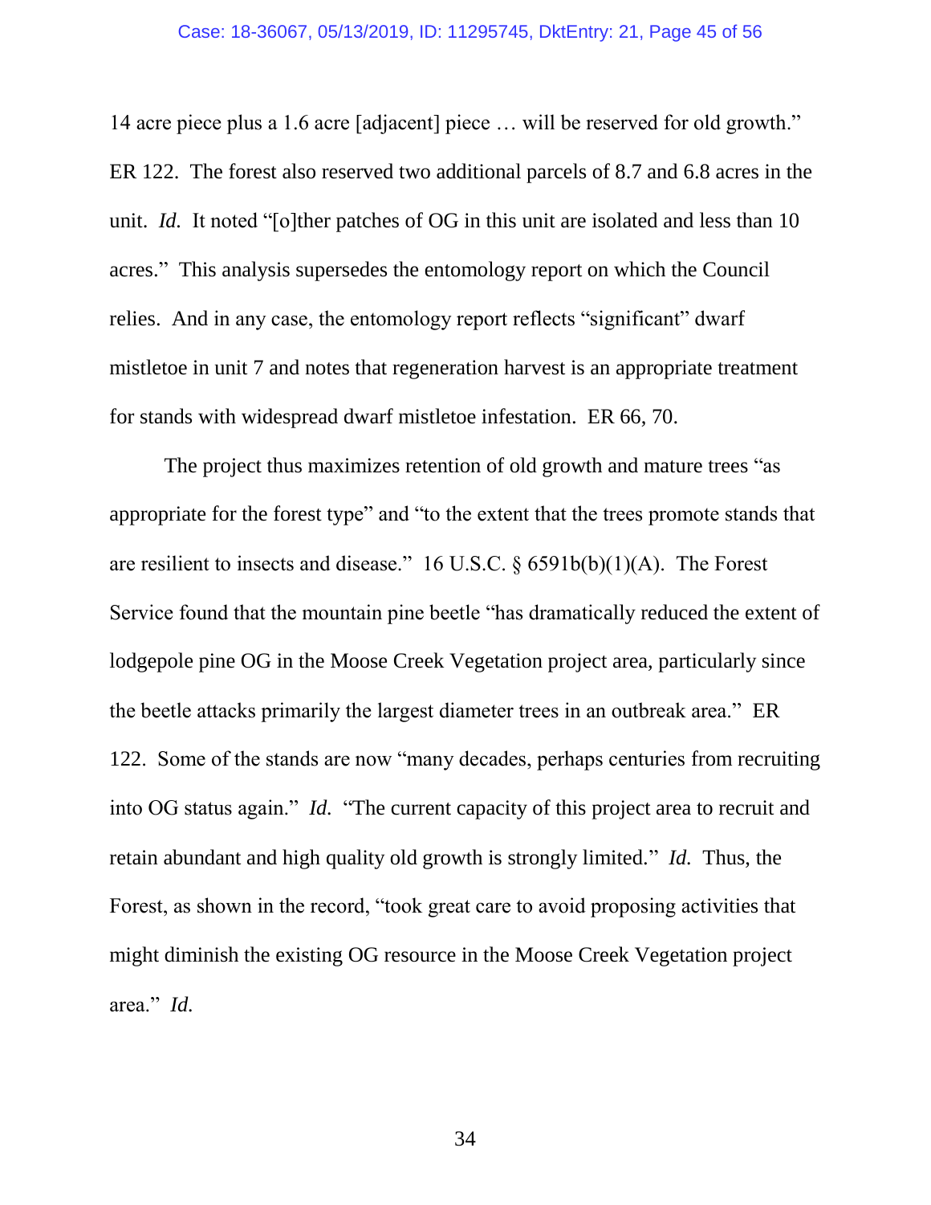14 acre piece plus a 1.6 acre [adjacent] piece … will be reserved for old growth." ER 122. The forest also reserved two additional parcels of 8.7 and 6.8 acres in the unit. *Id.* It noted "[o]ther patches of OG in this unit are isolated and less than 10 acres." This analysis supersedes the entomology report on which the Council relies. And in any case, the entomology report reflects "significant" dwarf mistletoe in unit 7 and notes that regeneration harvest is an appropriate treatment for stands with widespread dwarf mistletoe infestation. ER 66, 70.

The project thus maximizes retention of old growth and mature trees "as appropriate for the forest type" and "to the extent that the trees promote stands that are resilient to insects and disease." 16 U.S.C. § 6591b(b)(1)(A). The Forest Service found that the mountain pine beetle "has dramatically reduced the extent of lodgepole pine OG in the Moose Creek Vegetation project area, particularly since the beetle attacks primarily the largest diameter trees in an outbreak area." ER 122. Some of the stands are now "many decades, perhaps centuries from recruiting into OG status again." *Id.* "The current capacity of this project area to recruit and retain abundant and high quality old growth is strongly limited." *Id.* Thus, the Forest, as shown in the record, "took great care to avoid proposing activities that might diminish the existing OG resource in the Moose Creek Vegetation project area." *Id.*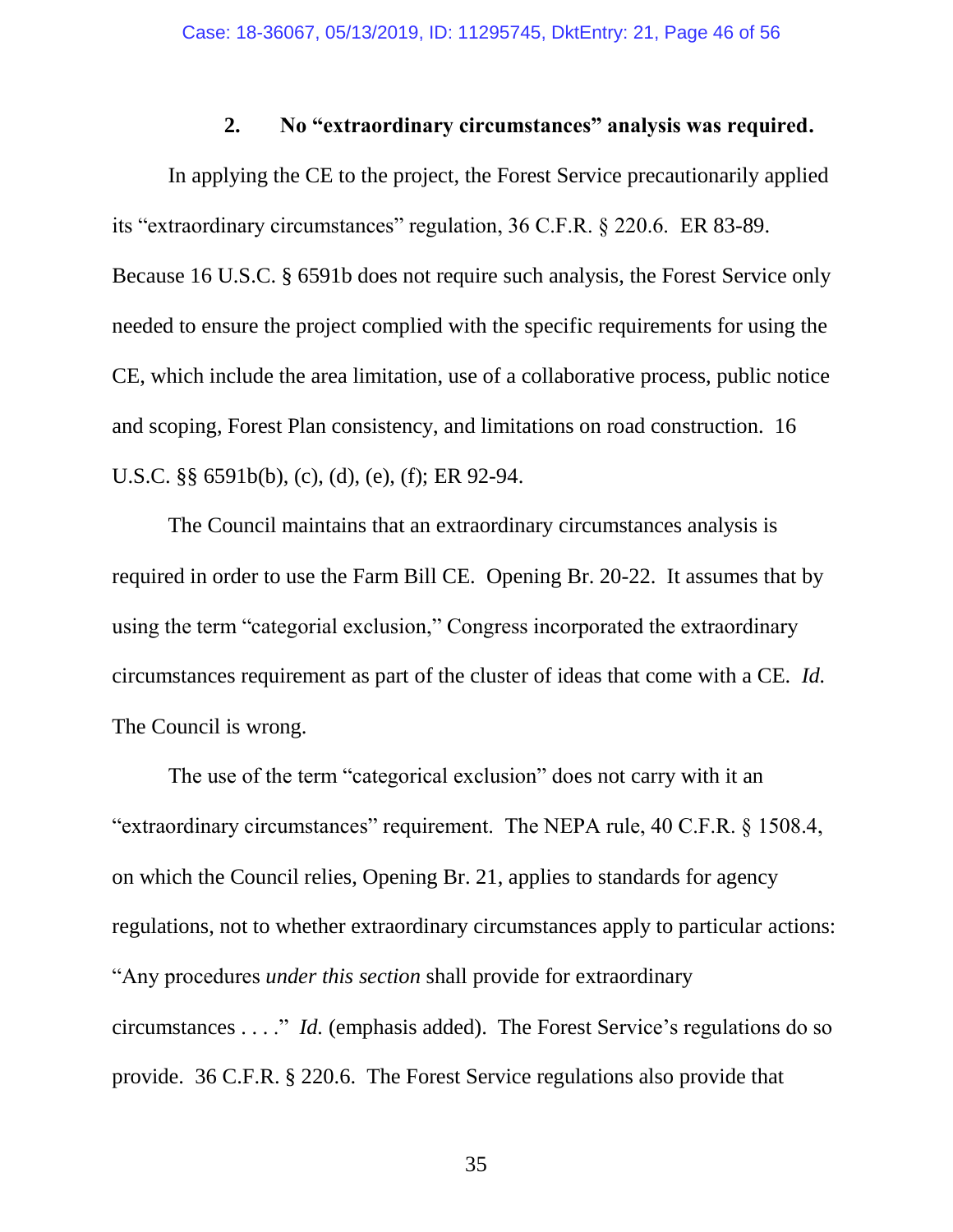### 2. No "extraordinary circumstances" analysis was required.

In applying the CE to the project, the Forest Service precautionarily applied its "extraordinary circumstances" regulation, 36 C.F.R. § 220.6. ER 83-89. Because 16 U.S.C. § 6591b does not require such analysis, the Forest Service only needed to ensure the project complied with the specific requirements for using the CE, which include the area limitation, use of a collaborative process, public notice and scoping, Forest Plan consistency, and limitations on road construction. 16 U.S.C. §§ 6591b(b), (c), (d), (e), (f); ER 92-94.

The Council maintains that an extraordinary circumstances analysis is required in order to use the Farm Bill CE. Opening Br. 20-22. It assumes that by using the term "categorial exclusion," Congress incorporated the extraordinary circumstances requirement as part of the cluster of ideas that come with a CE. *Id.* The Council is wrong.

The use of the term "categorical exclusion" does not carry with it an "extraordinary circumstances" requirement. The NEPA rule, 40 C.F.R. § 1508.4, on which the Council relies, Opening Br. 21, applies to standards for agency regulations, not to whether extraordinary circumstances apply to particular actions: "Any procedures *under this section* shall provide for extraordinary circumstances . . . ." *Id.* (emphasis added). The Forest Service's regulations do so provide. 36 C.F.R. § 220.6. The Forest Service regulations also provide that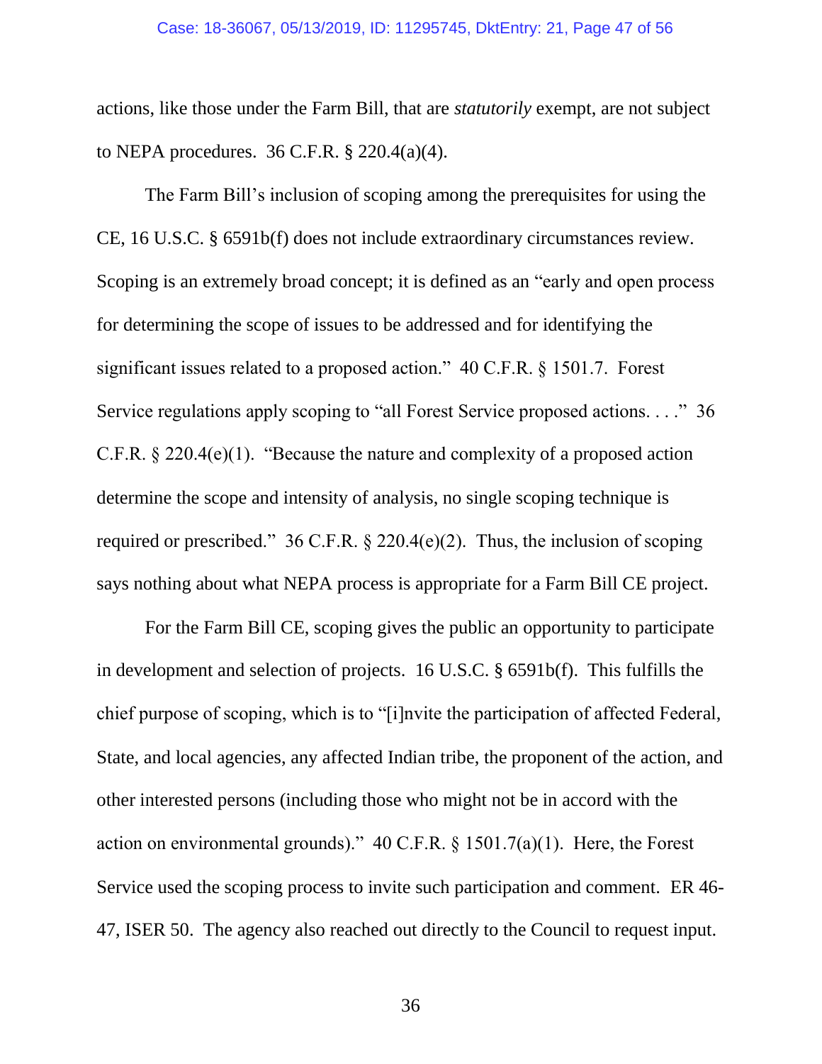actions, like those under the Farm Bill, that are *statutorily* exempt, are not subject to NEPA procedures. 36 C.F.R. § 220.4(a)(4).

The Farm Bill's inclusion of scoping among the prerequisites for using the CE, 16 U.S.C. § 6591b(f) does not include extraordinary circumstances review. Scoping is an extremely broad concept; it is defined as an "early and open process for determining the scope of issues to be addressed and for identifying the significant issues related to a proposed action." 40 C.F.R. § 1501.7. Forest Service regulations apply scoping to "all Forest Service proposed actions. . . ." 36 C.F.R. § 220.4(e)(1). "Because the nature and complexity of a proposed action determine the scope and intensity of analysis, no single scoping technique is required or prescribed." 36 C.F.R. § 220.4(e)(2). Thus, the inclusion of scoping says nothing about what NEPA process is appropriate for a Farm Bill CE project.

For the Farm Bill CE, scoping gives the public an opportunity to participate in development and selection of projects. 16 U.S.C. § 6591b(f). This fulfills the chief purpose of scoping, which is to "[i]nvite the participation of affected Federal, State, and local agencies, any affected Indian tribe, the proponent of the action, and other interested persons (including those who might not be in accord with the action on environmental grounds)." 40 C.F.R. § 1501.7(a)(1). Here, the Forest Service used the scoping process to invite such participation and comment. ER 46-47, ISER 50. The agency also reached out directly to the Council to request input.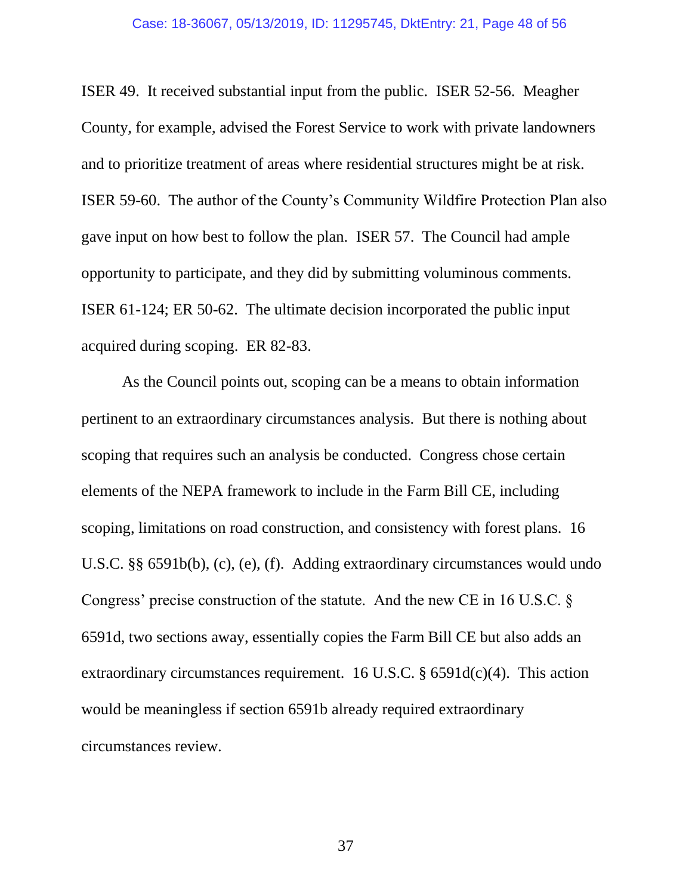ISER 49. It received substantial input from the public. ISER 52-56. Meagher County, for example, advised the Forest Service to work with private landowners and to prioritize treatment of areas where residential structures might be at risk. ISER 59-60. The author of the County's Community Wildfire Protection Plan also gave input on how best to follow the plan. ISER 57. The Council had ample opportunity to participate, and they did by submitting voluminous comments. ISER 61-124; ER 50-62. The ultimate decision incorporated the public input acquired during scoping. ER 82-83.

As the Council points out, scoping can be a means to obtain information pertinent to an extraordinary circumstances analysis. But there is nothing about scoping that requires such an analysis be conducted. Congress chose certain elements of the NEPA framework to include in the Farm Bill CE, including scoping, limitations on road construction, and consistency with forest plans. 16 U.S.C. §§ 6591b(b), (c), (e), (f). Adding extraordinary circumstances would undo Congress' precise construction of the statute. And the new CE in 16 U.S.C. § 6591d, two sections away, essentially copies the Farm Bill CE but also adds an extraordinary circumstances requirement. 16 U.S.C. § 6591d(c)(4). This action would be meaningless if section 6591b already required extraordinary circumstances review.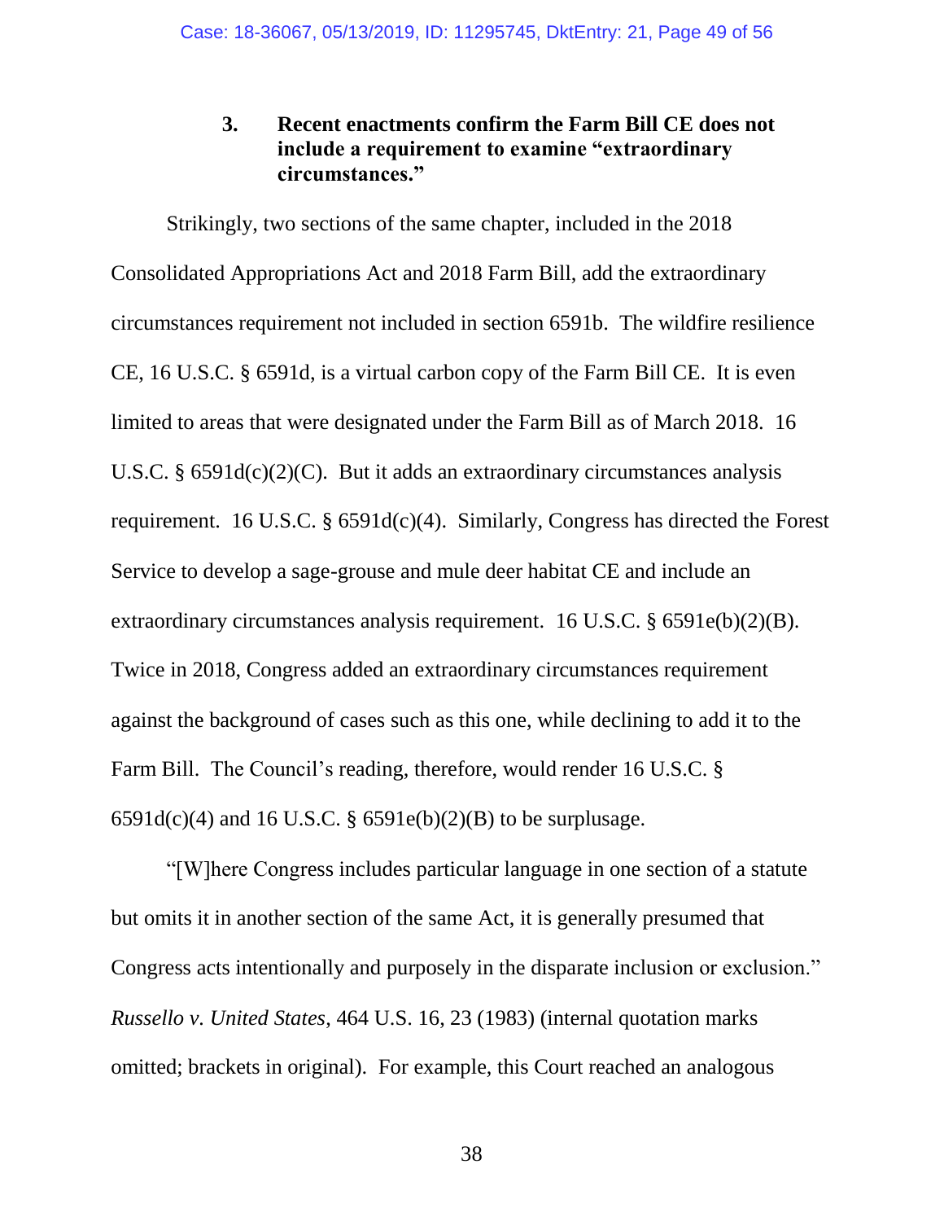### 3. Recent enactments confirm the Farm Bill CE does not include a requirement to examine "extraordinary circumstances."

Strikingly, two sections of the same chapter, included in the 2018 Consolidated Appropriations Act and 2018 Farm Bill, add the extraordinary circumstances requirement not included in section 6591b. The wildfire resilience CE, 16 U.S.C. § 6591d, is a virtual carbon copy of the Farm Bill CE. It is even limited to areas that were designated under the Farm Bill as of March 2018. 16 U.S.C. § 6591d(c)(2)(C). But it adds an extraordinary circumstances analysis requirement. 16 U.S.C. § 6591d(c)(4). Similarly, Congress has directed the Forest Service to develop a sage-grouse and mule deer habitat CE and include an extraordinary circumstances analysis requirement. 16 U.S.C. § 6591e(b)(2)(B). Twice in 2018, Congress added an extraordinary circumstances requirement against the background of cases such as this one, while declining to add it to the Farm Bill. The Council's reading, therefore, would render 16 U.S.C. § 6591d(c)(4) and 16 U.S.C. § 6591e(b)(2)(B) to be surplusage.

"[W]here Congress includes particular language in one section of a statute but omits it in another section of the same Act, it is generally presumed that Congress acts intentionally and purposely in the disparate inclusion or exclusion." *Russello v. United States*, 464 U.S. 16, 23 (1983) (internal quotation marks omitted; brackets in original). For example, this Court reached an analogous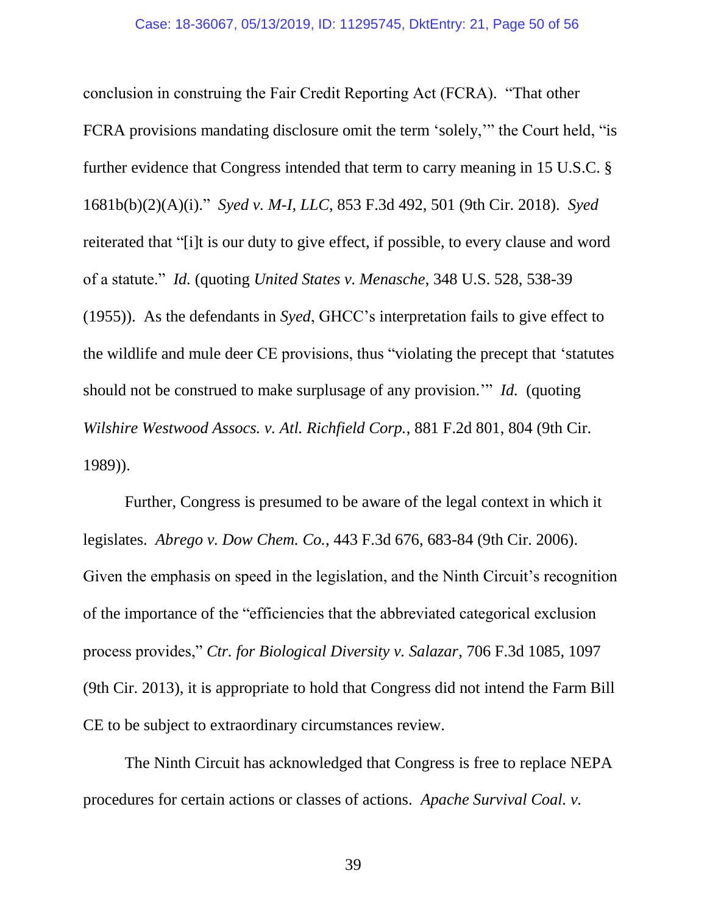conclusion in construing the Fair Credit Reporting Act (FCRA). "That other FCRA provisions mandating disclosure omit the term 'solely,'" the Court held, "is further evidence that Congress intended that term to carry meaning in 15 U.S.C. § 1681b(b)(2)(A)(i)." *Syed v. M-I, LLC*, 853 F.3d 492, 501 (9th Cir. 2018). *Syed* reiterated that "[i]t is our duty to give effect, if possible, to every clause and word of a statute." *Id.* (quoting *United States v. Menasche*, 348 U.S. 528, 538-39 (1955)). As the defendants in *Syed*, GHCC's interpretation fails to give effect to the wildlife and mule deer CE provisions, thus "violating the precept that 'statutes should not be construed to make surplusage of any provision.'" *Id.* (quoting *Wilshire Westwood Assocs. v. Atl. Richfield Corp.*, 881 F.2d 801, 804 (9th Cir. 1989)).

Further, Congress is presumed to be aware of the legal context in which it legislates. *Abrego v. Dow Chem. Co.*, 443 F.3d 676, 683-84 (9th Cir. 2006). Given the emphasis on speed in the legislation, and the Ninth Circuit's recognition of the importance of the "efficiencies that the abbreviated categorical exclusion process provides," *Ctr. for Biological Diversity v. Salazar*, 706 F.3d 1085, 1097 (9th Cir. 2013), it is appropriate to hold that Congress did not intend the Farm Bill CE to be subject to extraordinary circumstances review.

The Ninth Circuit has acknowledged that Congress is free to replace NEPA procedures for certain actions or classes of actions. *Apache Survival Coal. v.*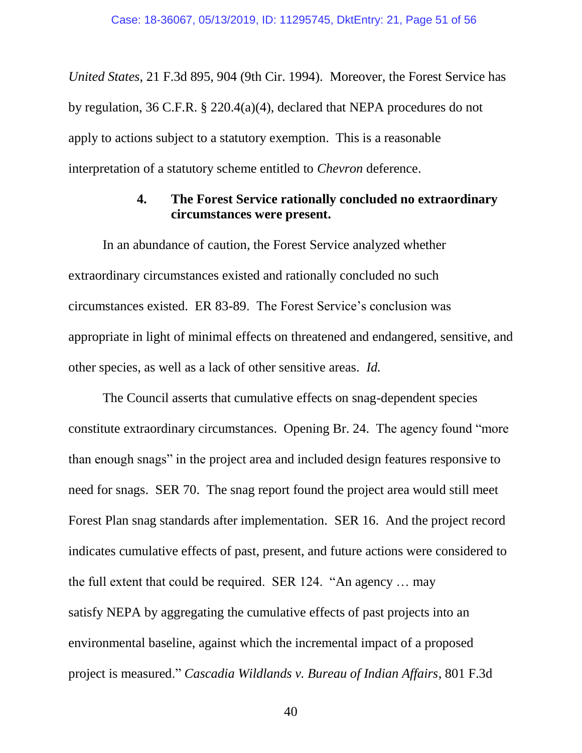*United States*, 21 F.3d 895, 904 (9th Cir. 1994). Moreover, the Forest Service has by regulation, 36 C.F.R. § 220.4(a)(4), declared that NEPA procedures do not apply to actions subject to a statutory exemption. This is a reasonable interpretation of a statutory scheme entitled to *Chevron* deference.

#### 4. The Forest Service rationally concluded no extraordinary circumstances were present.

In an abundance of caution, the Forest Service analyzed whether extraordinary circumstances existed and rationally concluded no such circumstances existed. ER 83-89. The Forest Service's conclusion was appropriate in light of minimal effects on threatened and endangered, sensitive, and other species, as well as a lack of other sensitive areas. *Id.*

The Council asserts that cumulative effects on snag-dependent species constitute extraordinary circumstances. Opening Br. 24. The agency found "more than enough snags" in the project area and included design features responsive to need for snags. SER 70. The snag report found the project area would still meet Forest Plan snag standards after implementation. SER 16. And the project record indicates cumulative effects of past, present, and future actions were considered to the full extent that could be required. SER 124. "An agency … may satisfy NEPA by aggregating the cumulative effects of past projects into an environmental baseline, against which the incremental impact of a proposed project is measured." *Cascadia Wildlands v. Bureau of Indian Affairs*, 801 F.3d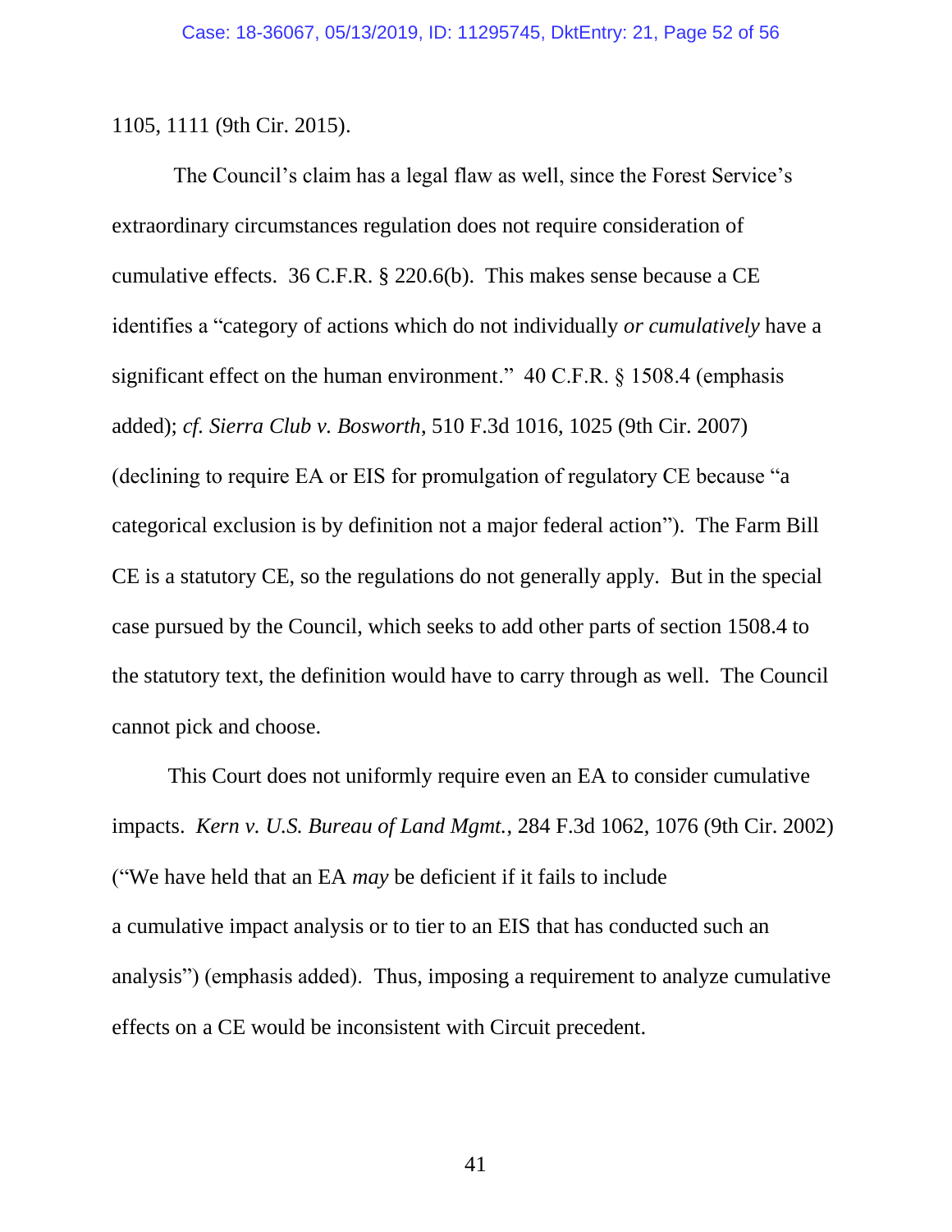1105, 1111 (9th Cir. 2015).

The Council's claim has a legal flaw as well, since the Forest Service's extraordinary circumstances regulation does not require consideration of cumulative effects. 36 C.F.R. § 220.6(b). This makes sense because a CE identifies a "category of actions which do not individually *or cumulatively* have a significant effect on the human environment." 40 C.F.R. § 1508.4 (emphasis added); *cf. Sierra Club v. Bosworth*, 510 F.3d 1016, 1025 (9th Cir. 2007) (declining to require EA or EIS for promulgation of regulatory CE because "a categorical exclusion is by definition not a major federal action"). The Farm Bill CE is a statutory CE, so the regulations do not generally apply. But in the special case pursued by the Council, which seeks to add other parts of section 1508.4 to the statutory text, the definition would have to carry through as well. The Council cannot pick and choose.

This Court does not uniformly require even an EA to consider cumulative impacts. *Kern v. U.S. Bureau of Land Mgmt.*, 284 F.3d 1062, 1076 (9th Cir. 2002) ("We have held that an EA *may* be deficient if it fails to include a cumulative impact analysis or to tier to an EIS that has conducted such an analysis") (emphasis added). Thus, imposing a requirement to analyze cumulative effects on a CE would be inconsistent with Circuit precedent.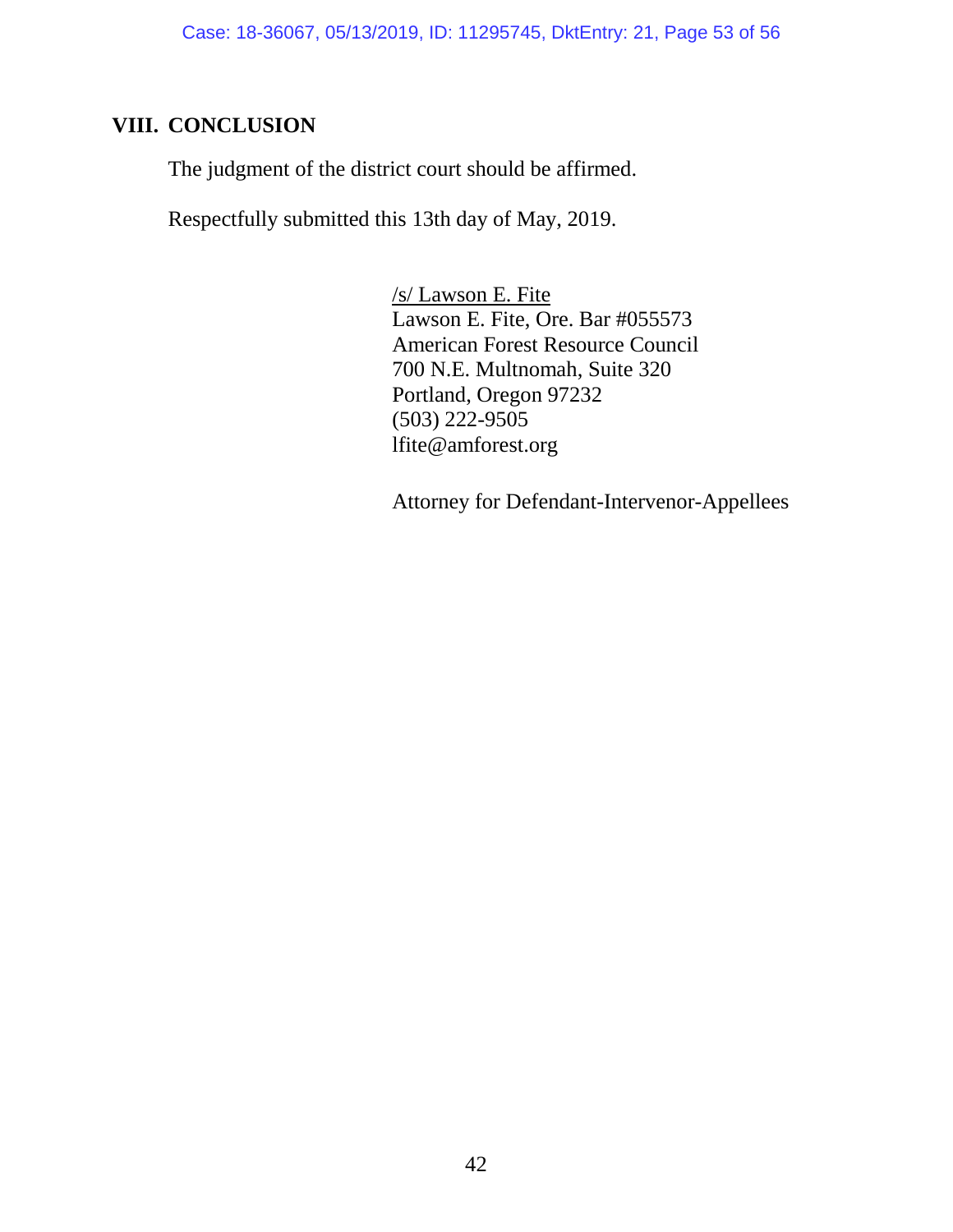## VIII. CONCLUSION

The judgment of the district court should be affirmed.

Respectfully submitted this 13th day of May, 2019.

/s/ Lawson E. Fite
Lawson E. Fite, Ore. Bar #055573
American Forest Resource Council
700 N.E. Multnomah, Suite 320
Portland, Oregon 97232
(503) 222-9505
lfite@amforest.org

Attorney for Defendant-Intervenor-Appellees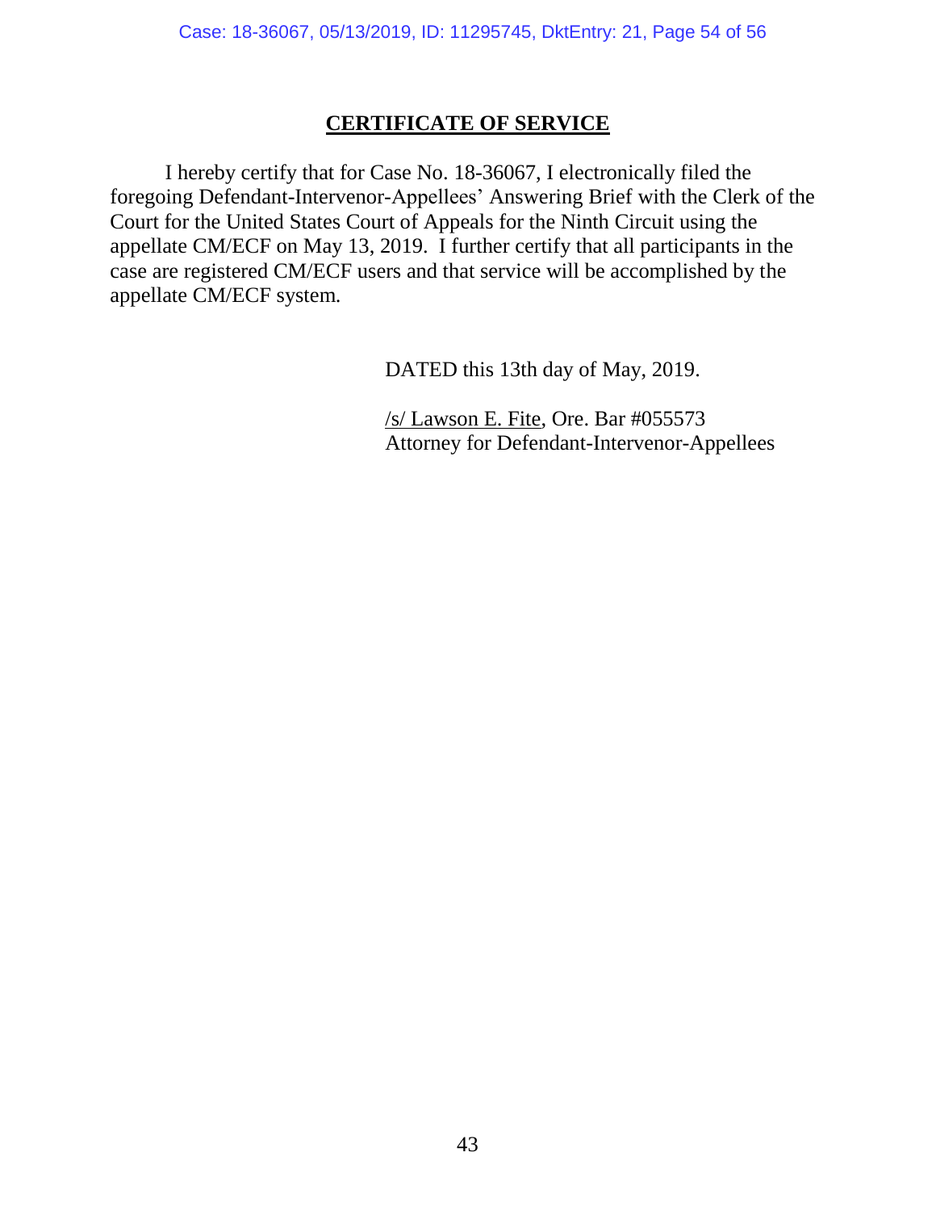## CERTIFICATE OF SERVICE

I hereby certify that for Case No. 18-36067, I electronically filed the foregoing Defendant-Intervenor-Appellees' Answering Brief with the Clerk of the Court for the United States Court of Appeals for the Ninth Circuit using the appellate CM/ECF on May 13, 2019. I further certify that all participants in the case are registered CM/ECF users and that service will be accomplished by the appellate CM/ECF system.

DATED this 13th day of May, 2019.

/s/ Lawson E. Fite, Ore. Bar #055573
Attorney for Defendant-Intervenor-Appellees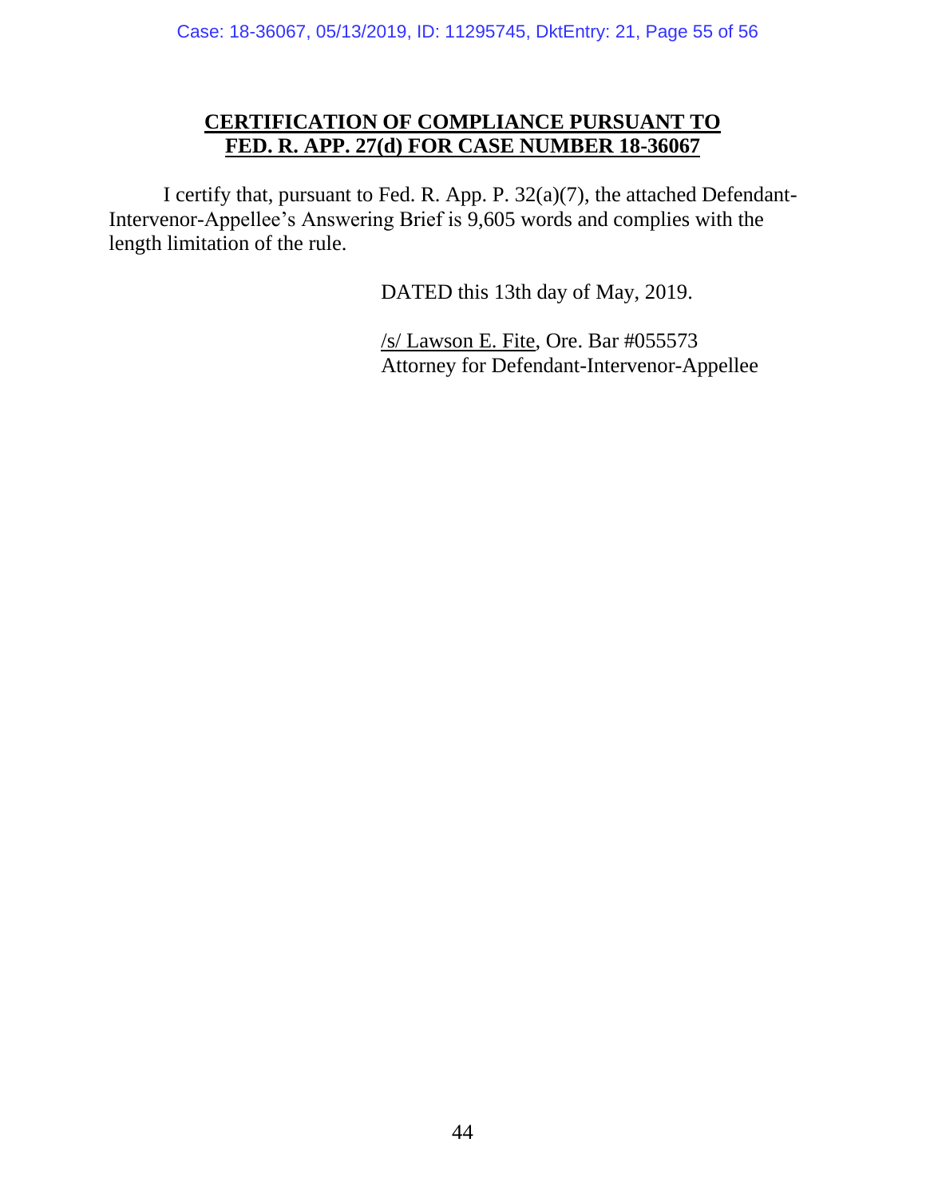# CERTIFICATION OF COMPLIANCE PURSUANT TO FED. R. APP. 27(d) FOR CASE NUMBER 18-36067

I certify that, pursuant to Fed. R. App. P. 32(a)(7), the attached Defendant-Intervenor-Appellee's Answering Brief is 9,605 words and complies with the length limitation of the rule.

DATED this 13th day of May, 2019.

/s/ Lawson E. Fite, Ore. Bar #055573
Attorney for Defendant-Intervenor-Appellee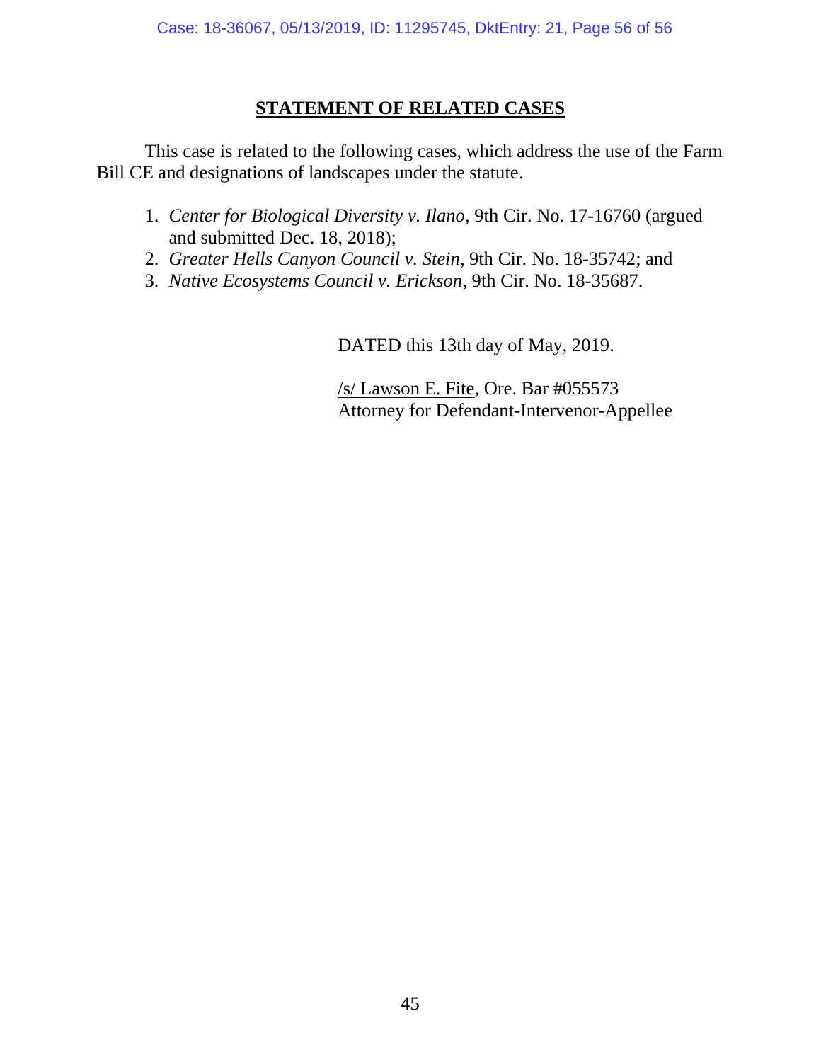## **STATEMENT OF RELATED CASES**

This case is related to the following cases, which address the use of the Farm Bill CE and designations of landscapes under the statute.

1. *Center for Biological Diversity v. Ilano*, 9th Cir. No. 17-16760 (argued and submitted Dec. 18, 2018);
2. *Greater Hells Canyon Council v. Stein*, 9th Cir. No. 18-35742; and
3. *Native Ecosystems Council v. Erickson*, 9th Cir. No. 18-35687.

DATED this 13th day of May, 2019.

/s/ Lawson E. Fite, Ore. Bar #055573
Attorney for Defendant-Intervenor-Appellee